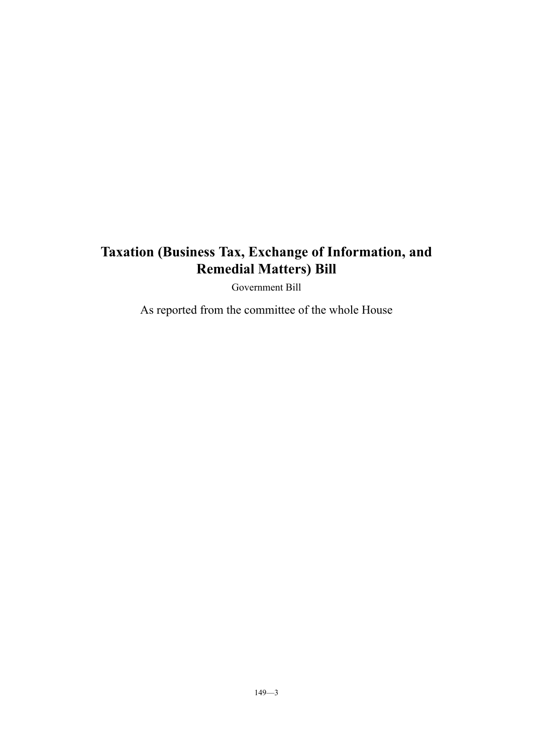# Taxation (Business Tax, Exchange of Information, and Remedial Matters) Bill

Government Bill

As reported from the committee of the whole House

149—3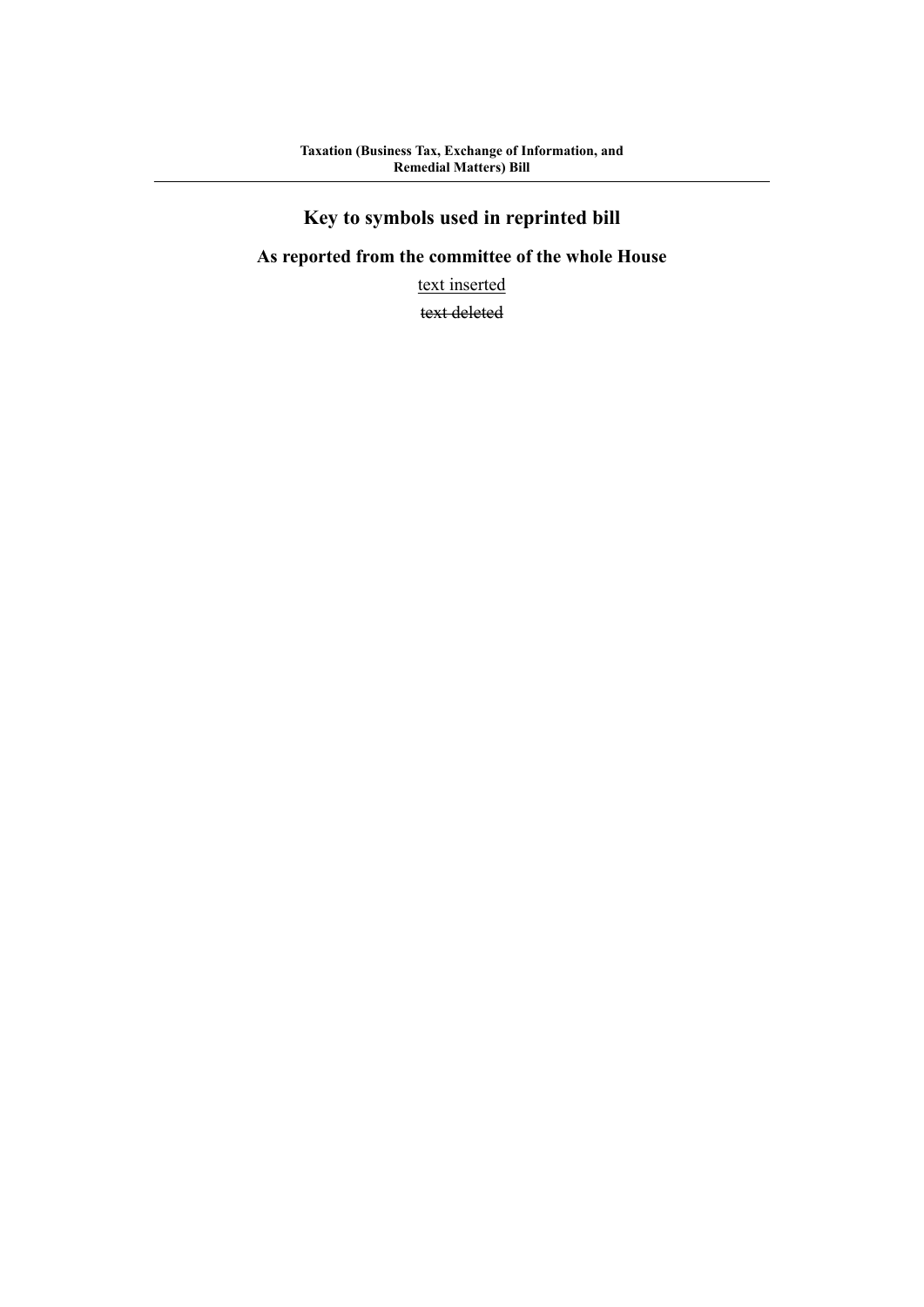# Key to symbols used in reprinted bill

## As reported from the committee of the whole House

<u>text inserted</u>

~~text deleted~~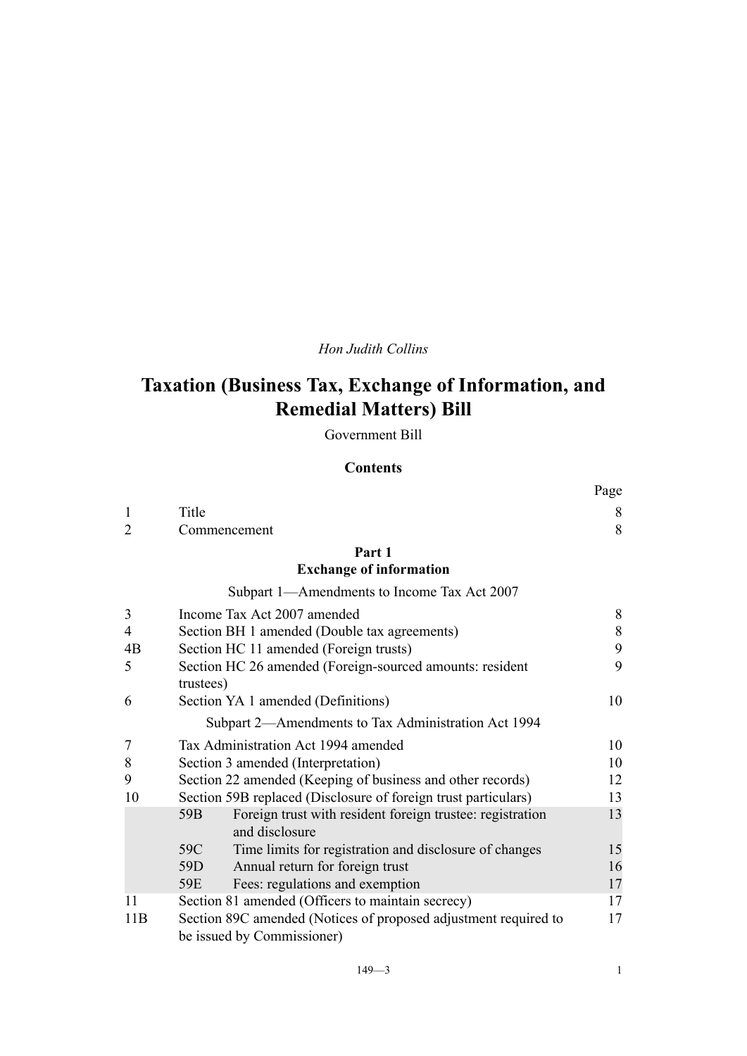*Hon Judith Collins*

# Taxation (Business Tax, Exchange of Information, and Remedial Matters) Bill

Government Bill

## Contents

| | | Page |
|---|---|---|
| 1 | Title | 8 |
| 2 | Commencement | 8 |
| | **Part 1** **Exchange of information** | |
| | Subpart 1—Amendments to Income Tax Act 2007 | |
| 3 | Income Tax Act 2007 amended | 8 |
| 4 | Section BH 1 amended (Double tax agreements) | 8 |
| 4B | Section HC 11 amended (Foreign trusts) | 9 |
| 5 | Section HC 26 amended (Foreign-sourced amounts: resident trustees) | 9 |
| 6 | Section YA 1 amended (Definitions) | 10 |
| | Subpart 2—Amendments to Tax Administration Act 1994 | |
| 7 | Tax Administration Act 1994 amended | 10 |
| 8 | Section 3 amended (Interpretation) | 10 |
| 9 | Section 22 amended (Keeping of business and other records) | 12 |
| 10 | Section 59B replaced (Disclosure of foreign trust particulars) | 13 |
| | 59B Foreign trust with resident foreign trustee: registration and disclosure | 13 |
| | 59C Time limits for registration and disclosure of changes | 15 |
| | 59D Annual return for foreign trust | 16 |
| | 59E Fees: regulations and exemption | 17 |
| 11 | Section 81 amended (Officers to maintain secrecy) | 17 |
| 11B | Section 89C amended (Notices of proposed adjustment required to be issued by Commissioner) | 17 |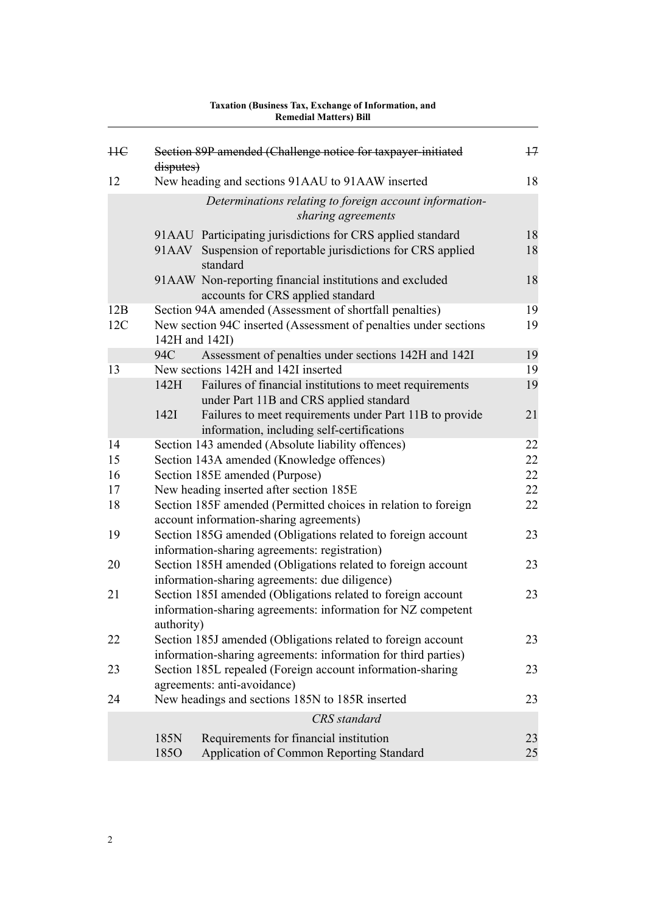| | | |
|---|---|---|
| ~~11C~~ | ~~Section 89P amended (Challenge notice for taxpayer-initiated disputes)~~ | ~~17~~ |
| 12 | New heading and sections 91AAU to 91AAW inserted | 18 |
| | *Determinations relating to foreign account information-sharing agreements* | |
| | 91AAU Participating jurisdictions for CRS applied standard | 18 |
| | 91AAV Suspension of reportable jurisdictions for CRS applied standard | 18 |
| | 91AAW Non-reporting financial institutions and excluded accounts for CRS applied standard | 18 |
| 12B | Section 94A amended (Assessment of shortfall penalties) | 19 |
| 12C | New section 94C inserted (Assessment of penalties under sections 142H and 142I) | 19 |
| | 94C Assessment of penalties under sections 142H and 142I | 19 |
| 13 | New sections 142H and 142I inserted | 19 |
| | 142H Failures of financial institutions to meet requirements under Part 11B and CRS applied standard | 19 |
| | 142I Failures to meet requirements under Part 11B to provide information, including self-certifications | 21 |
| 14 | Section 143 amended (Absolute liability offences) | 22 |
| 15 | Section 143A amended (Knowledge offences) | 22 |
| 16 | Section 185E amended (Purpose) | 22 |
| 17 | New heading inserted after section 185E | 22 |
| 18 | Section 185F amended (Permitted choices in relation to foreign account information-sharing agreements) | 22 |
| 19 | Section 185G amended (Obligations related to foreign account information-sharing agreements: registration) | 23 |
| 20 | Section 185H amended (Obligations related to foreign account information-sharing agreements: due diligence) | 23 |
| 21 | Section 185I amended (Obligations related to foreign account information-sharing agreements: information for NZ competent authority) | 23 |
| 22 | Section 185J amended (Obligations related to foreign account information-sharing agreements: information for third parties) | 23 |
| 23 | Section 185L repealed (Foreign account information-sharing agreements: anti-avoidance) | 23 |
| 24 | New headings and sections 185N to 185R inserted | 23 |
| | *CRS standard* | |
| | 185N Requirements for financial institution | 23 |
| | 185O Application of Common Reporting Standard | 25 |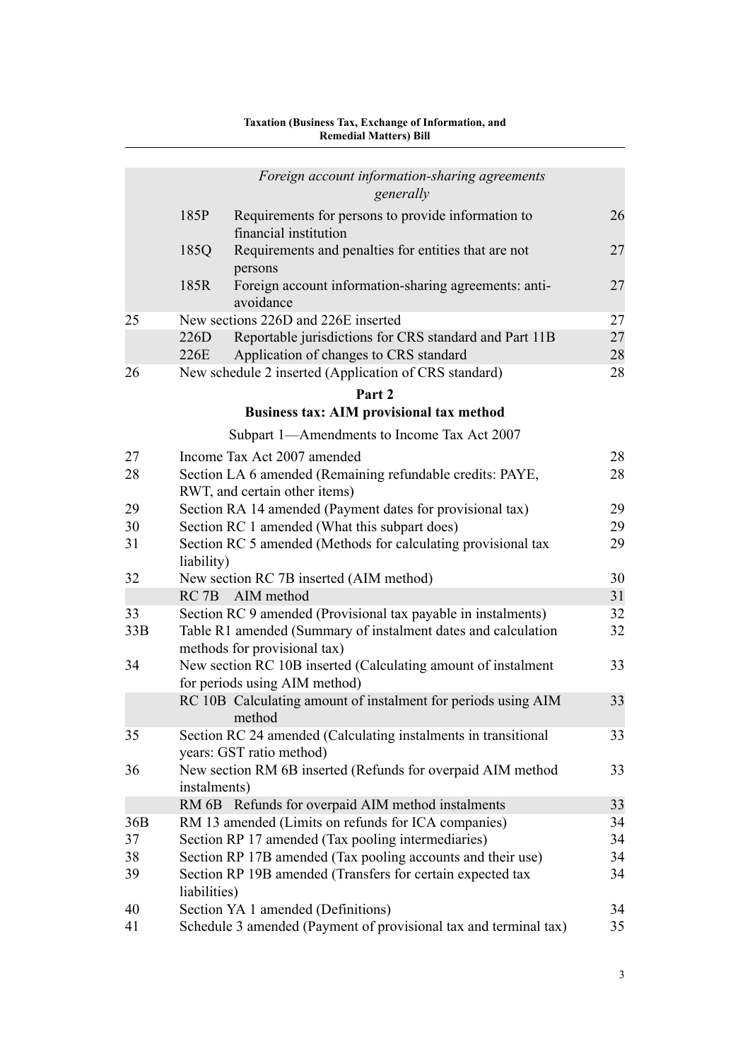*Foreign account information-sharing agreements generally*

| | | | |
|---|---|---|---|
| | 185P | Requirements for persons to provide information to financial institution | 26 |
| | 185Q | Requirements and penalties for entities that are not persons | 27 |
| | 185R | Foreign account information-sharing agreements: anti-avoidance | 27 |
| 25 | New sections 226D and 226E inserted | | 27 |
| | 226D | Reportable jurisdictions for CRS standard and Part 11B | 27 |
| | 226E | Application of changes to CRS standard | 28 |
| 26 | New schedule 2 inserted (Application of CRS standard) | | 28 |

## Part 2
## Business tax: AIM provisional tax method

Subpart 1—Amendments to Income Tax Act 2007

| | | |
|---|---|---|
| 27 | Income Tax Act 2007 amended | 28 |
| 28 | Section LA 6 amended (Remaining refundable credits: PAYE, RWT, and certain other items) | 28 |
| 29 | Section RA 14 amended (Payment dates for provisional tax) | 29 |
| 30 | Section RC 1 amended (What this subpart does) | 29 |
| 31 | Section RC 5 amended (Methods for calculating provisional tax liability) | 29 |
| 32 | New section RC 7B inserted (AIM method) | 30 |
| | RC 7B AIM method | 31 |
| 33 | Section RC 9 amended (Provisional tax payable in instalments) | 32 |
| 33B | Table R1 amended (Summary of instalment dates and calculation methods for provisional tax) | 32 |
| 34 | New section RC 10B inserted (Calculating amount of instalment for periods using AIM method) | 33 |
| | RC 10B Calculating amount of instalment for periods using AIM method | 33 |
| 35 | Section RC 24 amended (Calculating instalments in transitional years: GST ratio method) | 33 |
| 36 | New section RM 6B inserted (Refunds for overpaid AIM method instalments) | 33 |
| | RM 6B Refunds for overpaid AIM method instalments | 33 |
| 36B | RM 13 amended (Limits on refunds for ICA companies) | 34 |
| 37 | Section RP 17 amended (Tax pooling intermediaries) | 34 |
| 38 | Section RP 17B amended (Tax pooling accounts and their use) | 34 |
| 39 | Section RP 19B amended (Transfers for certain expected tax liabilities) | 34 |
| 40 | Section YA 1 amended (Definitions) | 34 |
| 41 | Schedule 3 amended (Payment of provisional tax and terminal tax) | 35 |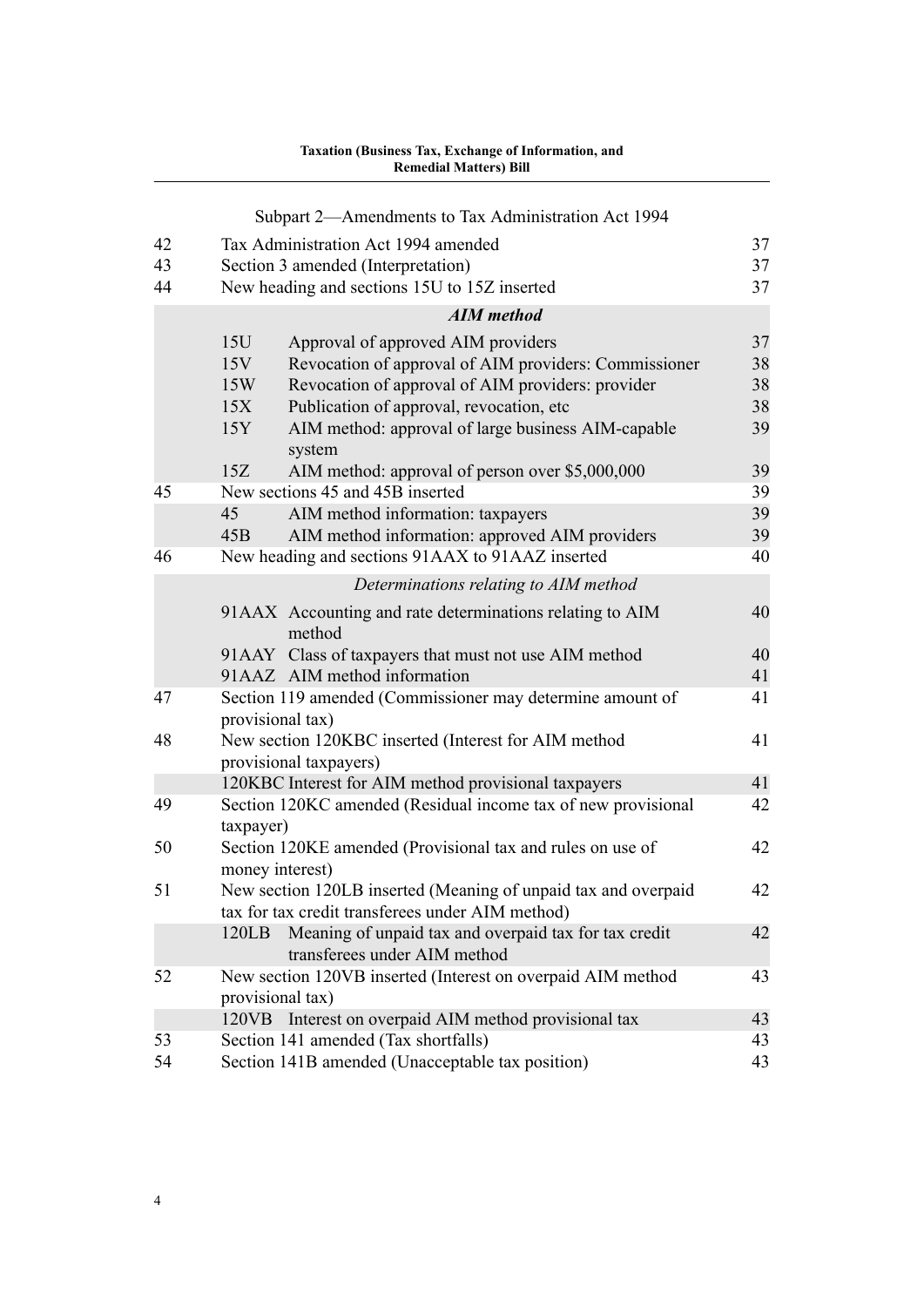Subpart 2—Amendments to Tax Administration Act 1994

| | | |
|---|---|---|
| 42 | Tax Administration Act 1994 amended | 37 |
| 43 | Section 3 amended (Interpretation) | 37 |
| 44 | New heading and sections 15U to 15Z inserted | 37 |
| | ***AIM method*** | |
| | 15U Approval of approved AIM providers | 37 |
| | 15V Revocation of approval of AIM providers: Commissioner | 38 |
| | 15W Revocation of approval of AIM providers: provider | 38 |
| | 15X Publication of approval, revocation, etc | 38 |
| | 15Y AIM method: approval of large business AIM-capable system | 39 |
| | 15Z AIM method: approval of person over $5,000,000 | 39 |
| 45 | New sections 45 and 45B inserted | 39 |
| | 45 AIM method information: taxpayers | 39 |
| | 45B AIM method information: approved AIM providers | 39 |
| 46 | New heading and sections 91AAX to 91AAZ inserted | 40 |
| | *Determinations relating to AIM method* | |
| | 91AAX Accounting and rate determinations relating to AIM method | 40 |
| | 91AAY Class of taxpayers that must not use AIM method | 40 |
| | 91AAZ AIM method information | 41 |
| 47 | Section 119 amended (Commissioner may determine amount of provisional tax) | 41 |
| 48 | New section 120KBC inserted (Interest for AIM method provisional taxpayers) | 41 |
| | 120KBC Interest for AIM method provisional taxpayers | 41 |
| 49 | Section 120KC amended (Residual income tax of new provisional taxpayer) | 42 |
| 50 | Section 120KE amended (Provisional tax and rules on use of money interest) | 42 |
| 51 | New section 120LB inserted (Meaning of unpaid tax and overpaid tax for tax credit transferees under AIM method) | 42 |
| | 120LB Meaning of unpaid tax and overpaid tax for tax credit transferees under AIM method | 42 |
| 52 | New section 120VB inserted (Interest on overpaid AIM method provisional tax) | 43 |
| | 120VB Interest on overpaid AIM method provisional tax | 43 |
| 53 | Section 141 amended (Tax shortfalls) | 43 |
| 54 | Section 141B amended (Unacceptable tax position) | 43 |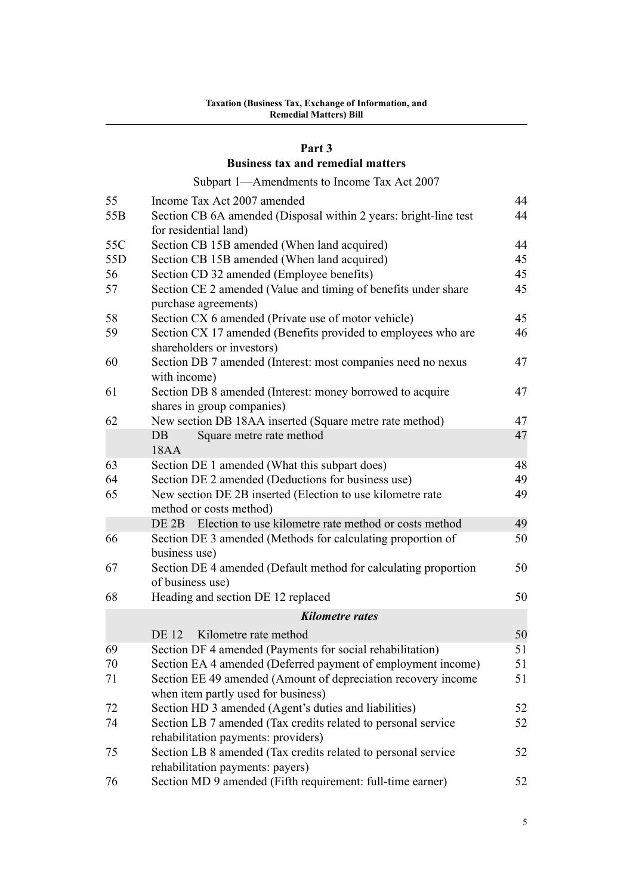## Part 3
## Business tax and remedial matters

Subpart 1—Amendments to Income Tax Act 2007

| | | |
|---|---|---|
| 55 | Income Tax Act 2007 amended | 44 |
| 55B | Section CB 6A amended (Disposal within 2 years: bright-line test for residential land) | 44 |
| 55C | Section CB 15B amended (When land acquired) | 44 |
| 55D | Section CB 15B amended (When land acquired) | 45 |
| 56 | Section CD 32 amended (Employee benefits) | 45 |
| 57 | Section CE 2 amended (Value and timing of benefits under share purchase agreements) | 45 |
| 58 | Section CX 6 amended (Private use of motor vehicle) | 45 |
| 59 | Section CX 17 amended (Benefits provided to employees who are shareholders or investors) | 46 |
| 60 | Section DB 7 amended (Interest: most companies need no nexus with income) | 47 |
| 61 | Section DB 8 amended (Interest: money borrowed to acquire shares in group companies) | 47 |
| 62 | New section DB 18AA inserted (Square metre rate method) | 47 |
| | DB 18AA Square metre rate method | 47 |
| 63 | Section DE 1 amended (What this subpart does) | 48 |
| 64 | Section DE 2 amended (Deductions for business use) | 49 |
| 65 | New section DE 2B inserted (Election to use kilometre rate method or costs method) | 49 |
| | DE 2B Election to use kilometre rate method or costs method | 49 |
| 66 | Section DE 3 amended (Methods for calculating proportion of business use) | 50 |
| 67 | Section DE 4 amended (Default method for calculating proportion of business use) | 50 |
| 68 | Heading and section DE 12 replaced | 50 |
| | ***Kilometre rates*** | |
| | DE 12 Kilometre rate method | 50 |
| 69 | Section DF 4 amended (Payments for social rehabilitation) | 51 |
| 70 | Section EA 4 amended (Deferred payment of employment income) | 51 |
| 71 | Section EE 49 amended (Amount of depreciation recovery income when item partly used for business) | 51 |
| 72 | Section HD 3 amended (Agent's duties and liabilities) | 52 |
| 74 | Section LB 7 amended (Tax credits related to personal service rehabilitation payments: providers) | 52 |
| 75 | Section LB 8 amended (Tax credits related to personal service rehabilitation payments: payers) | 52 |
| 76 | Section MD 9 amended (Fifth requirement: full-time earner) | 52 |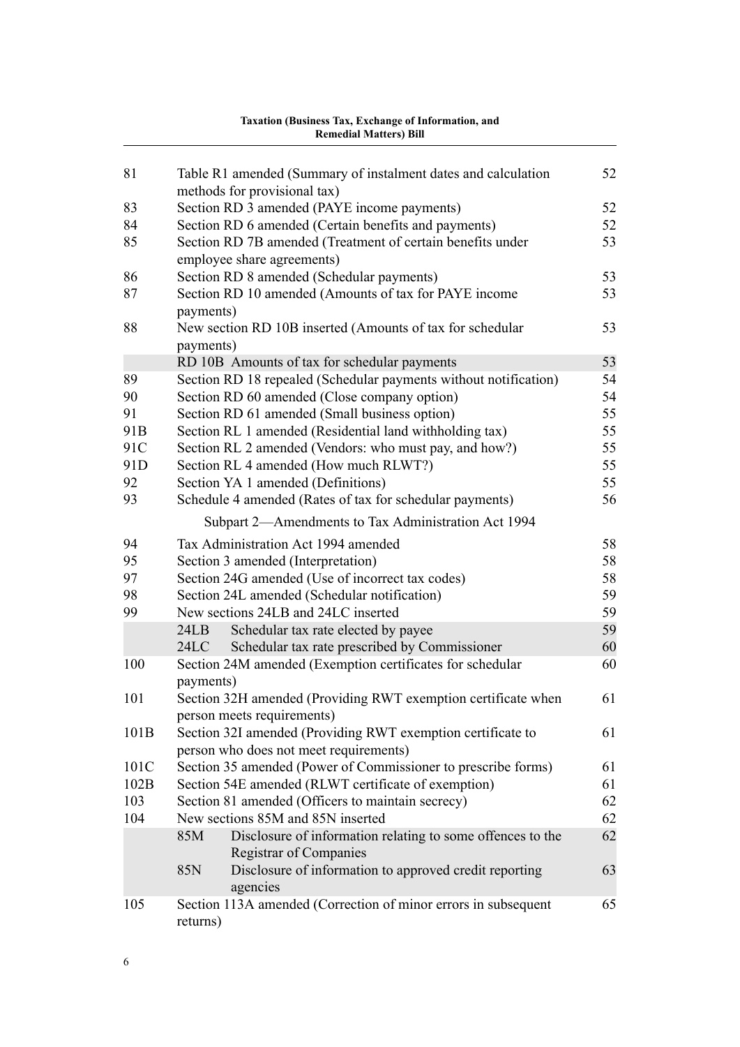| | | |
|---|---|---|
| 81 | Table R1 amended (Summary of instalment dates and calculation methods for provisional tax) | 52 |
| 83 | Section RD 3 amended (PAYE income payments) | 52 |
| 84 | Section RD 6 amended (Certain benefits and payments) | 52 |
| 85 | Section RD 7B amended (Treatment of certain benefits under employee share agreements) | 53 |
| 86 | Section RD 8 amended (Schedular payments) | 53 |
| 87 | Section RD 10 amended (Amounts of tax for PAYE income payments) | 53 |
| 88 | New section RD 10B inserted (Amounts of tax for schedular payments) | 53 |
| | RD 10B Amounts of tax for schedular payments | 53 |
| 89 | Section RD 18 repealed (Schedular payments without notification) | 54 |
| 90 | Section RD 60 amended (Close company option) | 54 |
| 91 | Section RD 61 amended (Small business option) | 55 |
| 91B | Section RL 1 amended (Residential land withholding tax) | 55 |
| 91C | Section RL 2 amended (Vendors: who must pay, and how?) | 55 |
| 91D | Section RL 4 amended (How much RLWT?) | 55 |
| 92 | Section YA 1 amended (Definitions) | 55 |
| 93 | Schedule 4 amended (Rates of tax for schedular payments) | 56 |

Subpart 2—Amendments to Tax Administration Act 1994

| | | |
|---|---|---|
| 94 | Tax Administration Act 1994 amended | 58 |
| 95 | Section 3 amended (Interpretation) | 58 |
| 97 | Section 24G amended (Use of incorrect tax codes) | 58 |
| 98 | Section 24L amended (Schedular notification) | 59 |
| 99 | New sections 24LB and 24LC inserted | 59 |
| | 24LB Schedular tax rate elected by payee | 59 |
| | 24LC Schedular tax rate prescribed by Commissioner | 60 |
| 100 | Section 24M amended (Exemption certificates for schedular payments) | 60 |
| 101 | Section 32H amended (Providing RWT exemption certificate when person meets requirements) | 61 |
| 101B | Section 32I amended (Providing RWT exemption certificate to person who does not meet requirements) | 61 |
| 101C | Section 35 amended (Power of Commissioner to prescribe forms) | 61 |
| 102B | Section 54E amended (RLWT certificate of exemption) | 61 |
| 103 | Section 81 amended (Officers to maintain secrecy) | 62 |
| 104 | New sections 85M and 85N inserted | 62 |
| | 85M Disclosure of information relating to some offences to the Registrar of Companies | 62 |
| | 85N Disclosure of information to approved credit reporting agencies | 63 |
| 105 | Section 113A amended (Correction of minor errors in subsequent returns) | 65 |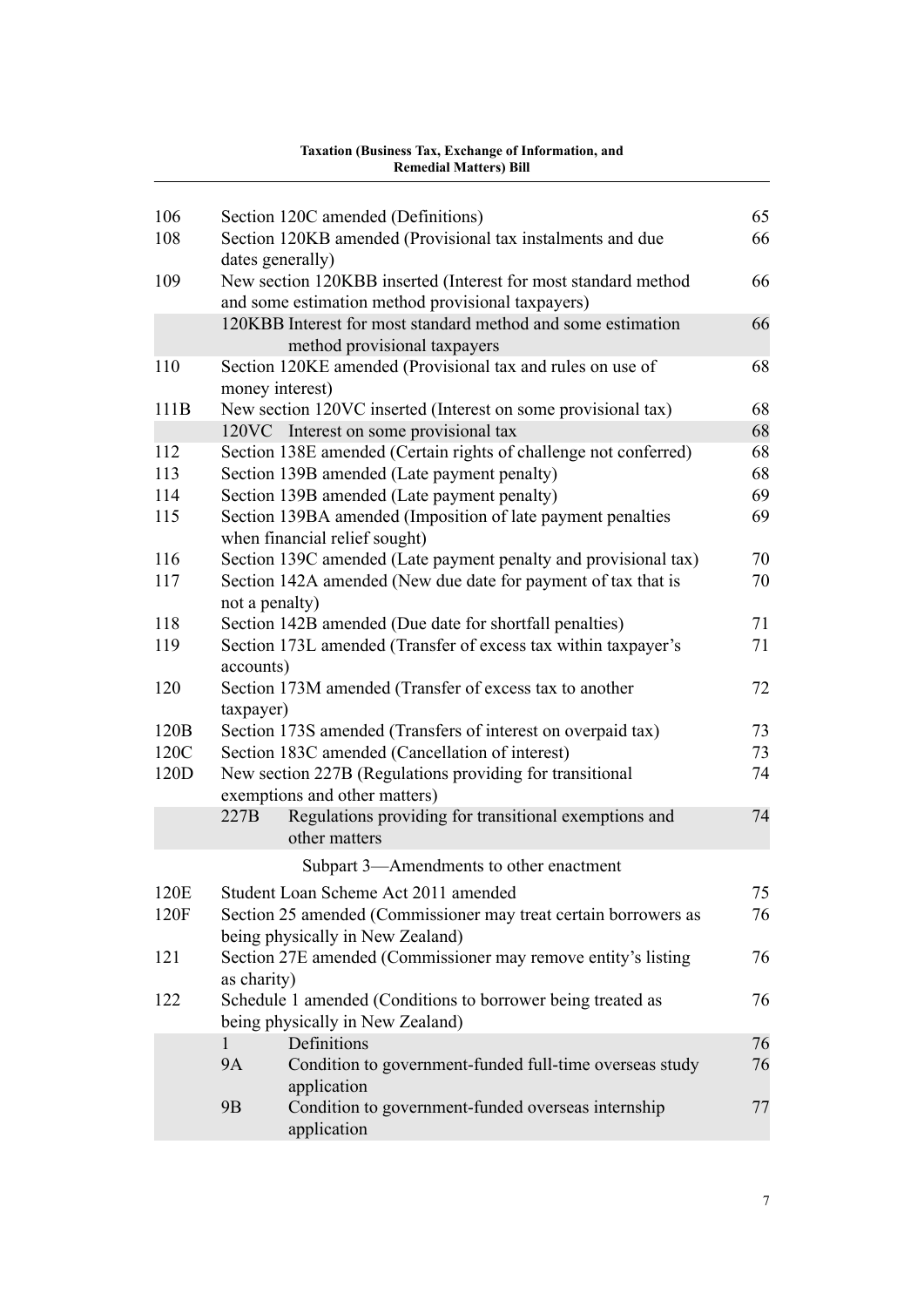| | | |
|---|---|---|
| 106 | Section 120C amended (Definitions) | 65 |
| 108 | Section 120KB amended (Provisional tax instalments and due dates generally) | 66 |
| 109 | New section 120KBB inserted (Interest for most standard method and some estimation method provisional taxpayers) | 66 |
| | 120KBB Interest for most standard method and some estimation method provisional taxpayers | 66 |
| 110 | Section 120KE amended (Provisional tax and rules on use of money interest) | 68 |
| 111B | New section 120VC inserted (Interest on some provisional tax) | 68 |
| | 120VC Interest on some provisional tax | 68 |
| 112 | Section 138E amended (Certain rights of challenge not conferred) | 68 |
| 113 | Section 139B amended (Late payment penalty) | 68 |
| 114 | Section 139B amended (Late payment penalty) | 69 |
| 115 | Section 139BA amended (Imposition of late payment penalties when financial relief sought) | 69 |
| 116 | Section 139C amended (Late payment penalty and provisional tax) | 70 |
| 117 | Section 142A amended (New due date for payment of tax that is not a penalty) | 70 |
| 118 | Section 142B amended (Due date for shortfall penalties) | 71 |
| 119 | Section 173L amended (Transfer of excess tax within taxpayer's accounts) | 71 |
| 120 | Section 173M amended (Transfer of excess tax to another taxpayer) | 72 |
| 120B | Section 173S amended (Transfers of interest on overpaid tax) | 73 |
| 120C | Section 183C amended (Cancellation of interest) | 73 |
| 120D | New section 227B (Regulations providing for transitional exemptions and other matters) | 74 |
| | 227B Regulations providing for transitional exemptions and other matters | 74 |

Subpart 3—Amendments to other enactment

| | | |
|---|---|---|
| 120E | Student Loan Scheme Act 2011 amended | 75 |
| 120F | Section 25 amended (Commissioner may treat certain borrowers as being physically in New Zealand) | 76 |
| 121 | Section 27E amended (Commissioner may remove entity's listing as charity) | 76 |
| 122 | Schedule 1 amended (Conditions to borrower being treated as being physically in New Zealand) | 76 |
| | 1 Definitions | 76 |
| | 9A Condition to government-funded full-time overseas study application | 76 |
| | 9B Condition to government-funded overseas internship application | 77 |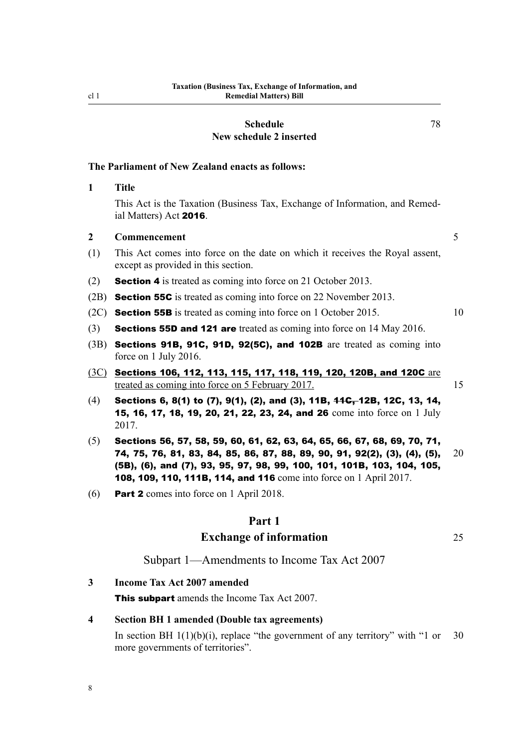Schedule — New schedule 2 inserted — 78

**The Parliament of New Zealand enacts as follows:**

**1 Title**

This Act is the Taxation (Business Tax, Exchange of Information, and Remedial Matters) Act **2016**.

**2 Commencement**

(1) This Act comes into force on the date on which it receives the Royal assent, except as provided in this section.

(2) **Section 4** is treated as coming into force on 21 October 2013.

(2B) **Section 55C** is treated as coming into force on 22 November 2013.

(2C) **Section 55B** is treated as coming into force on 1 October 2015.

(3) **Sections 55D and 121 are** treated as coming into force on 14 May 2016.

(3B) **Sections 91B, 91C, 91D, 92(5C), and 102B** are treated as coming into force on 1 July 2016.

<u>(3C) **Sections 106, 112, 113, 115, 117, 118, 119, 120, 120B, and 120C** are treated as coming into force on 5 February 2017.</u>

(4) **Sections 6, 8(1) to (7), 9(1), (2), and (3), 11B, ~~11C,~~ 12B, 12C, 13, 14, 15, 16, 17, 18, 19, 20, 21, 22, 23, 24, and 26** come into force on 1 July 2017.

(5) **Sections 56, 57, 58, 59, 60, 61, 62, 63, 64, 65, 66, 67, 68, 69, 70, 71, 74, 75, 76, 81, 83, 84, 85, 86, 87, 88, 89, 90, 91, 92(2), (3), (4), (5), (5B), (6), and (7), 93, 95, 97, 98, 99, 100, 101, 101B, 103, 104, 105, 108, 109, 110, 111B, 114, and 116** come into force on 1 April 2017.

(6) **Part 2** comes into force on 1 April 2018.

## Part 1
## Exchange of information

### Subpart 1—Amendments to Income Tax Act 2007

**3 Income Tax Act 2007 amended**

**This subpart** amends the Income Tax Act 2007.

**4 Section BH 1 amended (Double tax agreements)**

In section BH 1(1)(b)(i), replace "the government of any territory" with "1 or more governments of territories".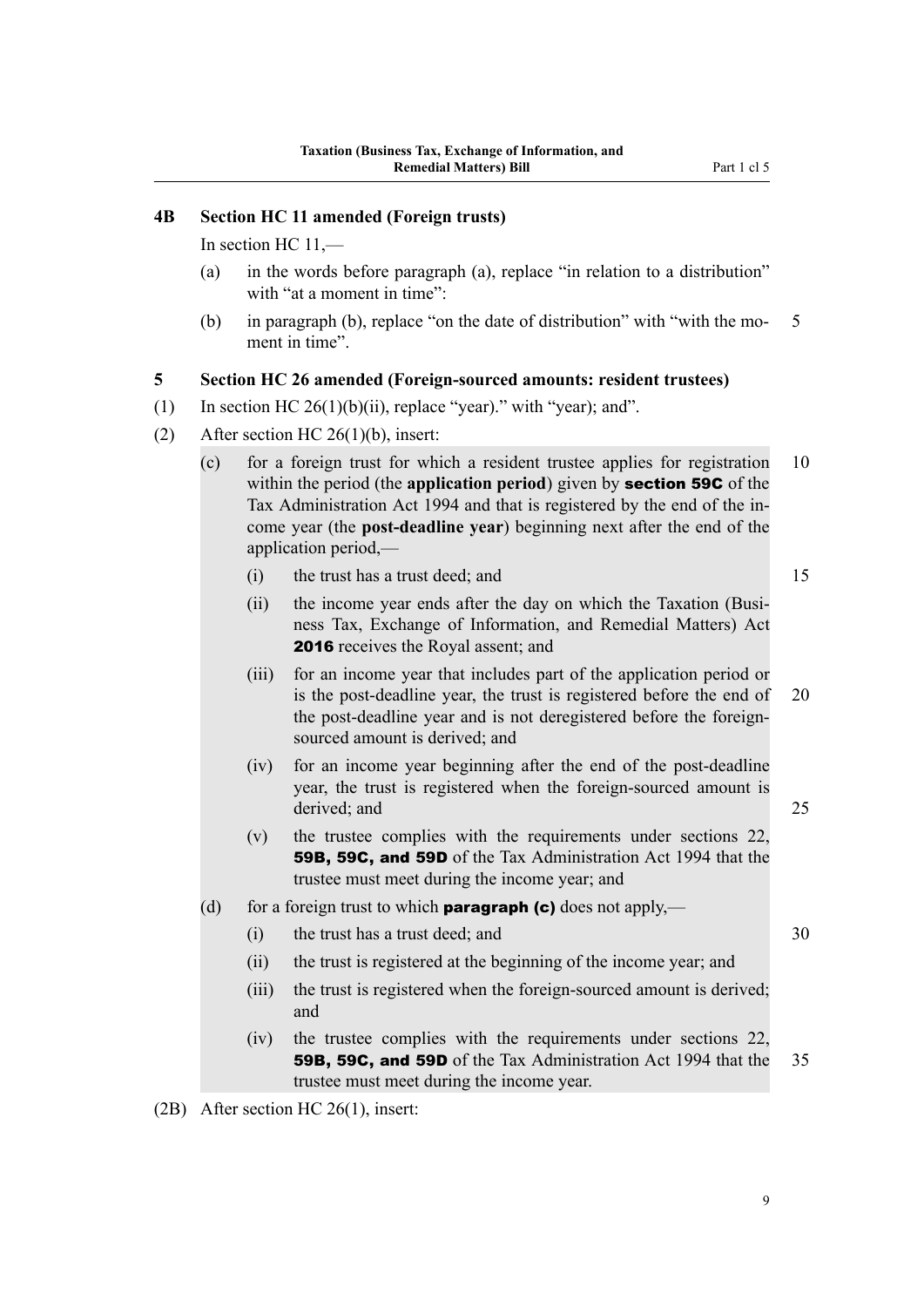### 4B Section HC 11 amended (Foreign trusts)

In section HC 11,—

(a) in the words before paragraph (a), replace "in relation to a distribution" with "at a moment in time":

(b) in paragraph (b), replace "on the date of distribution" with "with the moment in time".

### 5 Section HC 26 amended (Foreign-sourced amounts: resident trustees)

(1) In section HC 26(1)(b)(ii), replace "year)." with "year); and".

(2) After section HC 26(1)(b), insert:

(c) for a foreign trust for which a resident trustee applies for registration within the period (the **application period**) given by **section 59C** of the Tax Administration Act 1994 and that is registered by the end of the income year (the **post-deadline year**) beginning next after the end of the application period,—

  (i) the trust has a trust deed; and

  (ii) the income year ends after the day on which the Taxation (Business Tax, Exchange of Information, and Remedial Matters) Act **2016** receives the Royal assent; and

  (iii) for an income year that includes part of the application period or is the post-deadline year, the trust is registered before the end of the post-deadline year and is not deregistered before the foreign-sourced amount is derived; and

  (iv) for an income year beginning after the end of the post-deadline year, the trust is registered when the foreign-sourced amount is derived; and

  (v) the trustee complies with the requirements under sections 22, **59B, 59C, and 59D** of the Tax Administration Act 1994 that the trustee must meet during the income year; and

(d) for a foreign trust to which **paragraph (c)** does not apply,—

  (i) the trust has a trust deed; and

  (ii) the trust is registered at the beginning of the income year; and

  (iii) the trust is registered when the foreign-sourced amount is derived; and

  (iv) the trustee complies with the requirements under sections 22, **59B, 59C, and 59D** of the Tax Administration Act 1994 that the trustee must meet during the income year.

(2B) After section HC 26(1), insert: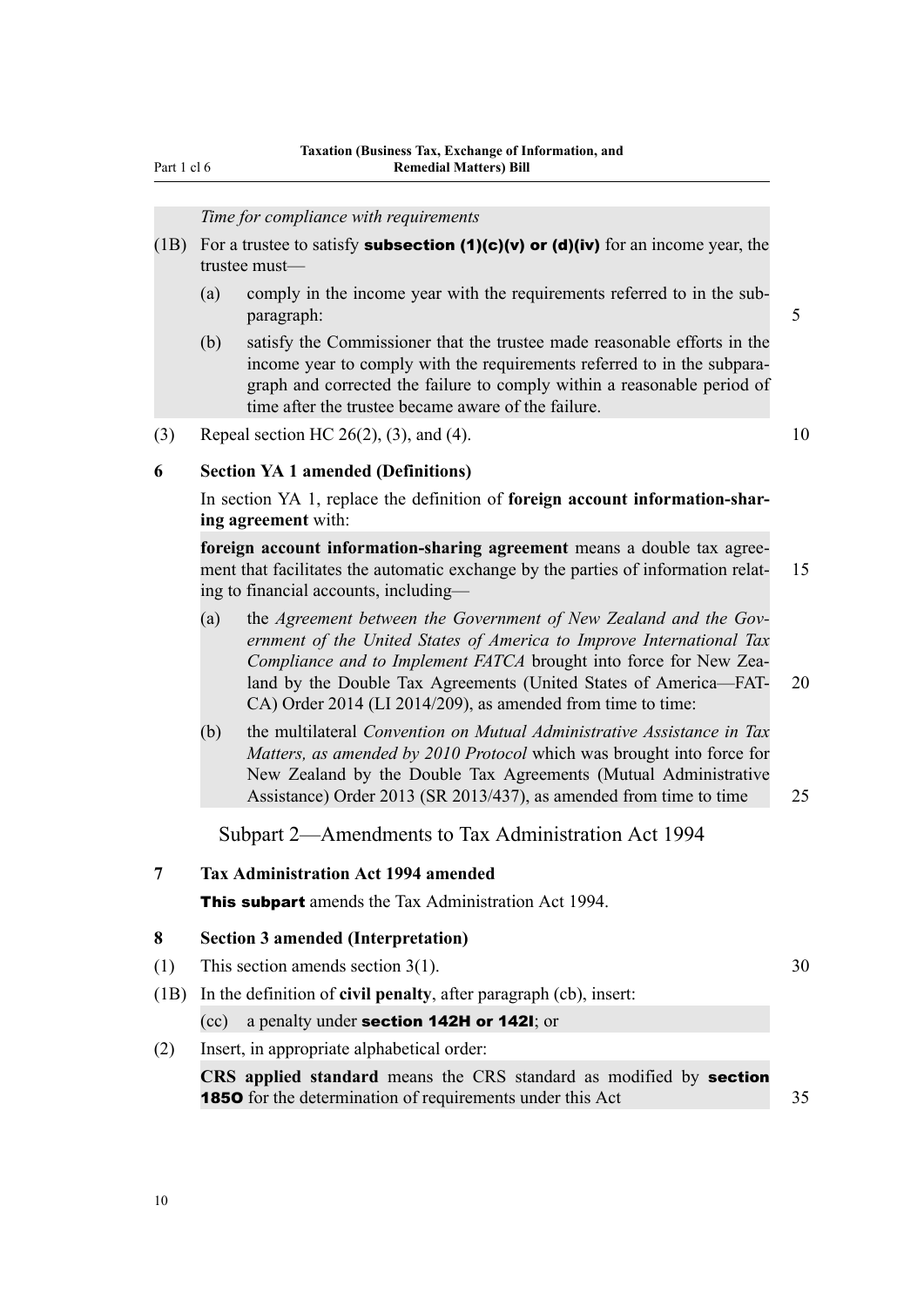*Time for compliance with requirements*

(1B) For a trustee to satisfy **subsection (1)(c)(v) or (d)(iv)** for an income year, the trustee must—

(a) comply in the income year with the requirements referred to in the subparagraph:

(b) satisfy the Commissioner that the trustee made reasonable efforts in the income year to comply with the requirements referred to in the subparagraph and corrected the failure to comply within a reasonable period of time after the trustee became aware of the failure.

(3) Repeal section HC 26(2), (3), and (4).

**6 Section YA 1 amended (Definitions)**

In section YA 1, replace the definition of **foreign account information-sharing agreement** with:

**foreign account information-sharing agreement** means a double tax agreement that facilitates the automatic exchange by the parties of information relating to financial accounts, including—

(a) the *Agreement between the Government of New Zealand and the Government of the United States of America to Improve International Tax Compliance and to Implement FATCA* brought into force for New Zealand by the Double Tax Agreements (United States of America—FATCA) Order 2014 (LI 2014/209), as amended from time to time:

(b) the multilateral *Convention on Mutual Administrative Assistance in Tax Matters, as amended by 2010 Protocol* which was brought into force for New Zealand by the Double Tax Agreements (Mutual Administrative Assistance) Order 2013 (SR 2013/437), as amended from time to time

## Subpart 2—Amendments to Tax Administration Act 1994

**7 Tax Administration Act 1994 amended**

**This subpart** amends the Tax Administration Act 1994.

**8 Section 3 amended (Interpretation)**

(1) This section amends section 3(1).

(1B) In the definition of **civil penalty**, after paragraph (cb), insert:

(cc) a penalty under **section 142H or 142I**; or

(2) Insert, in appropriate alphabetical order:

**CRS applied standard** means the CRS standard as modified by **section 185O** for the determination of requirements under this Act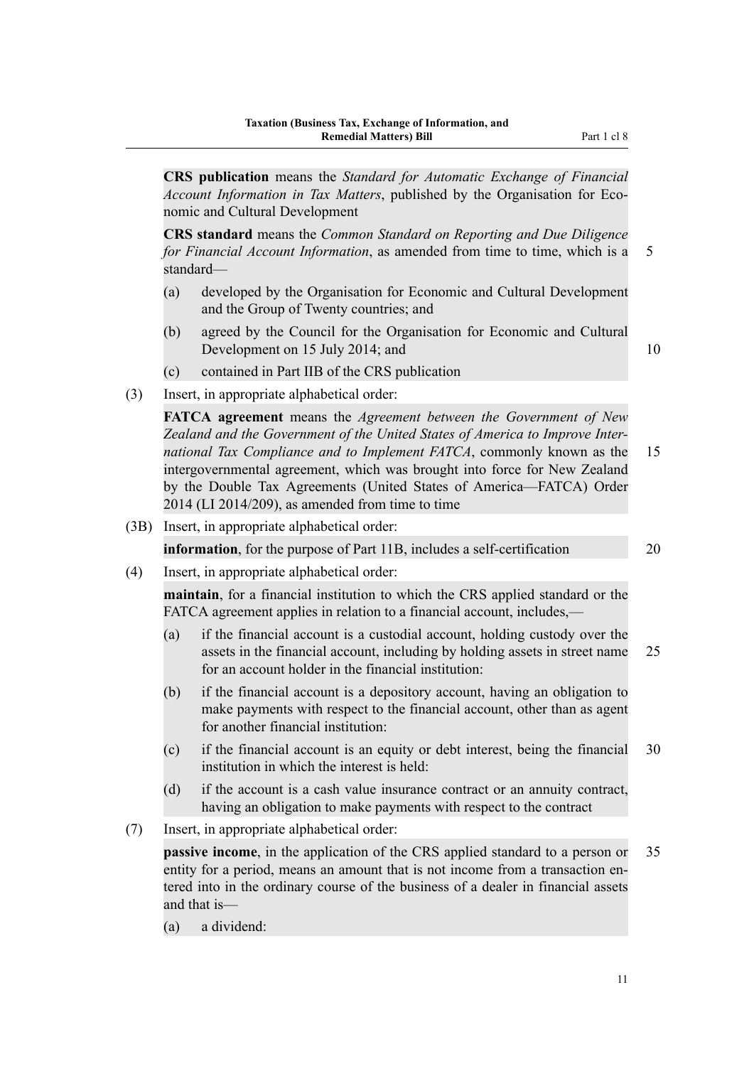**CRS publication** means the *Standard for Automatic Exchange of Financial Account Information in Tax Matters*, published by the Organisation for Economic and Cultural Development

**CRS standard** means the *Common Standard on Reporting and Due Diligence for Financial Account Information*, as amended from time to time, which is a standard—

(a) developed by the Organisation for Economic and Cultural Development and the Group of Twenty countries; and

(b) agreed by the Council for the Organisation for Economic and Cultural Development on 15 July 2014; and

(c) contained in Part IIB of the CRS publication

(3) Insert, in appropriate alphabetical order:

**FATCA agreement** means the *Agreement between the Government of New Zealand and the Government of the United States of America to Improve International Tax Compliance and to Implement FATCA*, commonly known as the intergovernmental agreement, which was brought into force for New Zealand by the Double Tax Agreements (United States of America—FATCA) Order 2014 (LI 2014/209), as amended from time to time

(3B) Insert, in appropriate alphabetical order:

**information**, for the purpose of Part 11B, includes a self-certification

(4) Insert, in appropriate alphabetical order:

**maintain**, for a financial institution to which the CRS applied standard or the FATCA agreement applies in relation to a financial account, includes,—

(a) if the financial account is a custodial account, holding custody over the assets in the financial account, including by holding assets in street name for an account holder in the financial institution:

(b) if the financial account is a depository account, having an obligation to make payments with respect to the financial account, other than as agent for another financial institution:

(c) if the financial account is an equity or debt interest, being the financial institution in which the interest is held:

(d) if the account is a cash value insurance contract or an annuity contract, having an obligation to make payments with respect to the contract

(7) Insert, in appropriate alphabetical order:

**passive income**, in the application of the CRS applied standard to a person or entity for a period, means an amount that is not income from a transaction entered into in the ordinary course of the business of a dealer in financial assets and that is—

(a) a dividend: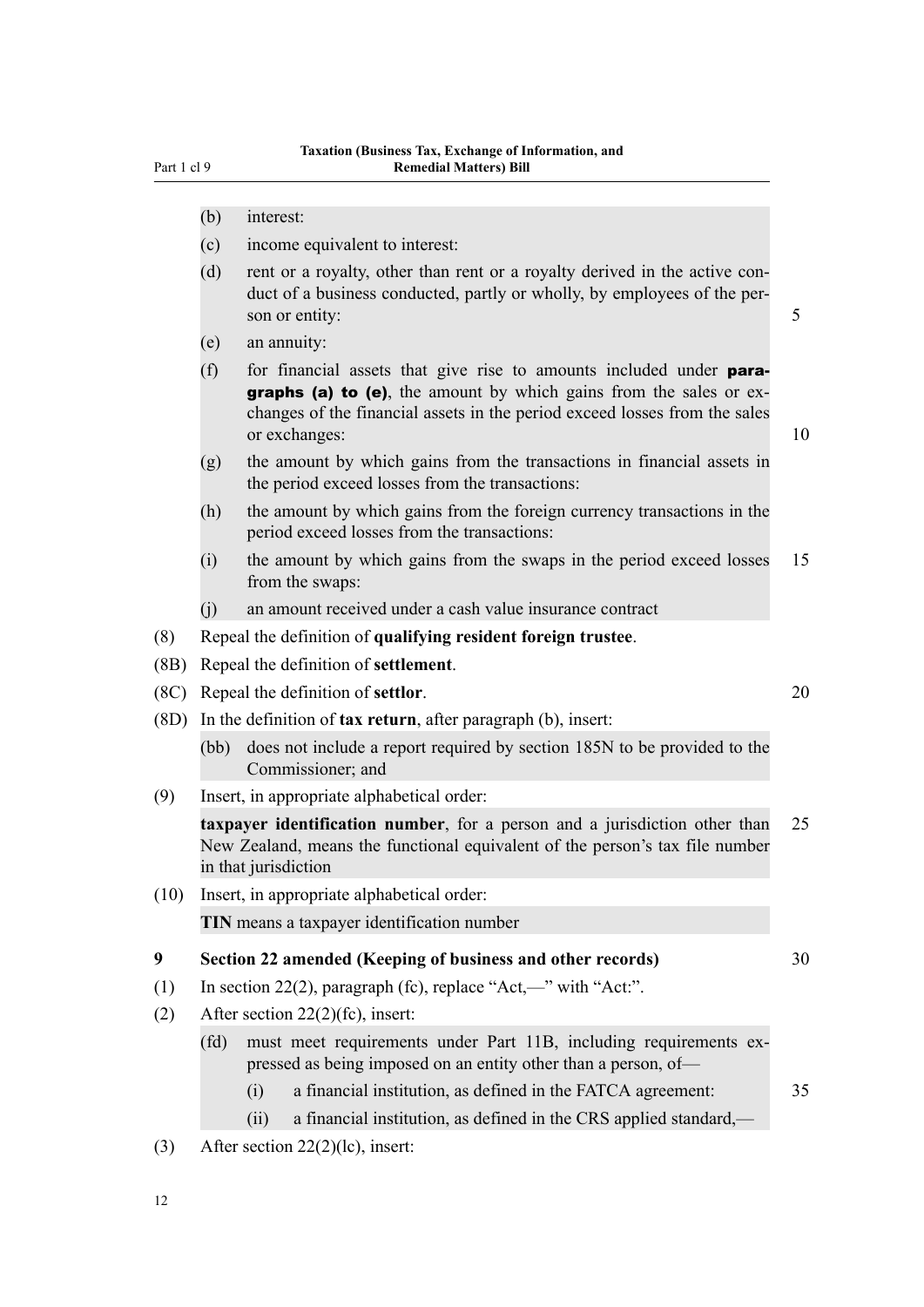(b) interest:

(c) income equivalent to interest:

(d) rent or a royalty, other than rent or a royalty derived in the active conduct of a business conducted, partly or wholly, by employees of the person or entity:

(e) an annuity:

(f) for financial assets that give rise to amounts included under **paragraphs (a) to (e)**, the amount by which gains from the sales or exchanges of the financial assets in the period exceed losses from the sales or exchanges:

(g) the amount by which gains from the transactions in financial assets in the period exceed losses from the transactions:

(h) the amount by which gains from the foreign currency transactions in the period exceed losses from the transactions:

(i) the amount by which gains from the swaps in the period exceed losses from the swaps:

(j) an amount received under a cash value insurance contract

(8) Repeal the definition of **qualifying resident foreign trustee**.

(8B) Repeal the definition of **settlement**.

(8C) Repeal the definition of **settlor**.

(8D) In the definition of **tax return**, after paragraph (b), insert:

(bb) does not include a report required by section 185N to be provided to the Commissioner; and

(9) Insert, in appropriate alphabetical order:

**taxpayer identification number**, for a person and a jurisdiction other than New Zealand, means the functional equivalent of the person's tax file number in that jurisdiction

(10) Insert, in appropriate alphabetical order:

**TIN** means a taxpayer identification number

**9 Section 22 amended (Keeping of business and other records)**

(1) In section 22(2), paragraph (fc), replace "Act,—" with "Act:".

(2) After section 22(2)(fc), insert:

(fd) must meet requirements under Part 11B, including requirements expressed as being imposed on an entity other than a person, of—

(i) a financial institution, as defined in the FATCA agreement:

(ii) a financial institution, as defined in the CRS applied standard,—

(3) After section 22(2)(lc), insert: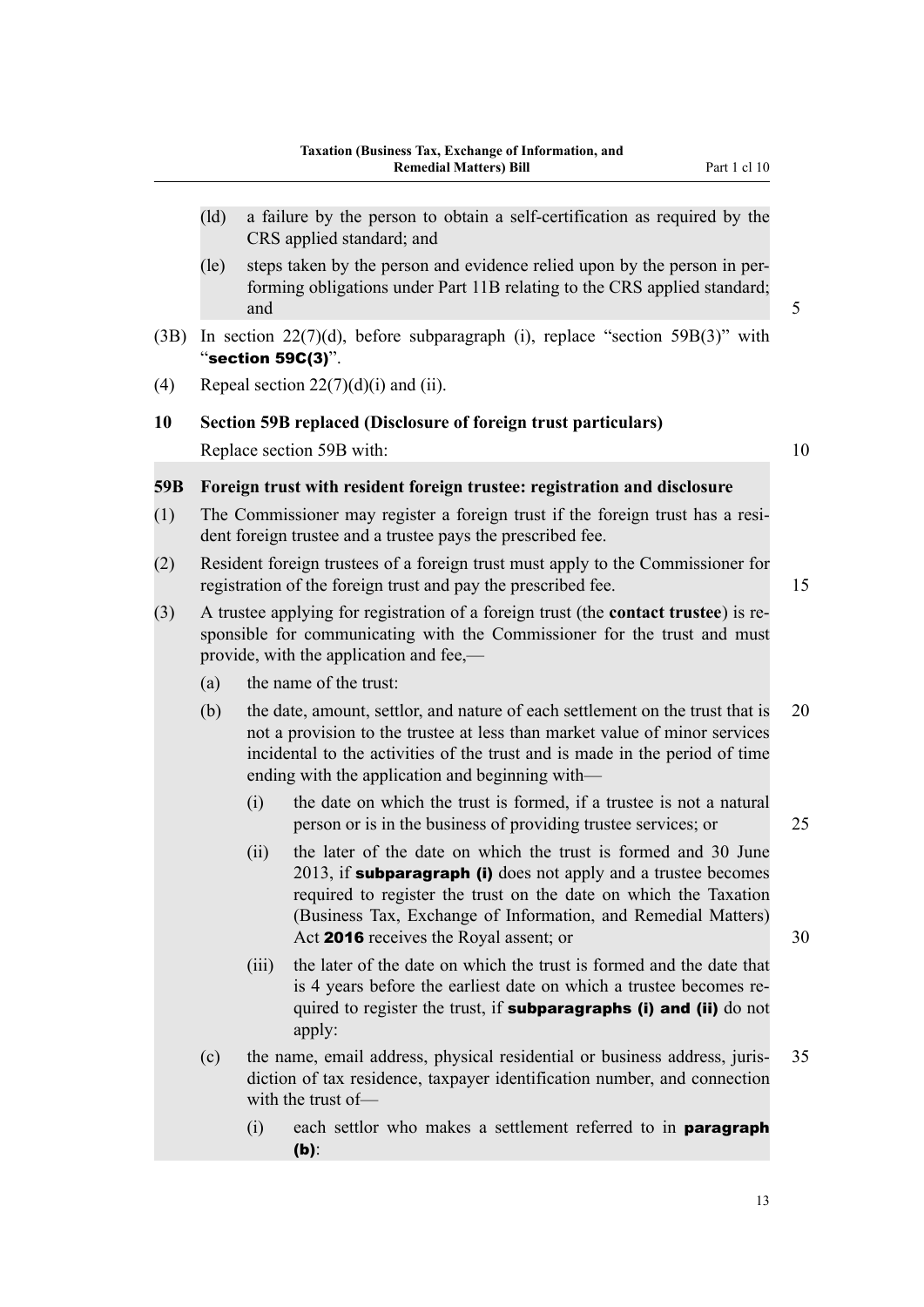(ld) a failure by the person to obtain a self-certification as required by the CRS applied standard; and

(le) steps taken by the person and evidence relied upon by the person in performing obligations under Part 11B relating to the CRS applied standard; and

(3B) In section 22(7)(d), before subparagraph (i), replace "section 59B(3)" with "**section 59C(3)**".

(4) Repeal section 22(7)(d)(i) and (ii).

**10 Section 59B replaced (Disclosure of foreign trust particulars)**

Replace section 59B with:

**59B Foreign trust with resident foreign trustee: registration and disclosure**

(1) The Commissioner may register a foreign trust if the foreign trust has a resident foreign trustee and a trustee pays the prescribed fee.

(2) Resident foreign trustees of a foreign trust must apply to the Commissioner for registration of the foreign trust and pay the prescribed fee.

(3) A trustee applying for registration of a foreign trust (the **contact trustee**) is responsible for communicating with the Commissioner for the trust and must provide, with the application and fee,—

(a) the name of the trust:

(b) the date, amount, settlor, and nature of each settlement on the trust that is not a provision to the trustee at less than market value of minor services incidental to the activities of the trust and is made in the period of time ending with the application and beginning with—

(i) the date on which the trust is formed, if a trustee is not a natural person or is in the business of providing trustee services; or

(ii) the later of the date on which the trust is formed and 30 June 2013, if **subparagraph (i)** does not apply and a trustee becomes required to register the trust on the date on which the Taxation (Business Tax, Exchange of Information, and Remedial Matters) Act **2016** receives the Royal assent; or

(iii) the later of the date on which the trust is formed and the date that is 4 years before the earliest date on which a trustee becomes required to register the trust, if **subparagraphs (i) and (ii)** do not apply:

(c) the name, email address, physical residential or business address, jurisdiction of tax residence, taxpayer identification number, and connection with the trust of—

(i) each settlor who makes a settlement referred to in **paragraph (b)**: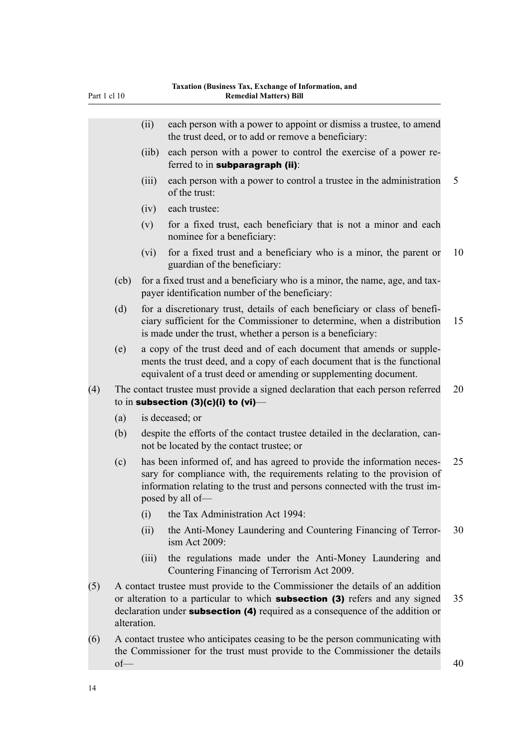(ii) each person with a power to appoint or dismiss a trustee, to amend the trust deed, or to add or remove a beneficiary:

(iib) each person with a power to control the exercise of a power referred to in **subparagraph (ii)**:

(iii) each person with a power to control a trustee in the administration of the trust:

(iv) each trustee:

(v) for a fixed trust, each beneficiary that is not a minor and each nominee for a beneficiary:

(vi) for a fixed trust and a beneficiary who is a minor, the parent or guardian of the beneficiary:

(cb) for a fixed trust and a beneficiary who is a minor, the name, age, and taxpayer identification number of the beneficiary:

(d) for a discretionary trust, details of each beneficiary or class of beneficiary sufficient for the Commissioner to determine, when a distribution is made under the trust, whether a person is a beneficiary:

(e) a copy of the trust deed and of each document that amends or supplements the trust deed, and a copy of each document that is the functional equivalent of a trust deed or amending or supplementing document.

(4) The contact trustee must provide a signed declaration that each person referred to in **subsection (3)(c)(i) to (vi)**—

(a) is deceased; or

(b) despite the efforts of the contact trustee detailed in the declaration, cannot be located by the contact trustee; or

(c) has been informed of, and has agreed to provide the information necessary for compliance with, the requirements relating to the provision of information relating to the trust and persons connected with the trust imposed by all of—

(i) the Tax Administration Act 1994:

(ii) the Anti-Money Laundering and Countering Financing of Terrorism Act 2009:

(iii) the regulations made under the Anti-Money Laundering and Countering Financing of Terrorism Act 2009.

(5) A contact trustee must provide to the Commissioner the details of an addition or alteration to a particular to which **subsection (3)** refers and any signed declaration under **subsection (4)** required as a consequence of the addition or alteration.

(6) A contact trustee who anticipates ceasing to be the person communicating with the Commissioner for the trust must provide to the Commissioner the details of—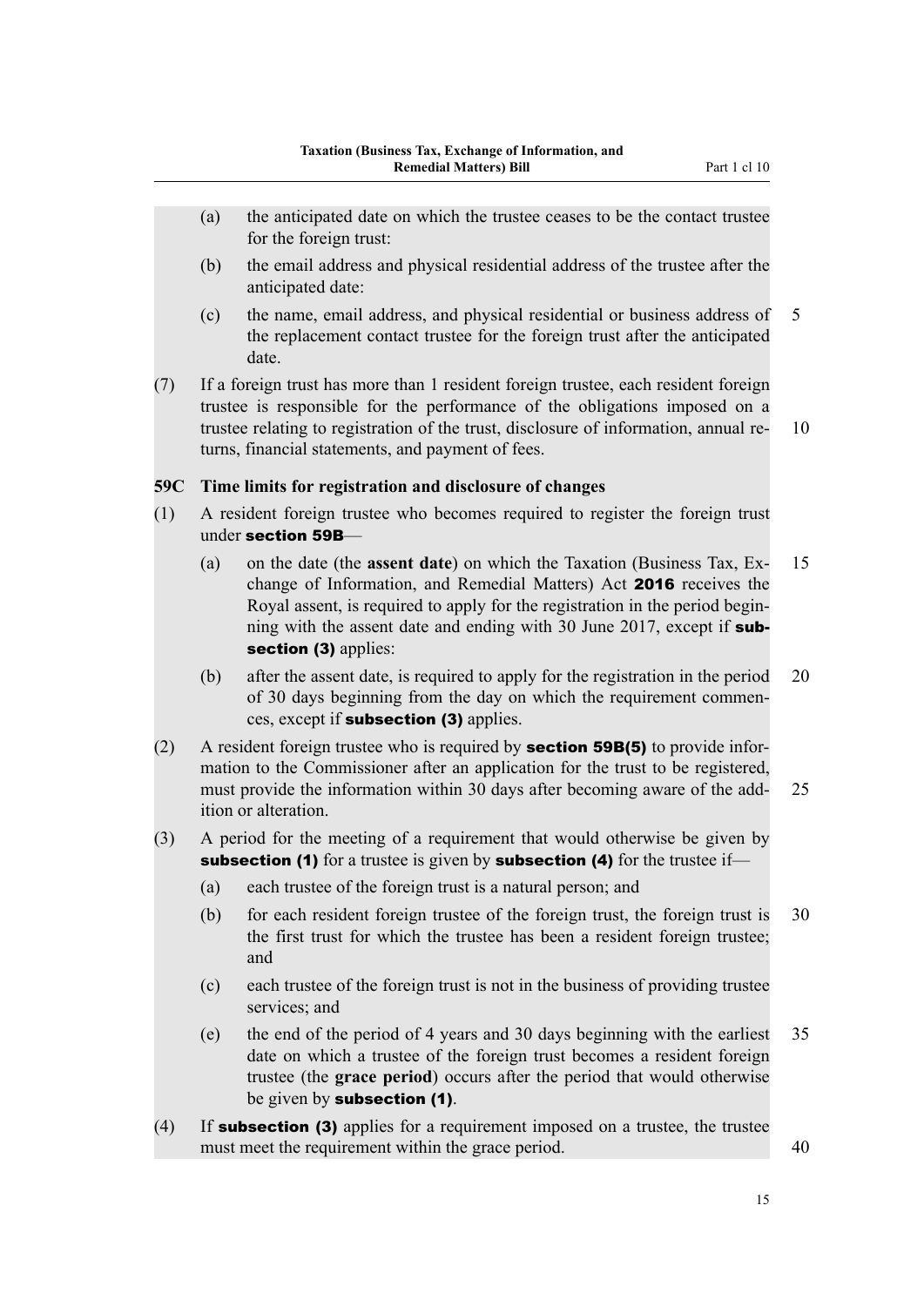(a) the anticipated date on which the trustee ceases to be the contact trustee for the foreign trust:

(b) the email address and physical residential address of the trustee after the anticipated date:

(c) the name, email address, and physical residential or business address of the replacement contact trustee for the foreign trust after the anticipated date.

(7) If a foreign trust has more than 1 resident foreign trustee, each resident foreign trustee is responsible for the performance of the obligations imposed on a trustee relating to registration of the trust, disclosure of information, annual returns, financial statements, and payment of fees.

### 59C Time limits for registration and disclosure of changes

(1) A resident foreign trustee who becomes required to register the foreign trust under **section 59B**—

(a) on the date (the **assent date**) on which the Taxation (Business Tax, Exchange of Information, and Remedial Matters) Act **2016** receives the Royal assent, is required to apply for the registration in the period beginning with the assent date and ending with 30 June 2017, except if **subsection (3)** applies:

(b) after the assent date, is required to apply for the registration in the period of 30 days beginning from the day on which the requirement commences, except if **subsection (3)** applies.

(2) A resident foreign trustee who is required by **section 59B(5)** to provide information to the Commissioner after an application for the trust to be registered, must provide the information within 30 days after becoming aware of the addition or alteration.

(3) A period for the meeting of a requirement that would otherwise be given by **subsection (1)** for a trustee is given by **subsection (4)** for the trustee if—

(a) each trustee of the foreign trust is a natural person; and

(b) for each resident foreign trustee of the foreign trust, the foreign trust is the first trust for which the trustee has been a resident foreign trustee; and

(c) each trustee of the foreign trust is not in the business of providing trustee services; and

(e) the end of the period of 4 years and 30 days beginning with the earliest date on which a trustee of the foreign trust becomes a resident foreign trustee (the **grace period**) occurs after the period that would otherwise be given by **subsection (1)**.

(4) If **subsection (3)** applies for a requirement imposed on a trustee, the trustee must meet the requirement within the grace period.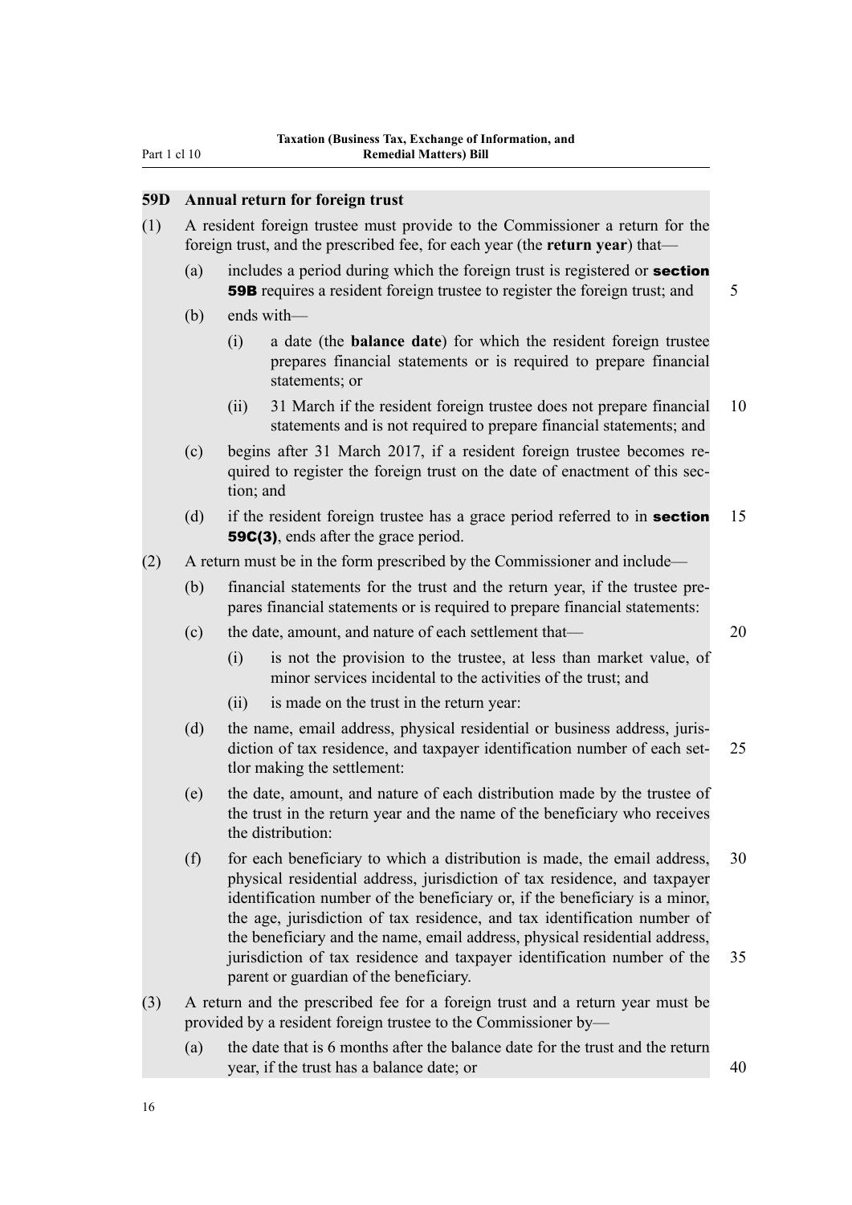### 59D Annual return for foreign trust

(1) A resident foreign trustee must provide to the Commissioner a return for the foreign trust, and the prescribed fee, for each year (the **return year**) that—

  (a) includes a period during which the foreign trust is registered or **section 59B** requires a resident foreign trustee to register the foreign trust; and

  (b) ends with—

    (i) a date (the **balance date**) for which the resident foreign trustee prepares financial statements or is required to prepare financial statements; or

    (ii) 31 March if the resident foreign trustee does not prepare financial statements and is not required to prepare financial statements; and

  (c) begins after 31 March 2017, if a resident foreign trustee becomes required to register the foreign trust on the date of enactment of this section; and

  (d) if the resident foreign trustee has a grace period referred to in **section 59C(3)**, ends after the grace period.

(2) A return must be in the form prescribed by the Commissioner and include—

  (b) financial statements for the trust and the return year, if the trustee prepares financial statements or is required to prepare financial statements:

  (c) the date, amount, and nature of each settlement that—

    (i) is not the provision to the trustee, at less than market value, of minor services incidental to the activities of the trust; and

    (ii) is made on the trust in the return year:

  (d) the name, email address, physical residential or business address, jurisdiction of tax residence, and taxpayer identification number of each settlor making the settlement:

  (e) the date, amount, and nature of each distribution made by the trustee of the trust in the return year and the name of the beneficiary who receives the distribution:

  (f) for each beneficiary to which a distribution is made, the email address, physical residential address, jurisdiction of tax residence, and taxpayer identification number of the beneficiary or, if the beneficiary is a minor, the age, jurisdiction of tax residence, and tax identification number of the beneficiary and the name, email address, physical residential address, jurisdiction of tax residence and taxpayer identification number of the parent or guardian of the beneficiary.

(3) A return and the prescribed fee for a foreign trust and a return year must be provided by a resident foreign trustee to the Commissioner by—

  (a) the date that is 6 months after the balance date for the trust and the return year, if the trust has a balance date; or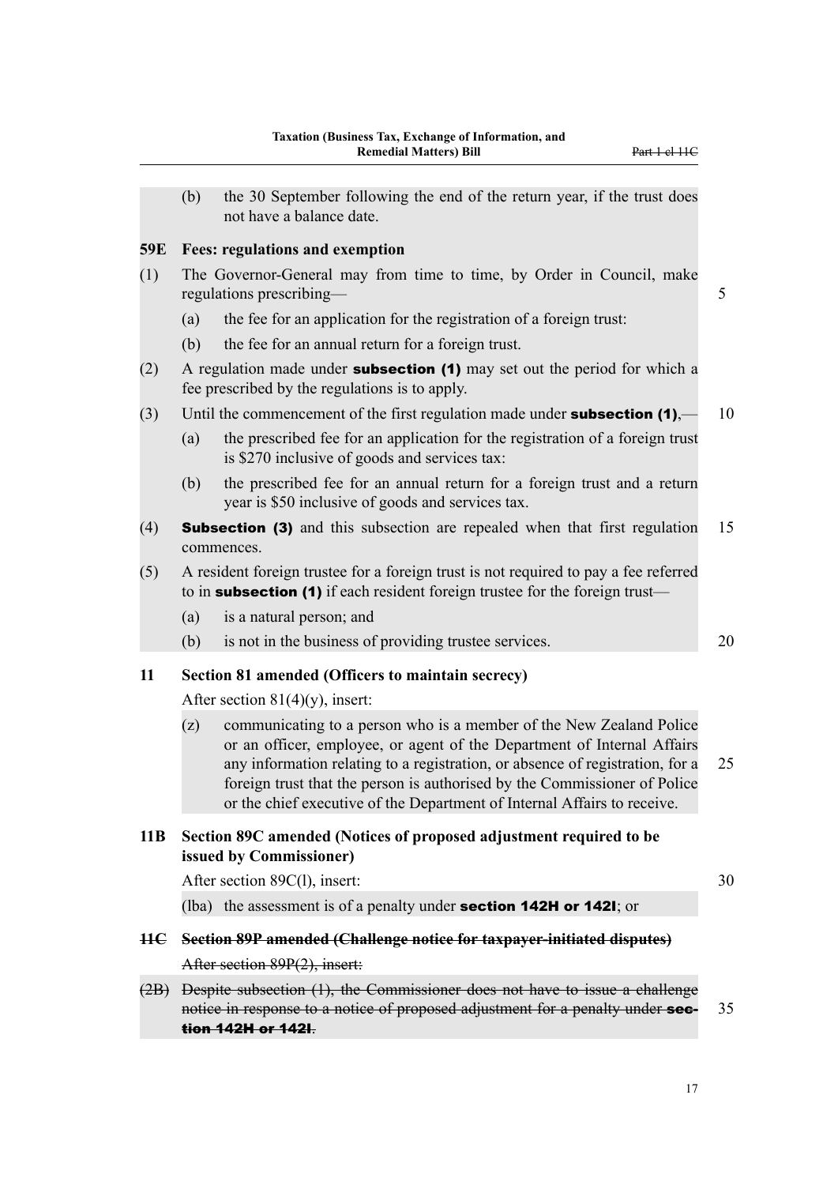(b) the 30 September following the end of the return year, if the trust does not have a balance date.

**59E Fees: regulations and exemption**

(1) The Governor-General may from time to time, by Order in Council, make regulations prescribing—

(a) the fee for an application for the registration of a foreign trust:

(b) the fee for an annual return for a foreign trust.

(2) A regulation made under **subsection (1)** may set out the period for which a fee prescribed by the regulations is to apply.

(3) Until the commencement of the first regulation made under **subsection (1)**,—

(a) the prescribed fee for an application for the registration of a foreign trust is $270 inclusive of goods and services tax:

(b) the prescribed fee for an annual return for a foreign trust and a return year is $50 inclusive of goods and services tax.

(4) **Subsection (3)** and this subsection are repealed when that first regulation commences.

(5) A resident foreign trustee for a foreign trust is not required to pay a fee referred to in **subsection (1)** if each resident foreign trustee for the foreign trust—

(a) is a natural person; and

(b) is not in the business of providing trustee services.

**11 Section 81 amended (Officers to maintain secrecy)**

After section 81(4)(y), insert:

(z) communicating to a person who is a member of the New Zealand Police or an officer, employee, or agent of the Department of Internal Affairs any information relating to a registration, or absence of registration, for a foreign trust that the person is authorised by the Commissioner of Police or the chief executive of the Department of Internal Affairs to receive.

**11B Section 89C amended (Notices of proposed adjustment required to be issued by Commissioner)**

After section 89C(l), insert:

(lba) the assessment is of a penalty under **section 142H or 142I**; or

~~**11C Section 89P amended (Challenge notice for taxpayer-initiated disputes)**~~

~~After section 89P(2), insert:~~

~~(2B) Despite subsection (1), the Commissioner does not have to issue a challenge notice in response to a notice of proposed adjustment for a penalty under **section 142H or 142I**.~~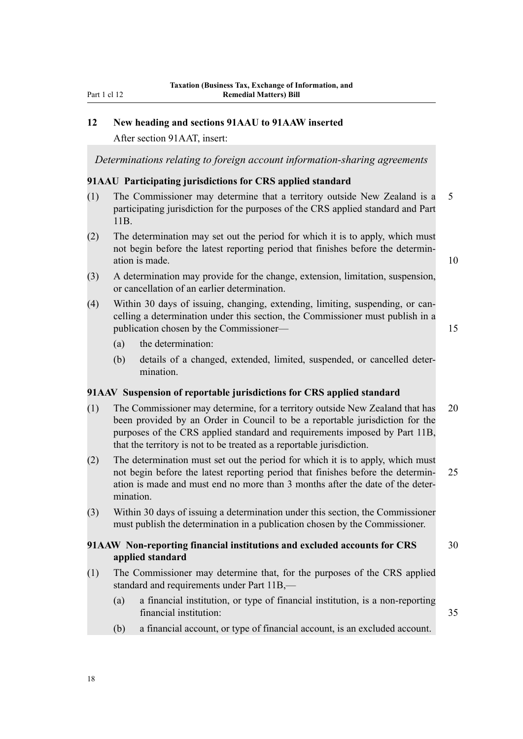## 12 New heading and sections 91AAU to 91AAW inserted

After section 91AAT, insert:

*Determinations relating to foreign account information-sharing agreements*

### 91AAU Participating jurisdictions for CRS applied standard

(1) The Commissioner may determine that a territory outside New Zealand is a participating jurisdiction for the purposes of the CRS applied standard and Part 11B.

(2) The determination may set out the period for which it is to apply, which must not begin before the latest reporting period that finishes before the determination is made.

(3) A determination may provide for the change, extension, limitation, suspension, or cancellation of an earlier determination.

(4) Within 30 days of issuing, changing, extending, limiting, suspending, or cancelling a determination under this section, the Commissioner must publish in a publication chosen by the Commissioner—

(a) the determination:

(b) details of a changed, extended, limited, suspended, or cancelled determination.

### 91AAV Suspension of reportable jurisdictions for CRS applied standard

(1) The Commissioner may determine, for a territory outside New Zealand that has been provided by an Order in Council to be a reportable jurisdiction for the purposes of the CRS applied standard and requirements imposed by Part 11B, that the territory is not to be treated as a reportable jurisdiction.

(2) The determination must set out the period for which it is to apply, which must not begin before the latest reporting period that finishes before the determination is made and must end no more than 3 months after the date of the determination.

(3) Within 30 days of issuing a determination under this section, the Commissioner must publish the determination in a publication chosen by the Commissioner.

### 91AAW Non-reporting financial institutions and excluded accounts for CRS applied standard

(1) The Commissioner may determine that, for the purposes of the CRS applied standard and requirements under Part 11B,—

(a) a financial institution, or type of financial institution, is a non-reporting financial institution:

(b) a financial account, or type of financial account, is an excluded account.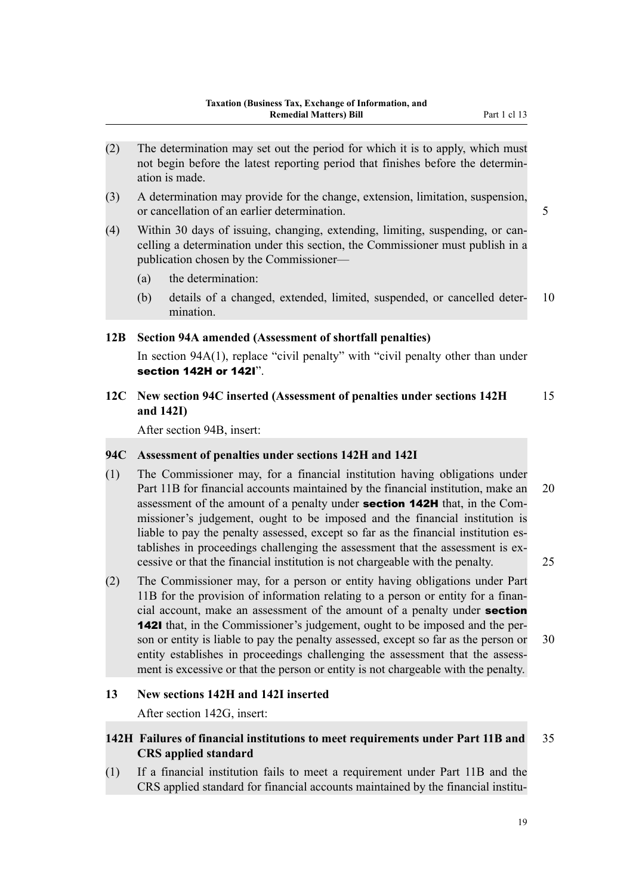(2) The determination may set out the period for which it is to apply, which must not begin before the latest reporting period that finishes before the determination is made.

(3) A determination may provide for the change, extension, limitation, suspension, or cancellation of an earlier determination.

(4) Within 30 days of issuing, changing, extending, limiting, suspending, or cancelling a determination under this section, the Commissioner must publish in a publication chosen by the Commissioner—

  (a) the determination:

  (b) details of a changed, extended, limited, suspended, or cancelled determination.

**12B Section 94A amended (Assessment of shortfall penalties)**

In section 94A(1), replace "civil penalty" with "civil penalty other than under **section 142H or 142I**".

**12C New section 94C inserted (Assessment of penalties under sections 142H and 142I)**

After section 94B, insert:

**94C Assessment of penalties under sections 142H and 142I**

(1) The Commissioner may, for a financial institution having obligations under Part 11B for financial accounts maintained by the financial institution, make an assessment of the amount of a penalty under **section 142H** that, in the Commissioner's judgement, ought to be imposed and the financial institution is liable to pay the penalty assessed, except so far as the financial institution establishes in proceedings challenging the assessment that the assessment is excessive or that the financial institution is not chargeable with the penalty.

(2) The Commissioner may, for a person or entity having obligations under Part 11B for the provision of information relating to a person or entity for a financial account, make an assessment of the amount of a penalty under **section 142I** that, in the Commissioner's judgement, ought to be imposed and the person or entity is liable to pay the penalty assessed, except so far as the person or entity establishes in proceedings challenging the assessment that the assessment is excessive or that the person or entity is not chargeable with the penalty.

**13 New sections 142H and 142I inserted**

After section 142G, insert:

**142H Failures of financial institutions to meet requirements under Part 11B and CRS applied standard**

(1) If a financial institution fails to meet a requirement under Part 11B and the CRS applied standard for financial accounts maintained by the financial institu-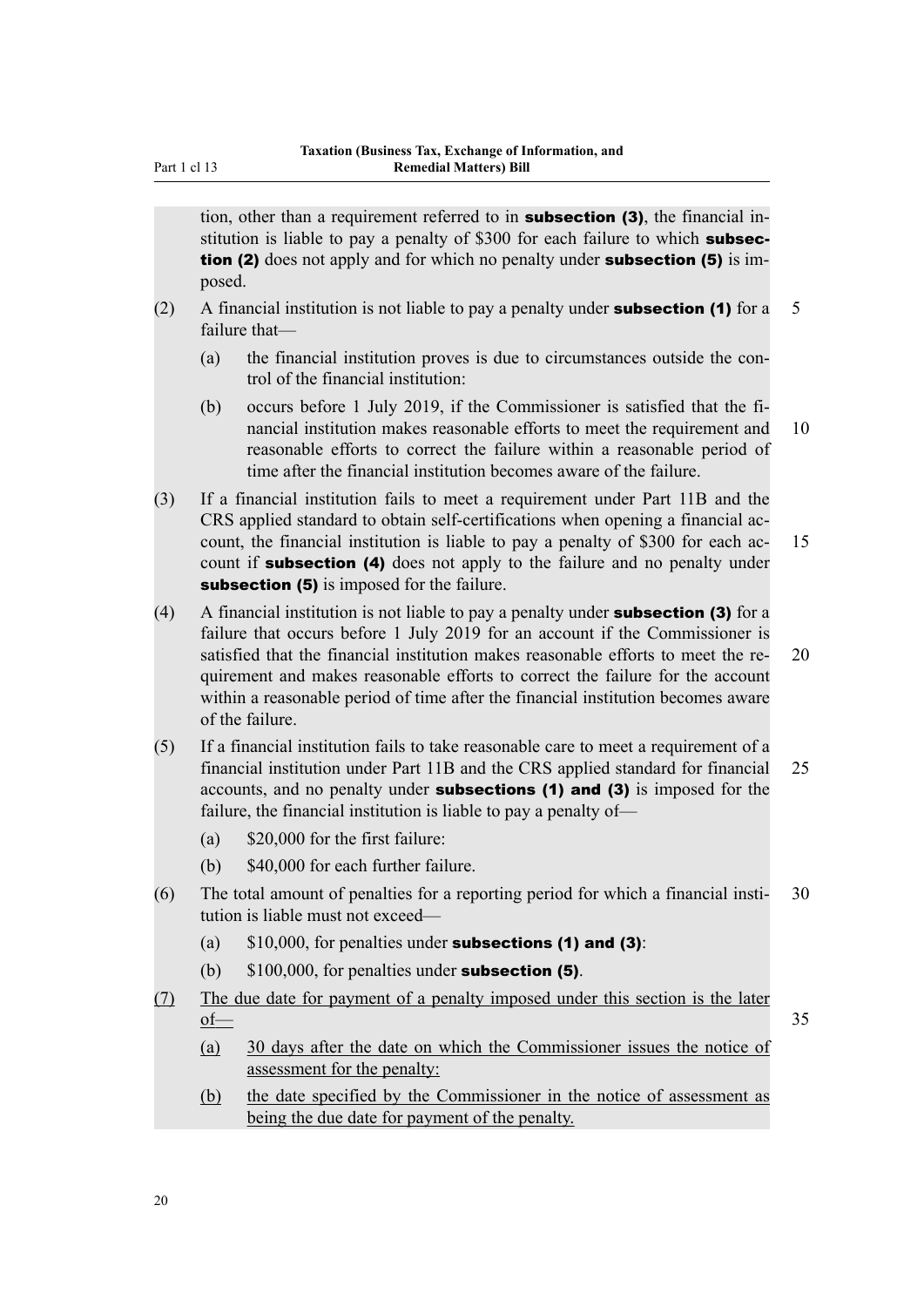tion, other than a requirement referred to in **subsection (3)**, the financial institution is liable to pay a penalty of $300 for each failure to which **subsection (2)** does not apply and for which no penalty under **subsection (5)** is imposed.

(2) A financial institution is not liable to pay a penalty under **subsection (1)** for a failure that—

(a) the financial institution proves is due to circumstances outside the control of the financial institution:

(b) occurs before 1 July 2019, if the Commissioner is satisfied that the financial institution makes reasonable efforts to meet the requirement and reasonable efforts to correct the failure within a reasonable period of time after the financial institution becomes aware of the failure.

(3) If a financial institution fails to meet a requirement under Part 11B and the CRS applied standard to obtain self-certifications when opening a financial account, the financial institution is liable to pay a penalty of $300 for each account if **subsection (4)** does not apply to the failure and no penalty under **subsection (5)** is imposed for the failure.

(4) A financial institution is not liable to pay a penalty under **subsection (3)** for a failure that occurs before 1 July 2019 for an account if the Commissioner is satisfied that the financial institution makes reasonable efforts to meet the requirement and makes reasonable efforts to correct the failure for the account within a reasonable period of time after the financial institution becomes aware of the failure.

(5) If a financial institution fails to take reasonable care to meet a requirement of a financial institution under Part 11B and the CRS applied standard for financial accounts, and no penalty under **subsections (1) and (3)** is imposed for the failure, the financial institution is liable to pay a penalty of—

(a) $20,000 for the first failure:

(b) $40,000 for each further failure.

(6) The total amount of penalties for a reporting period for which a financial institution is liable must not exceed—

(a) $10,000, for penalties under **subsections (1) and (3)**:

(b) $100,000, for penalties under **subsection (5)**.

(7) The due date for payment of a penalty imposed under this section is the later of—

(a) 30 days after the date on which the Commissioner issues the notice of assessment for the penalty:

(b) the date specified by the Commissioner in the notice of assessment as being the due date for payment of the penalty.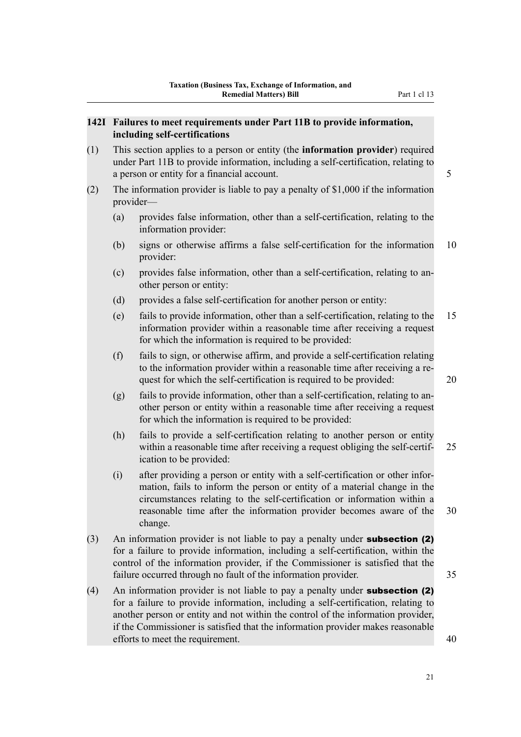### 142I Failures to meet requirements under Part 11B to provide information, including self-certifications

(1) This section applies to a person or entity (the **information provider**) required under Part 11B to provide information, including a self-certification, relating to a person or entity for a financial account.

(2) The information provider is liable to pay a penalty of $1,000 if the information provider—

(a) provides false information, other than a self-certification, relating to the information provider:

(b) signs or otherwise affirms a false self-certification for the information provider:

(c) provides false information, other than a self-certification, relating to another person or entity:

(d) provides a false self-certification for another person or entity:

(e) fails to provide information, other than a self-certification, relating to the information provider within a reasonable time after receiving a request for which the information is required to be provided:

(f) fails to sign, or otherwise affirm, and provide a self-certification relating to the information provider within a reasonable time after receiving a request for which the self-certification is required to be provided:

(g) fails to provide information, other than a self-certification, relating to another person or entity within a reasonable time after receiving a request for which the information is required to be provided:

(h) fails to provide a self-certification relating to another person or entity within a reasonable time after receiving a request obliging the self-certification to be provided:

(i) after providing a person or entity with a self-certification or other information, fails to inform the person or entity of a material change in the circumstances relating to the self-certification or information within a reasonable time after the information provider becomes aware of the change.

(3) An information provider is not liable to pay a penalty under **subsection (2)** for a failure to provide information, including a self-certification, within the control of the information provider, if the Commissioner is satisfied that the failure occurred through no fault of the information provider.

(4) An information provider is not liable to pay a penalty under **subsection (2)** for a failure to provide information, including a self-certification, relating to another person or entity and not within the control of the information provider, if the Commissioner is satisfied that the information provider makes reasonable efforts to meet the requirement.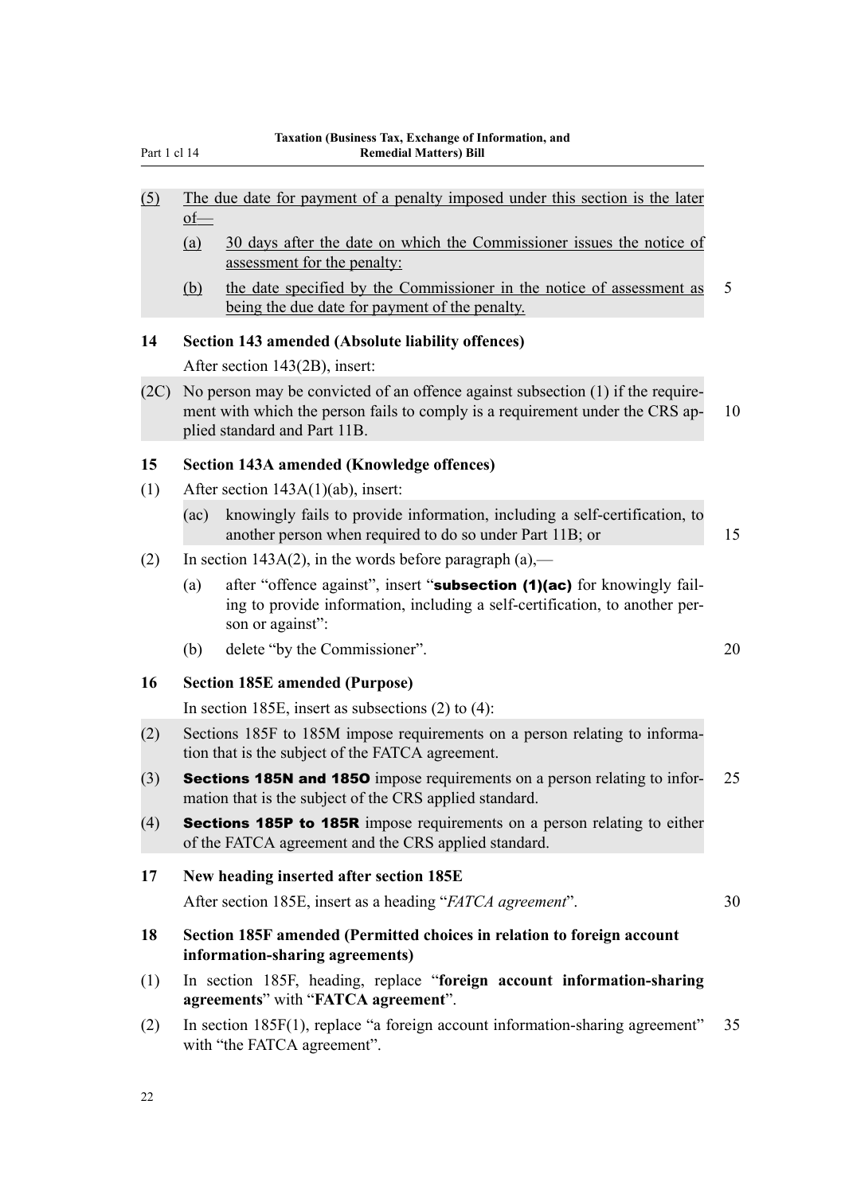(5) The due date for payment of a penalty imposed under this section is the later of—

(a) 30 days after the date on which the Commissioner issues the notice of assessment for the penalty:

(b) the date specified by the Commissioner in the notice of assessment as being the due date for payment of the penalty.

**14 Section 143 amended (Absolute liability offences)**

After section 143(2B), insert:

(2C) No person may be convicted of an offence against subsection (1) if the requirement with which the person fails to comply is a requirement under the CRS applied standard and Part 11B.

**15 Section 143A amended (Knowledge offences)**

(1) After section 143A(1)(ab), insert:

(ac) knowingly fails to provide information, including a self-certification, to another person when required to do so under Part 11B; or

(2) In section 143A(2), in the words before paragraph (a),—

(a) after "offence against", insert "**subsection (1)(ac)** for knowingly failing to provide information, including a self-certification, to another person or against":

(b) delete "by the Commissioner".

**16 Section 185E amended (Purpose)**

In section 185E, insert as subsections (2) to (4):

(2) Sections 185F to 185M impose requirements on a person relating to information that is the subject of the FATCA agreement.

(3) **Sections 185N and 185O** impose requirements on a person relating to information that is the subject of the CRS applied standard.

(4) **Sections 185P to 185R** impose requirements on a person relating to either of the FATCA agreement and the CRS applied standard.

**17 New heading inserted after section 185E**

After section 185E, insert as a heading "*FATCA agreement*".

**18 Section 185F amended (Permitted choices in relation to foreign account information-sharing agreements)**

(1) In section 185F, heading, replace "**foreign account information-sharing agreements**" with "**FATCA agreement**".

(2) In section 185F(1), replace "a foreign account information-sharing agreement" with "the FATCA agreement".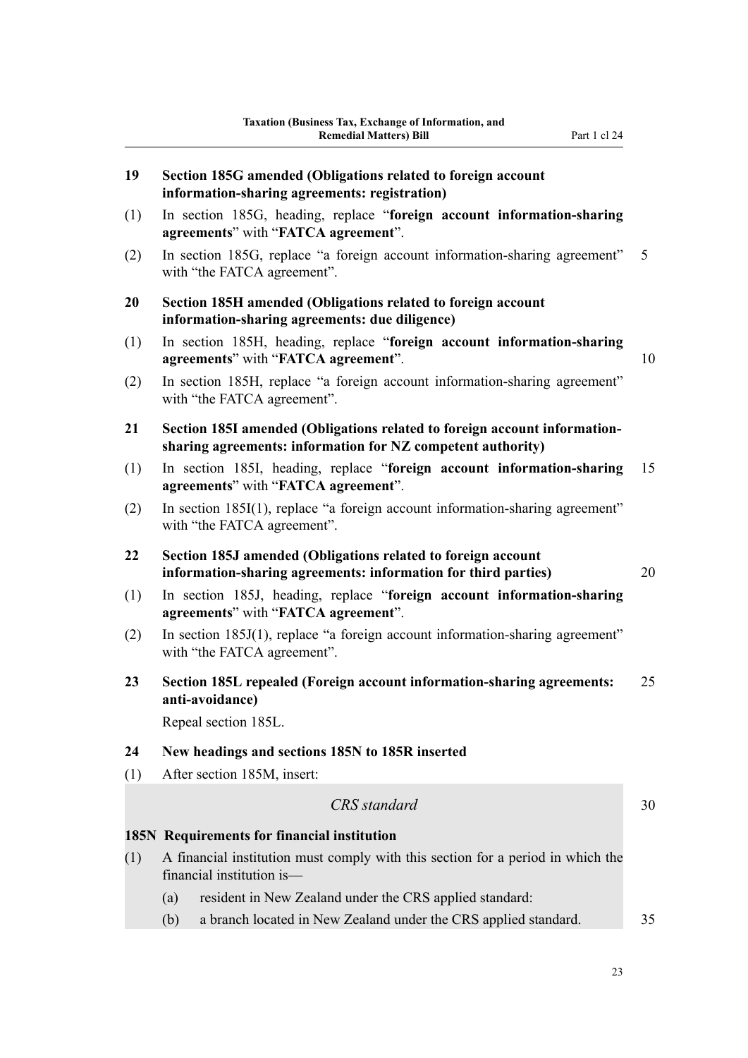**19 Section 185G amended (Obligations related to foreign account information-sharing agreements: registration)**

(1) In section 185G, heading, replace "**foreign account information-sharing agreements**" with "**FATCA agreement**".

(2) In section 185G, replace "a foreign account information-sharing agreement" with "the FATCA agreement".

**20 Section 185H amended (Obligations related to foreign account information-sharing agreements: due diligence)**

(1) In section 185H, heading, replace "**foreign account information-sharing agreements**" with "**FATCA agreement**".

(2) In section 185H, replace "a foreign account information-sharing agreement" with "the FATCA agreement".

**21 Section 185I amended (Obligations related to foreign account information-sharing agreements: information for NZ competent authority)**

(1) In section 185I, heading, replace "**foreign account information-sharing agreements**" with "**FATCA agreement**".

(2) In section 185I(1), replace "a foreign account information-sharing agreement" with "the FATCA agreement".

**22 Section 185J amended (Obligations related to foreign account information-sharing agreements: information for third parties)**

(1) In section 185J, heading, replace "**foreign account information-sharing agreements**" with "**FATCA agreement**".

(2) In section 185J(1), replace "a foreign account information-sharing agreement" with "the FATCA agreement".

**23 Section 185L repealed (Foreign account information-sharing agreements: anti-avoidance)**

Repeal section 185L.

**24 New headings and sections 185N to 185R inserted**

(1) After section 185M, insert:

*CRS standard*

**185N Requirements for financial institution**

(1) A financial institution must comply with this section for a period in which the financial institution is—

(a) resident in New Zealand under the CRS applied standard:

(b) a branch located in New Zealand under the CRS applied standard.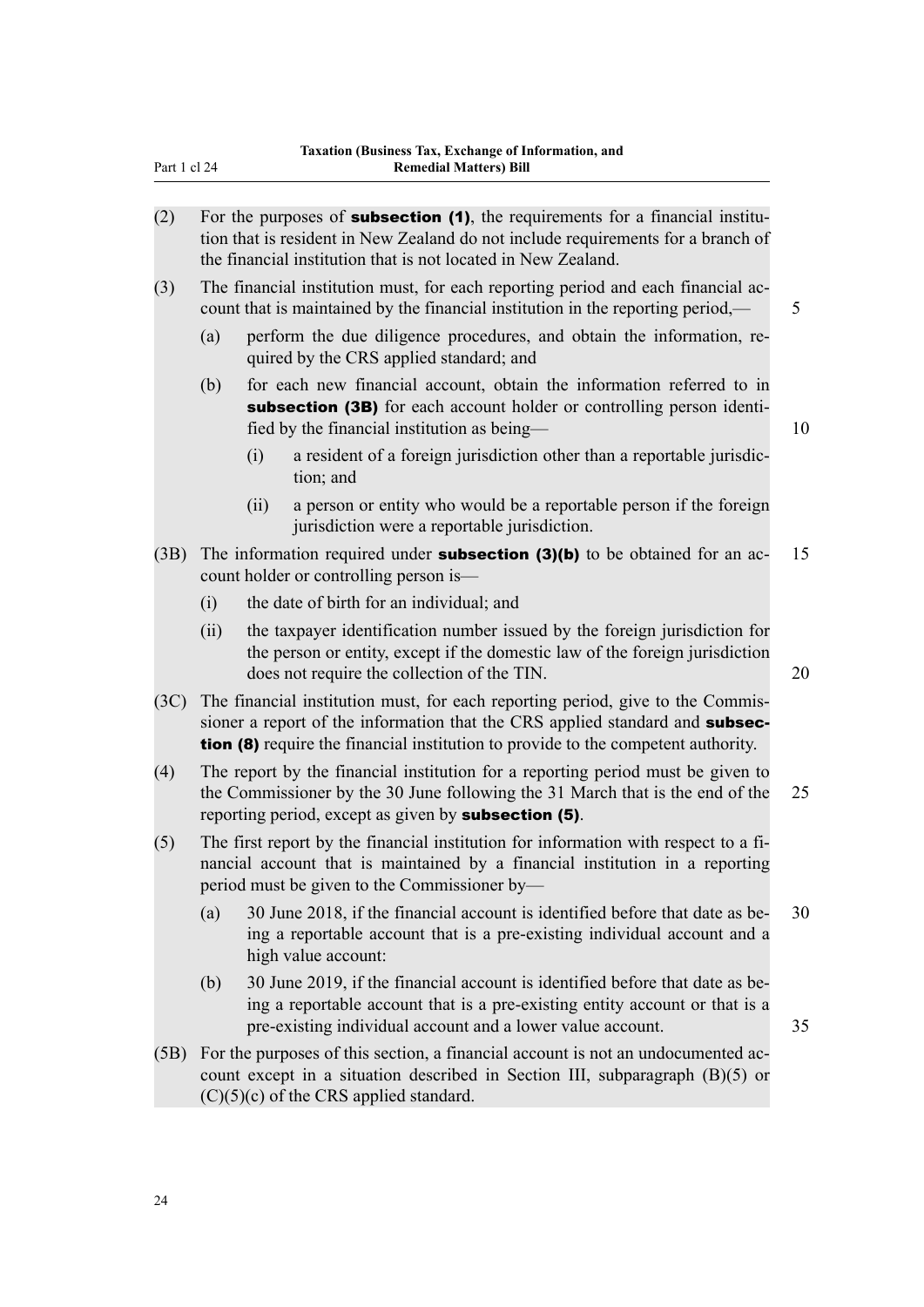(2) For the purposes of **subsection (1)**, the requirements for a financial institution that is resident in New Zealand do not include requirements for a branch of the financial institution that is not located in New Zealand.

(3) The financial institution must, for each reporting period and each financial account that is maintained by the financial institution in the reporting period,—

   (a) perform the due diligence procedures, and obtain the information, required by the CRS applied standard; and

   (b) for each new financial account, obtain the information referred to in **subsection (3B)** for each account holder or controlling person identified by the financial institution as being—

      (i) a resident of a foreign jurisdiction other than a reportable jurisdiction; and

      (ii) a person or entity who would be a reportable person if the foreign jurisdiction were a reportable jurisdiction.

(3B) The information required under **subsection (3)(b)** to be obtained for an account holder or controlling person is—

   (i) the date of birth for an individual; and

   (ii) the taxpayer identification number issued by the foreign jurisdiction for the person or entity, except if the domestic law of the foreign jurisdiction does not require the collection of the TIN.

(3C) The financial institution must, for each reporting period, give to the Commissioner a report of the information that the CRS applied standard and **subsection (8)** require the financial institution to provide to the competent authority.

(4) The report by the financial institution for a reporting period must be given to the Commissioner by the 30 June following the 31 March that is the end of the reporting period, except as given by **subsection (5)**.

(5) The first report by the financial institution for information with respect to a financial account that is maintained by a financial institution in a reporting period must be given to the Commissioner by—

   (a) 30 June 2018, if the financial account is identified before that date as being a reportable account that is a pre-existing individual account and a high value account:

   (b) 30 June 2019, if the financial account is identified before that date as being a reportable account that is a pre-existing entity account or that is a pre-existing individual account and a lower value account.

(5B) For the purposes of this section, a financial account is not an undocumented account except in a situation described in Section III, subparagraph (B)(5) or (C)(5)(c) of the CRS applied standard.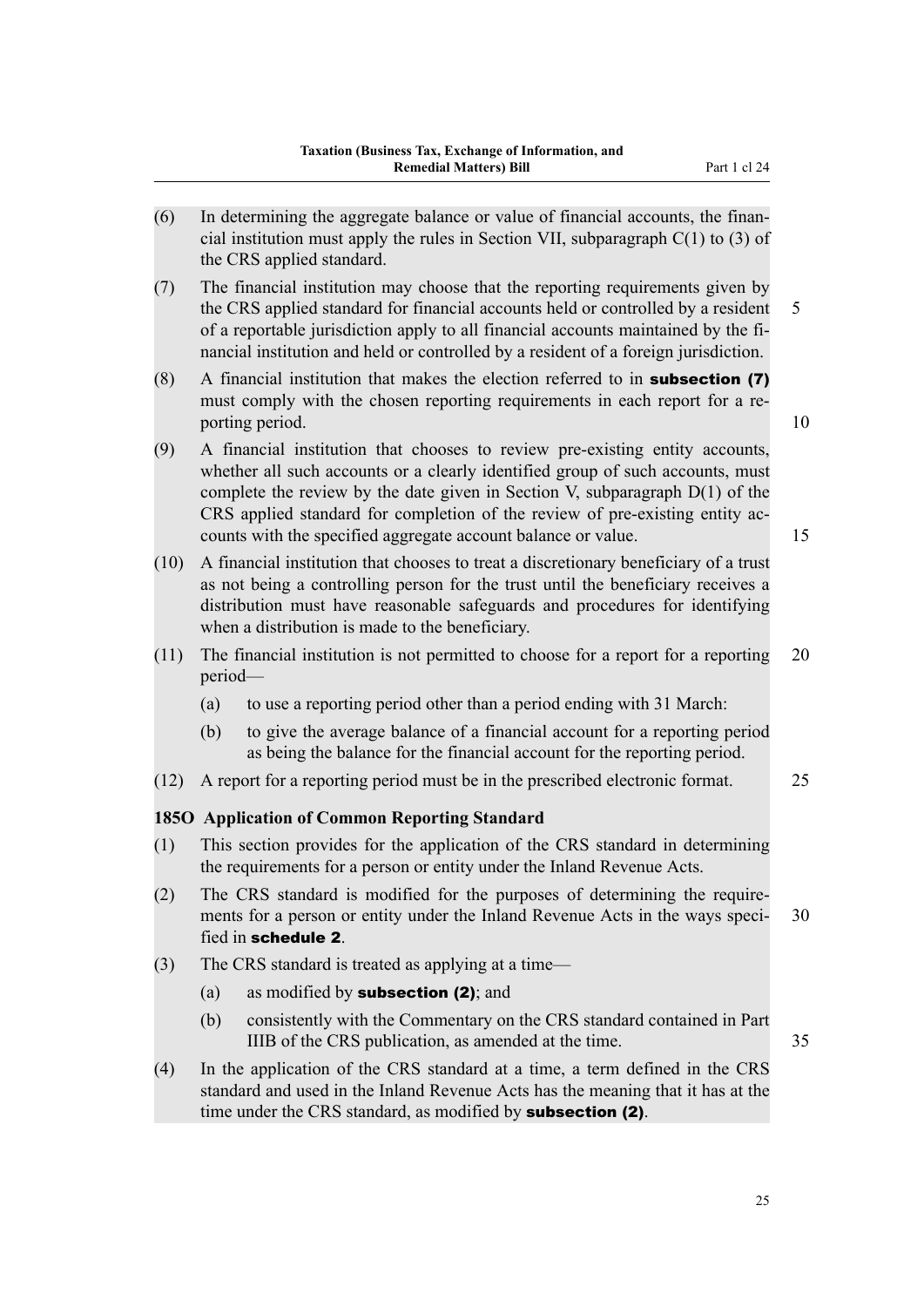(6) In determining the aggregate balance or value of financial accounts, the financial institution must apply the rules in Section VII, subparagraph C(1) to (3) of the CRS applied standard.

(7) The financial institution may choose that the reporting requirements given by the CRS applied standard for financial accounts held or controlled by a resident of a reportable jurisdiction apply to all financial accounts maintained by the financial institution and held or controlled by a resident of a foreign jurisdiction.

(8) A financial institution that makes the election referred to in **subsection (7)** must comply with the chosen reporting requirements in each report for a reporting period.

(9) A financial institution that chooses to review pre-existing entity accounts, whether all such accounts or a clearly identified group of such accounts, must complete the review by the date given in Section V, subparagraph D(1) of the CRS applied standard for completion of the review of pre-existing entity accounts with the specified aggregate account balance or value.

(10) A financial institution that chooses to treat a discretionary beneficiary of a trust as not being a controlling person for the trust until the beneficiary receives a distribution must have reasonable safeguards and procedures for identifying when a distribution is made to the beneficiary.

(11) The financial institution is not permitted to choose for a report for a reporting period—

- (a) to use a reporting period other than a period ending with 31 March:
- (b) to give the average balance of a financial account for a reporting period as being the balance for the financial account for the reporting period.

(12) A report for a reporting period must be in the prescribed electronic format.

### 185O Application of Common Reporting Standard

(1) This section provides for the application of the CRS standard in determining the requirements for a person or entity under the Inland Revenue Acts.

(2) The CRS standard is modified for the purposes of determining the requirements for a person or entity under the Inland Revenue Acts in the ways specified in **schedule 2**.

(3) The CRS standard is treated as applying at a time—

- (a) as modified by **subsection (2)**; and
- (b) consistently with the Commentary on the CRS standard contained in Part IIIB of the CRS publication, as amended at the time.

(4) In the application of the CRS standard at a time, a term defined in the CRS standard and used in the Inland Revenue Acts has the meaning that it has at the time under the CRS standard, as modified by **subsection (2)**.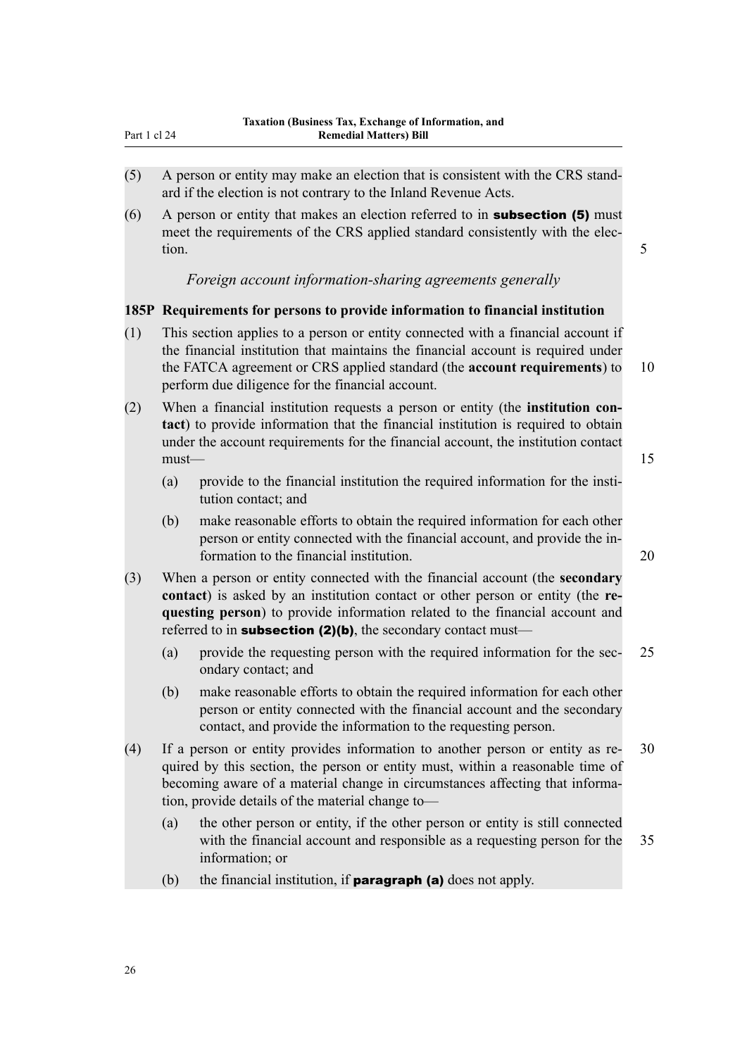(5) A person or entity may make an election that is consistent with the CRS standard if the election is not contrary to the Inland Revenue Acts.

(6) A person or entity that makes an election referred to in **subsection (5)** must meet the requirements of the CRS applied standard consistently with the election.

*Foreign account information-sharing agreements generally*

### 185P Requirements for persons to provide information to financial institution

(1) This section applies to a person or entity connected with a financial account if the financial institution that maintains the financial account is required under the FATCA agreement or CRS applied standard (the **account requirements**) to perform due diligence for the financial account.

(2) When a financial institution requests a person or entity (the **institution contact**) to provide information that the financial institution is required to obtain under the account requirements for the financial account, the institution contact must—

   (a) provide to the financial institution the required information for the institution contact; and

   (b) make reasonable efforts to obtain the required information for each other person or entity connected with the financial account, and provide the information to the financial institution.

(3) When a person or entity connected with the financial account (the **secondary contact**) is asked by an institution contact or other person or entity (the **requesting person**) to provide information related to the financial account and referred to in **subsection (2)(b)**, the secondary contact must—

   (a) provide the requesting person with the required information for the secondary contact; and

   (b) make reasonable efforts to obtain the required information for each other person or entity connected with the financial account and the secondary contact, and provide the information to the requesting person.

(4) If a person or entity provides information to another person or entity as required by this section, the person or entity must, within a reasonable time of becoming aware of a material change in circumstances affecting that information, provide details of the material change to—

   (a) the other person or entity, if the other person or entity is still connected with the financial account and responsible as a requesting person for the information; or

   (b) the financial institution, if **paragraph (a)** does not apply.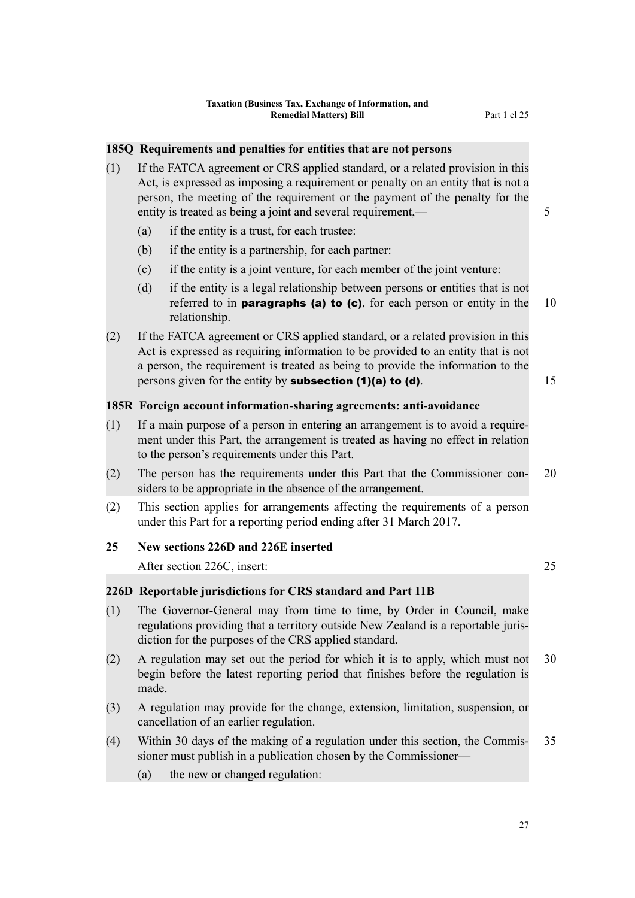### 185Q Requirements and penalties for entities that are not persons

(1) If the FATCA agreement or CRS applied standard, or a related provision in this Act, is expressed as imposing a requirement or penalty on an entity that is not a person, the meeting of the requirement or the payment of the penalty for the entity is treated as being a joint and several requirement,—

- (a) if the entity is a trust, for each trustee:
- (b) if the entity is a partnership, for each partner:
- (c) if the entity is a joint venture, for each member of the joint venture:
- (d) if the entity is a legal relationship between persons or entities that is not referred to in **paragraphs (a) to (c)**, for each person or entity in the relationship.

(2) If the FATCA agreement or CRS applied standard, or a related provision in this Act is expressed as requiring information to be provided to an entity that is not a person, the requirement is treated as being to provide the information to the persons given for the entity by **subsection (1)(a) to (d)**.

### 185R Foreign account information-sharing agreements: anti-avoidance

(1) If a main purpose of a person in entering an arrangement is to avoid a requirement under this Part, the arrangement is treated as having no effect in relation to the person's requirements under this Part.

(2) The person has the requirements under this Part that the Commissioner considers to be appropriate in the absence of the arrangement.

(2) This section applies for arrangements affecting the requirements of a person under this Part for a reporting period ending after 31 March 2017.

### 25 New sections 226D and 226E inserted

After section 226C, insert:

### 226D Reportable jurisdictions for CRS standard and Part 11B

(1) The Governor-General may from time to time, by Order in Council, make regulations providing that a territory outside New Zealand is a reportable jurisdiction for the purposes of the CRS applied standard.

(2) A regulation may set out the period for which it is to apply, which must not begin before the latest reporting period that finishes before the regulation is made.

(3) A regulation may provide for the change, extension, limitation, suspension, or cancellation of an earlier regulation.

(4) Within 30 days of the making of a regulation under this section, the Commissioner must publish in a publication chosen by the Commissioner—

- (a) the new or changed regulation: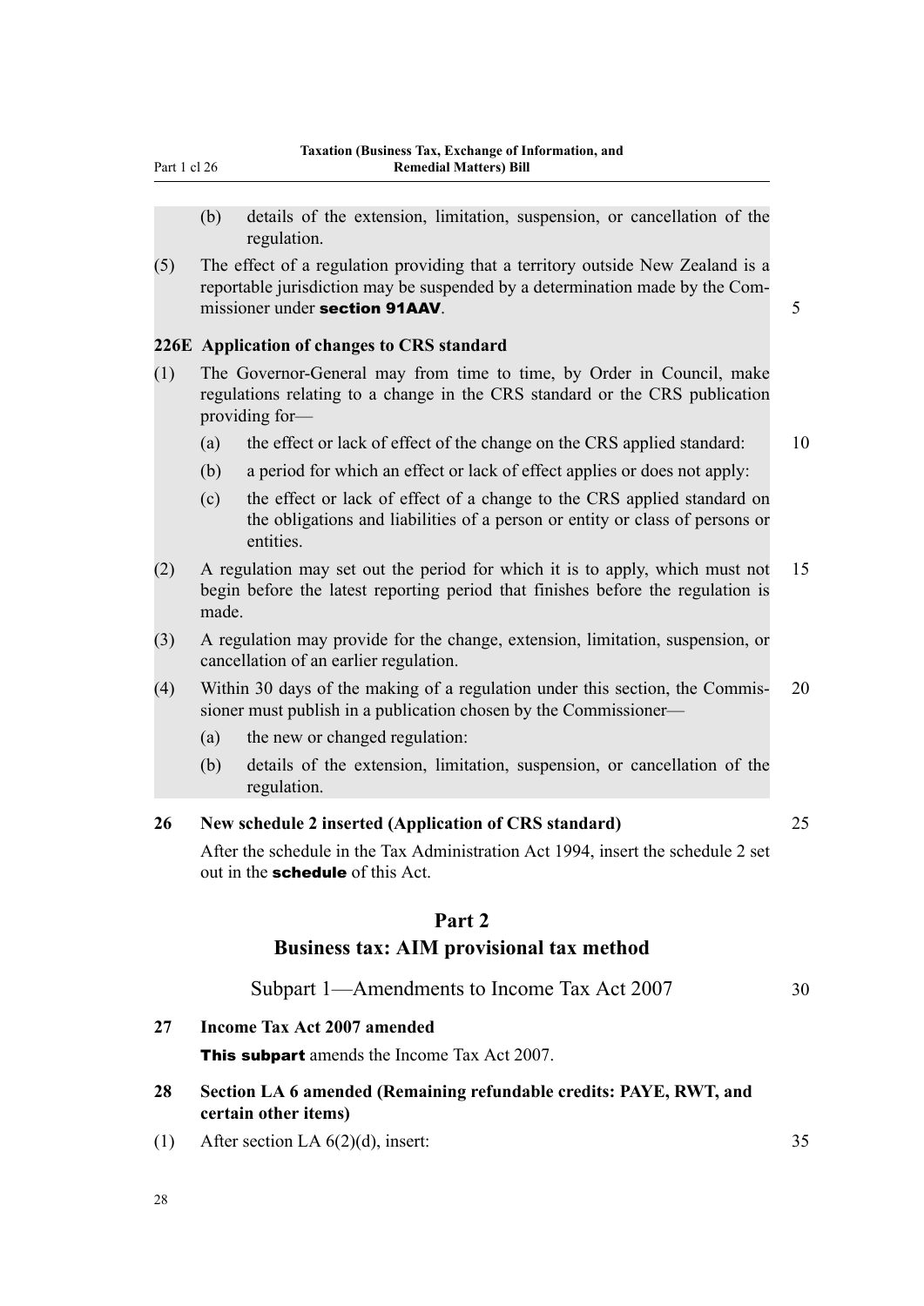(b) details of the extension, limitation, suspension, or cancellation of the regulation.

(5) The effect of a regulation providing that a territory outside New Zealand is a reportable jurisdiction may be suspended by a determination made by the Commissioner under **section 91AAV**.

**226E Application of changes to CRS standard**

(1) The Governor-General may from time to time, by Order in Council, make regulations relating to a change in the CRS standard or the CRS publication providing for—

(a) the effect or lack of effect of the change on the CRS applied standard:

(b) a period for which an effect or lack of effect applies or does not apply:

(c) the effect or lack of effect of a change to the CRS applied standard on the obligations and liabilities of a person or entity or class of persons or entities.

(2) A regulation may set out the period for which it is to apply, which must not begin before the latest reporting period that finishes before the regulation is made.

(3) A regulation may provide for the change, extension, limitation, suspension, or cancellation of an earlier regulation.

(4) Within 30 days of the making of a regulation under this section, the Commissioner must publish in a publication chosen by the Commissioner—

(a) the new or changed regulation:

(b) details of the extension, limitation, suspension, or cancellation of the regulation.

**26 New schedule 2 inserted (Application of CRS standard)**

After the schedule in the Tax Administration Act 1994, insert the schedule 2 set out in the **schedule** of this Act.

## Part 2
## Business tax: AIM provisional tax method

### Subpart 1—Amendments to Income Tax Act 2007

**27 Income Tax Act 2007 amended**

**This subpart** amends the Income Tax Act 2007.

**28 Section LA 6 amended (Remaining refundable credits: PAYE, RWT, and certain other items)**

(1) After section LA 6(2)(d), insert: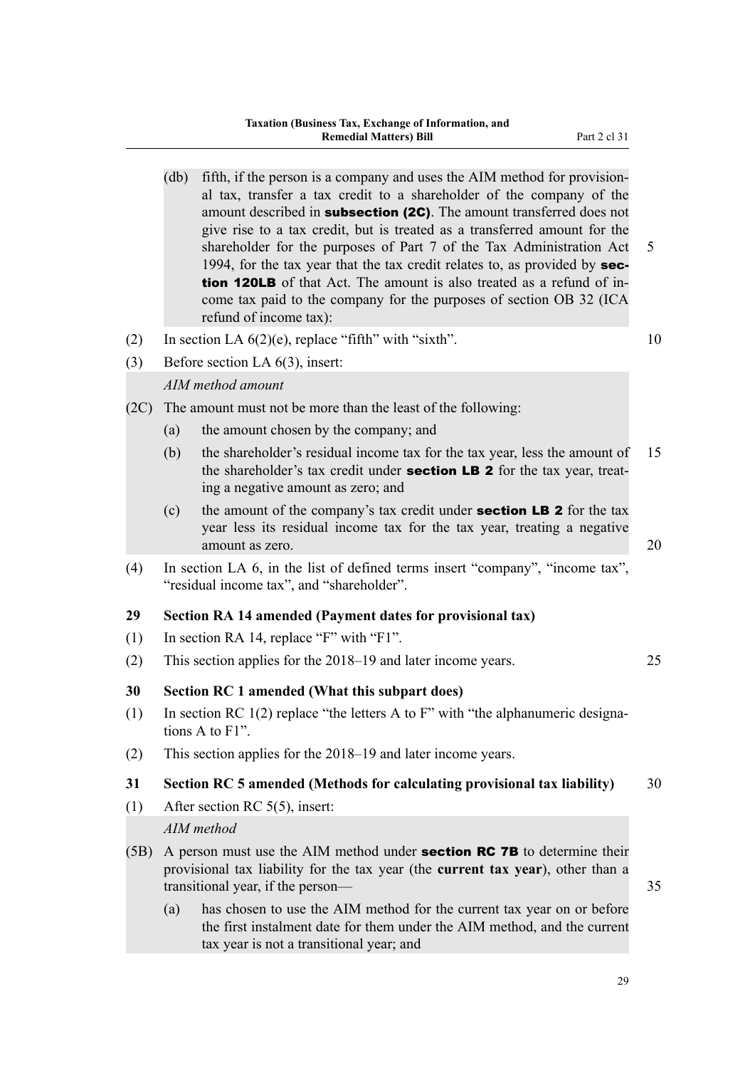(db) fifth, if the person is a company and uses the AIM method for provisional tax, transfer a tax credit to a shareholder of the company of the amount described in **subsection (2C)**. The amount transferred does not give rise to a tax credit, but is treated as a transferred amount for the shareholder for the purposes of Part 7 of the Tax Administration Act 1994, for the tax year that the tax credit relates to, as provided by **section 120LB** of that Act. The amount is also treated as a refund of income tax paid to the company for the purposes of section OB 32 (ICA refund of income tax):

(2) In section LA 6(2)(e), replace "fifth" with "sixth".

(3) Before section LA 6(3), insert:

*AIM method amount*

(2C) The amount must not be more than the least of the following:

(a) the amount chosen by the company; and

(b) the shareholder's residual income tax for the tax year, less the amount of the shareholder's tax credit under **section LB 2** for the tax year, treating a negative amount as zero; and

(c) the amount of the company's tax credit under **section LB 2** for the tax year less its residual income tax for the tax year, treating a negative amount as zero.

(4) In section LA 6, in the list of defined terms insert "company", "income tax", "residual income tax", and "shareholder".

**29 Section RA 14 amended (Payment dates for provisional tax)**

(1) In section RA 14, replace "F" with "F1".

(2) This section applies for the 2018–19 and later income years.

**30 Section RC 1 amended (What this subpart does)**

(1) In section RC 1(2) replace "the letters A to F" with "the alphanumeric designations A to F1".

(2) This section applies for the 2018–19 and later income years.

**31 Section RC 5 amended (Methods for calculating provisional tax liability)**

(1) After section RC 5(5), insert:

*AIM method*

(5B) A person must use the AIM method under **section RC 7B** to determine their provisional tax liability for the tax year (the **current tax year**), other than a transitional year, if the person—

(a) has chosen to use the AIM method for the current tax year on or before the first instalment date for them under the AIM method, and the current tax year is not a transitional year; and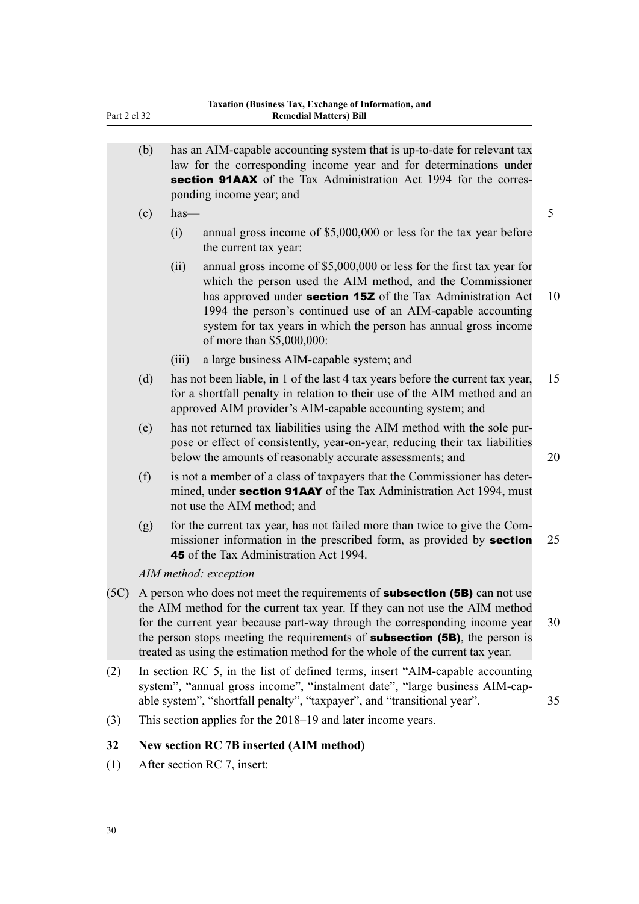(b) has an AIM-capable accounting system that is up-to-date for relevant tax law for the corresponding income year and for determinations under **section 91AAX** of the Tax Administration Act 1994 for the corresponding income year; and

(c) has—

(i) annual gross income of $5,000,000 or less for the tax year before the current tax year:

(ii) annual gross income of $5,000,000 or less for the first tax year for which the person used the AIM method, and the Commissioner has approved under **section 15Z** of the Tax Administration Act 1994 the person's continued use of an AIM-capable accounting system for tax years in which the person has annual gross income of more than $5,000,000:

(iii) a large business AIM-capable system; and

(d) has not been liable, in 1 of the last 4 tax years before the current tax year, for a shortfall penalty in relation to their use of the AIM method and an approved AIM provider's AIM-capable accounting system; and

(e) has not returned tax liabilities using the AIM method with the sole purpose or effect of consistently, year-on-year, reducing their tax liabilities below the amounts of reasonably accurate assessments; and

(f) is not a member of a class of taxpayers that the Commissioner has determined, under **section 91AAY** of the Tax Administration Act 1994, must not use the AIM method; and

(g) for the current tax year, has not failed more than twice to give the Commissioner information in the prescribed form, as provided by **section 45** of the Tax Administration Act 1994.

*AIM method: exception*

(5C) A person who does not meet the requirements of **subsection (5B)** can not use the AIM method for the current tax year. If they can not use the AIM method for the current year because part-way through the corresponding income year the person stops meeting the requirements of **subsection (5B)**, the person is treated as using the estimation method for the whole of the current tax year.

(2) In section RC 5, in the list of defined terms, insert "AIM-capable accounting system", "annual gross income", "instalment date", "large business AIM-capable system", "shortfall penalty", "taxpayer", and "transitional year".

(3) This section applies for the 2018–19 and later income years.

### 32 New section RC 7B inserted (AIM method)

(1) After section RC 7, insert: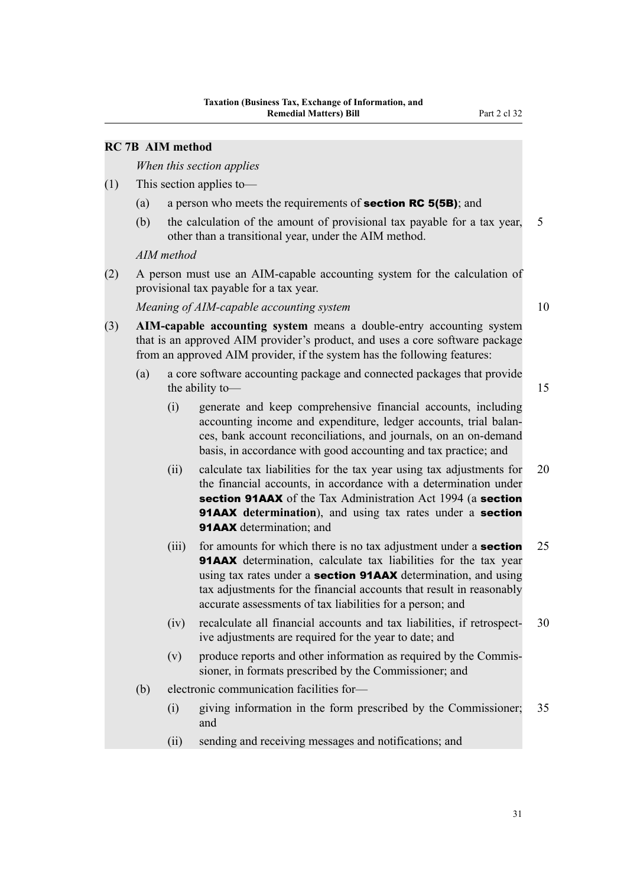### RC 7B AIM method

*When this section applies*

(1) This section applies to—

(a) a person who meets the requirements of **section RC 5(5B)**; and

(b) the calculation of the amount of provisional tax payable for a tax year, other than a transitional year, under the AIM method.

*AIM method*

(2) A person must use an AIM-capable accounting system for the calculation of provisional tax payable for a tax year.

*Meaning of AIM-capable accounting system*

(3) **AIM-capable accounting system** means a double-entry accounting system that is an approved AIM provider's product, and uses a core software package from an approved AIM provider, if the system has the following features:

(a) a core software accounting package and connected packages that provide the ability to—

(i) generate and keep comprehensive financial accounts, including accounting income and expenditure, ledger accounts, trial balances, bank account reconciliations, and journals, on an on-demand basis, in accordance with good accounting and tax practice; and

(ii) calculate tax liabilities for the tax year using tax adjustments for the financial accounts, in accordance with a determination under **section 91AAX** of the Tax Administration Act 1994 (a **section 91AAX determination**), and using tax rates under a **section 91AAX** determination; and

(iii) for amounts for which there is no tax adjustment under a **section 91AAX** determination, calculate tax liabilities for the tax year using tax rates under a **section 91AAX** determination, and using tax adjustments for the financial accounts that result in reasonably accurate assessments of tax liabilities for a person; and

(iv) recalculate all financial accounts and tax liabilities, if retrospective adjustments are required for the year to date; and

(v) produce reports and other information as required by the Commissioner, in formats prescribed by the Commissioner; and

(b) electronic communication facilities for—

(i) giving information in the form prescribed by the Commissioner; and

(ii) sending and receiving messages and notifications; and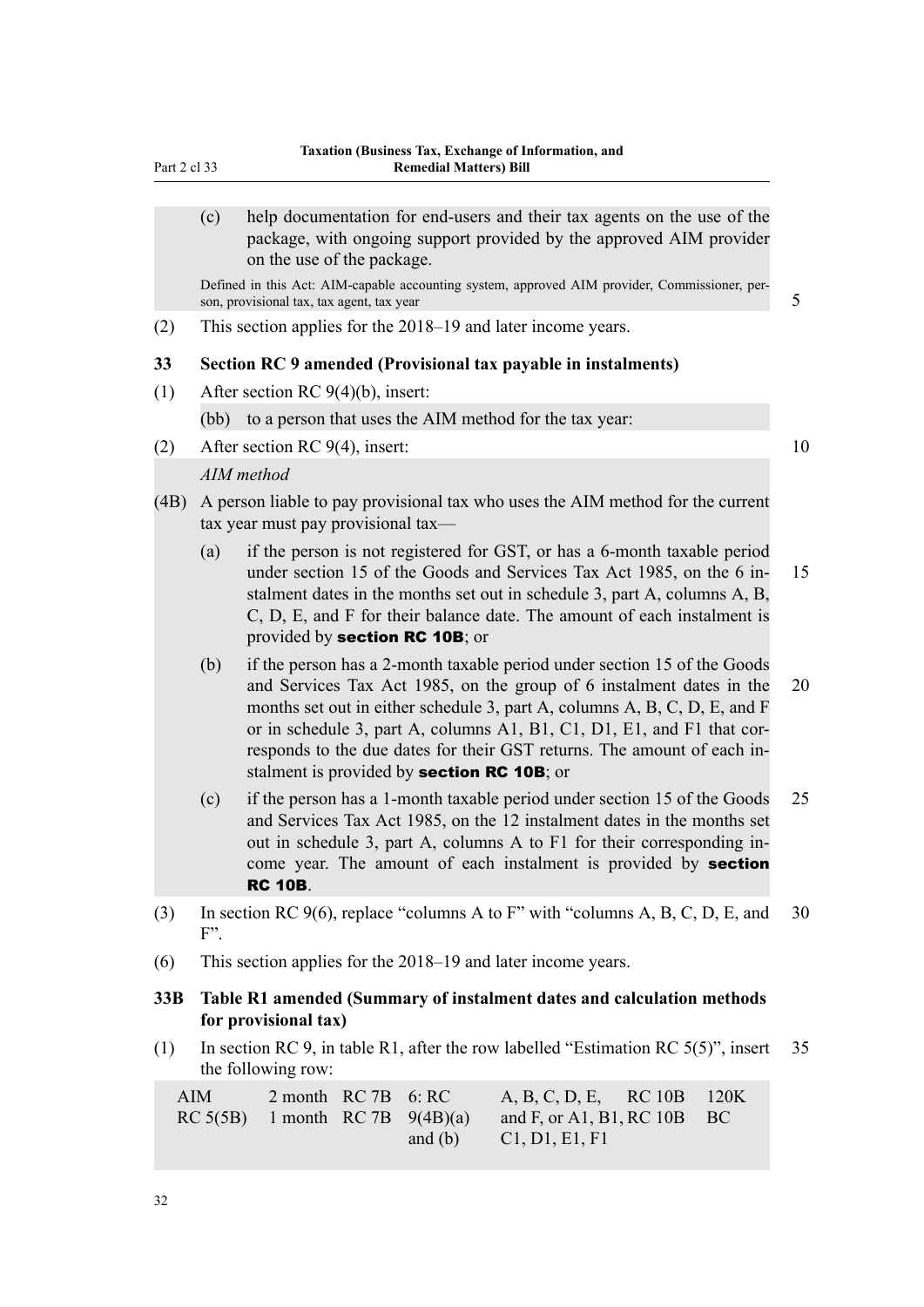(c) help documentation for end-users and their tax agents on the use of the package, with ongoing support provided by the approved AIM provider on the use of the package.

Defined in this Act: AIM-capable accounting system, approved AIM provider, Commissioner, person, provisional tax, tax agent, tax year

(2) This section applies for the 2018–19 and later income years.

### 33 Section RC 9 amended (Provisional tax payable in instalments)

(1) After section RC 9(4)(b), insert:

(bb) to a person that uses the AIM method for the tax year:

(2) After section RC 9(4), insert:

*AIM method*

(4B) A person liable to pay provisional tax who uses the AIM method for the current tax year must pay provisional tax—

(a) if the person is not registered for GST, or has a 6-month taxable period under section 15 of the Goods and Services Tax Act 1985, on the 6 instalment dates in the months set out in schedule 3, part A, columns A, B, C, D, E, and F for their balance date. The amount of each instalment is provided by **section RC 10B**; or

(b) if the person has a 2-month taxable period under section 15 of the Goods and Services Tax Act 1985, on the group of 6 instalment dates in the months set out in either schedule 3, part A, columns A, B, C, D, E, and F or in schedule 3, part A, columns A1, B1, C1, D1, E1, and F1 that corresponds to the due dates for their GST returns. The amount of each instalment is provided by **section RC 10B**; or

(c) if the person has a 1-month taxable period under section 15 of the Goods and Services Tax Act 1985, on the 12 instalment dates in the months set out in schedule 3, part A, columns A to F1 for their corresponding income year. The amount of each instalment is provided by **section RC 10B**.

(3) In section RC 9(6), replace "columns A to F" with "columns A, B, C, D, E, and F".

(6) This section applies for the 2018–19 and later income years.

### 33B Table R1 amended (Summary of instalment dates and calculation methods for provisional tax)

(1) In section RC 9, in table R1, after the row labelled "Estimation RC 5(5)", insert the following row:

| | | | | | | |
|---|---|---|---|---|---|---|
| AIM RC 5(5B) | 2 month 1 month | RC 7B RC 7B | 6: RC 9(4B)(a) and (b) | A, B, C, D, E, and F, or A1, B1, C1, D1, E1, F1 | RC 10B RC 10B | 120K BC |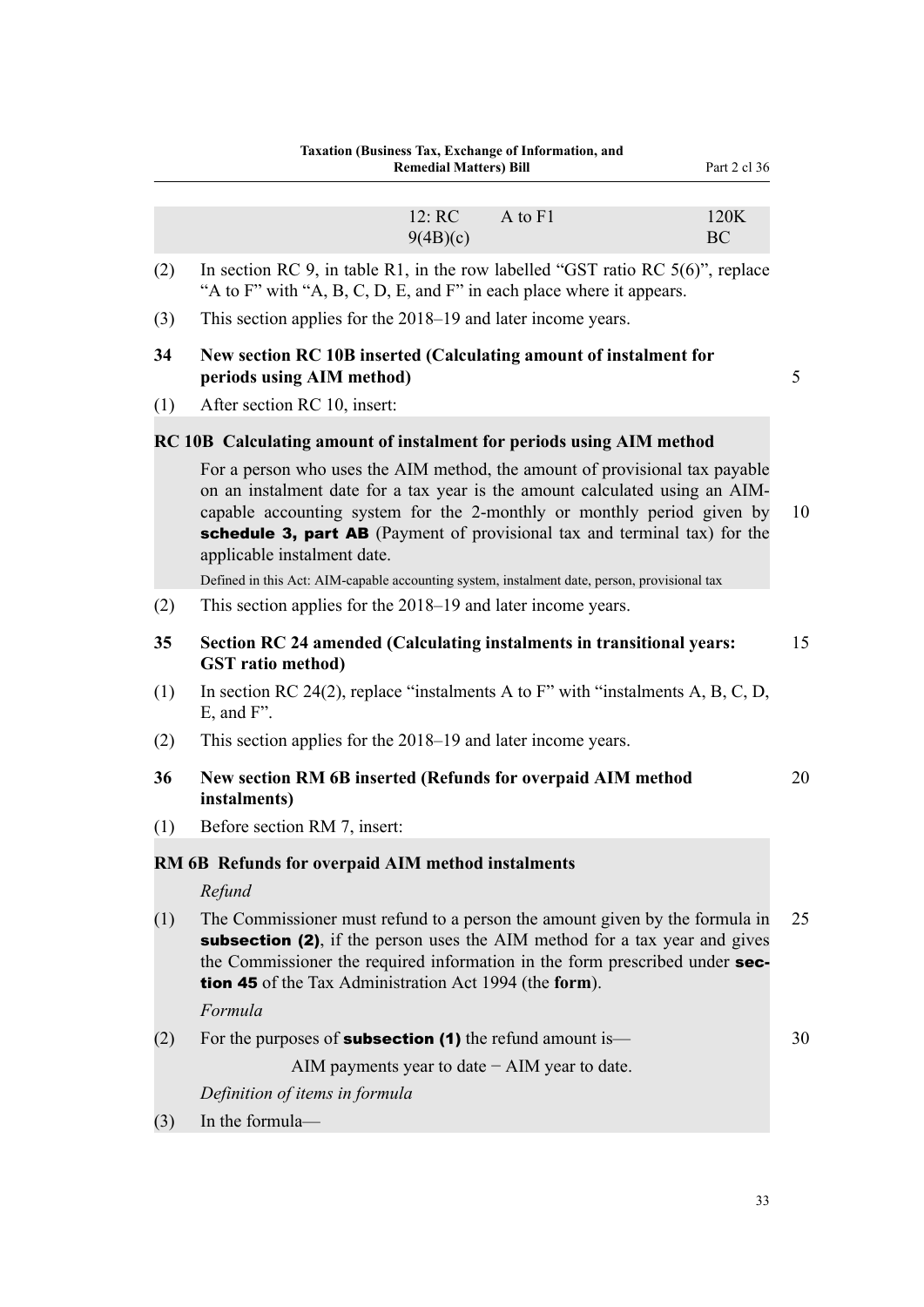| 12: RC 9(4B)(c) | A to F1 | 120K BC |
|---|---|---|

(2) In section RC 9, in table R1, in the row labelled "GST ratio RC 5(6)", replace "A to F" with "A, B, C, D, E, and F" in each place where it appears.

(3) This section applies for the 2018–19 and later income years.

### 34 New section RC 10B inserted (Calculating amount of instalment for periods using AIM method)

(1) After section RC 10, insert:

#### RC 10B Calculating amount of instalment for periods using AIM method

For a person who uses the AIM method, the amount of provisional tax payable on an instalment date for a tax year is the amount calculated using an AIM-capable accounting system for the 2-monthly or monthly period given by **schedule 3, part AB** (Payment of provisional tax and terminal tax) for the applicable instalment date.

Defined in this Act: AIM-capable accounting system, instalment date, person, provisional tax

(2) This section applies for the 2018–19 and later income years.

### 35 Section RC 24 amended (Calculating instalments in transitional years: GST ratio method)

(1) In section RC 24(2), replace "instalments A to F" with "instalments A, B, C, D, E, and F".

(2) This section applies for the 2018–19 and later income years.

### 36 New section RM 6B inserted (Refunds for overpaid AIM method instalments)

(1) Before section RM 7, insert:

#### RM 6B Refunds for overpaid AIM method instalments

*Refund*

(1) The Commissioner must refund to a person the amount given by the formula in **subsection (2)**, if the person uses the AIM method for a tax year and gives the Commissioner the required information in the form prescribed under **section 45** of the Tax Administration Act 1994 (the **form**).

*Formula*

(2) For the purposes of **subsection (1)** the refund amount is—

$$\text{AIM payments year to date} - \text{AIM year to date}.$$

*Definition of items in formula*

(3) In the formula—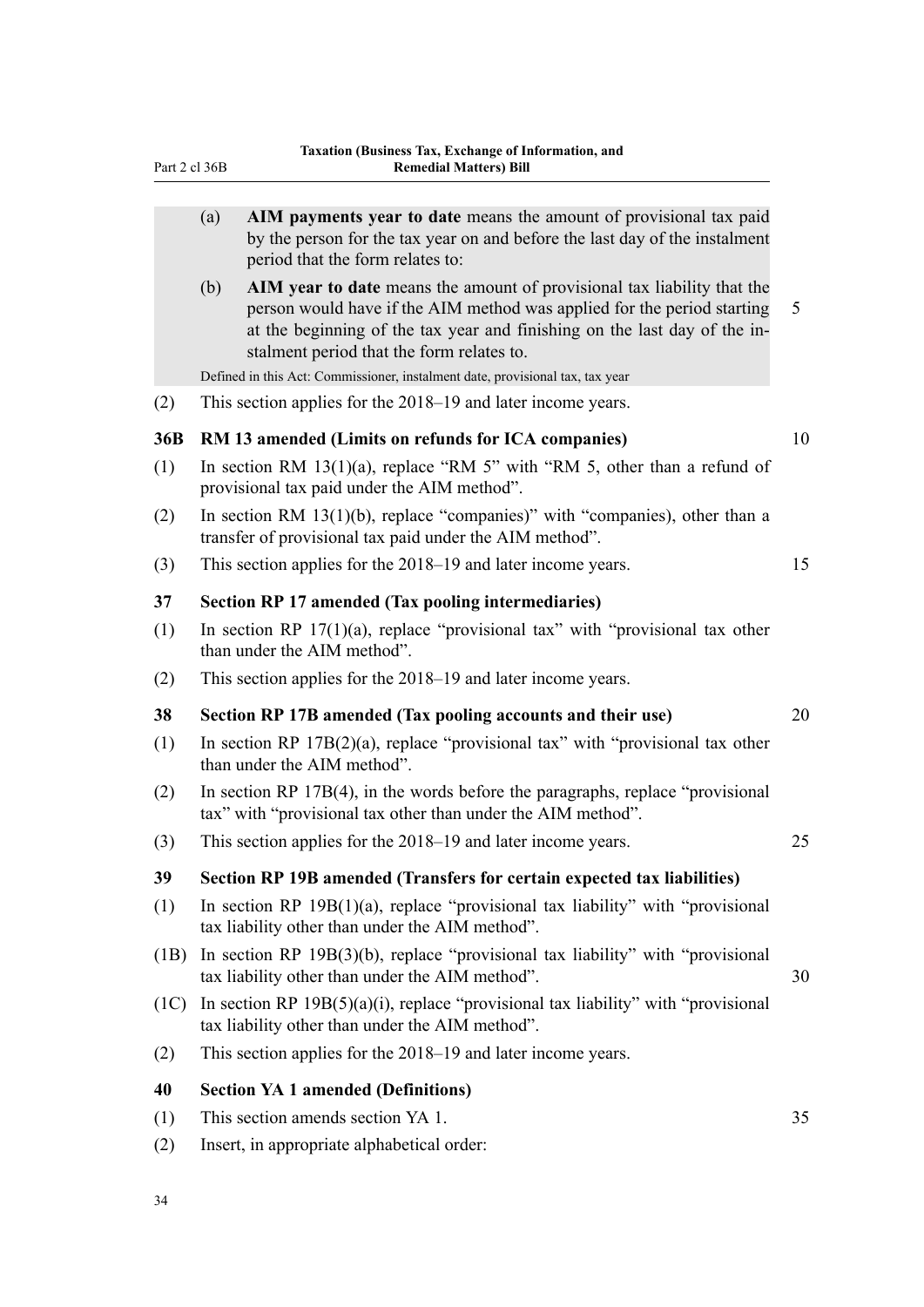(a) **AIM payments year to date** means the amount of provisional tax paid by the person for the tax year on and before the last day of the instalment period that the form relates to:

(b) **AIM year to date** means the amount of provisional tax liability that the person would have if the AIM method was applied for the period starting at the beginning of the tax year and finishing on the last day of the instalment period that the form relates to.

Defined in this Act: Commissioner, instalment date, provisional tax, tax year

(2) This section applies for the 2018–19 and later income years.

### 36B RM 13 amended (Limits on refunds for ICA companies)

(1) In section RM 13(1)(a), replace "RM 5" with "RM 5, other than a refund of provisional tax paid under the AIM method".

(2) In section RM 13(1)(b), replace "companies)" with "companies), other than a transfer of provisional tax paid under the AIM method".

(3) This section applies for the 2018–19 and later income years.

### 37 Section RP 17 amended (Tax pooling intermediaries)

(1) In section RP 17(1)(a), replace "provisional tax" with "provisional tax other than under the AIM method".

(2) This section applies for the 2018–19 and later income years.

### 38 Section RP 17B amended (Tax pooling accounts and their use)

(1) In section RP 17B(2)(a), replace "provisional tax" with "provisional tax other than under the AIM method".

(2) In section RP 17B(4), in the words before the paragraphs, replace "provisional tax" with "provisional tax other than under the AIM method".

(3) This section applies for the 2018–19 and later income years.

### 39 Section RP 19B amended (Transfers for certain expected tax liabilities)

(1) In section RP 19B(1)(a), replace "provisional tax liability" with "provisional tax liability other than under the AIM method".

(1B) In section RP 19B(3)(b), replace "provisional tax liability" with "provisional tax liability other than under the AIM method".

(1C) In section RP 19B(5)(a)(i), replace "provisional tax liability" with "provisional tax liability other than under the AIM method".

(2) This section applies for the 2018–19 and later income years.

### 40 Section YA 1 amended (Definitions)

(1) This section amends section YA 1.

(2) Insert, in appropriate alphabetical order: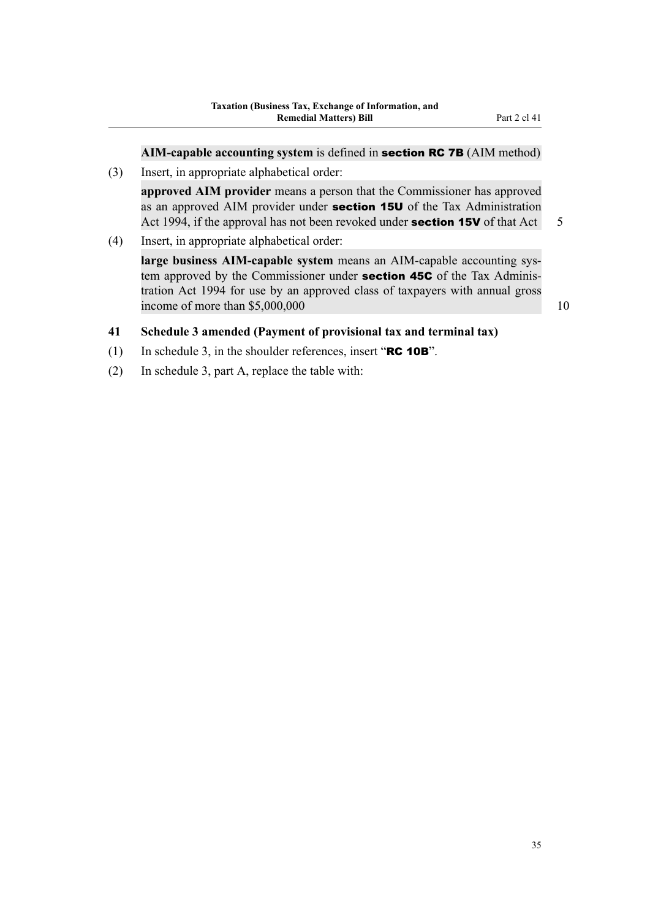**AIM-capable accounting system** is defined in **section RC 7B** (AIM method)

(3) Insert, in appropriate alphabetical order:

**approved AIM provider** means a person that the Commissioner has approved as an approved AIM provider under **section 15U** of the Tax Administration Act 1994, if the approval has not been revoked under **section 15V** of that Act

(4) Insert, in appropriate alphabetical order:

**large business AIM-capable system** means an AIM-capable accounting system approved by the Commissioner under **section 45C** of the Tax Administration Act 1994 for use by an approved class of taxpayers with annual gross income of more than $5,000,000

### 41 Schedule 3 amended (Payment of provisional tax and terminal tax)

(1) In schedule 3, in the shoulder references, insert "**RC 10B**".

(2) In schedule 3, part A, replace the table with: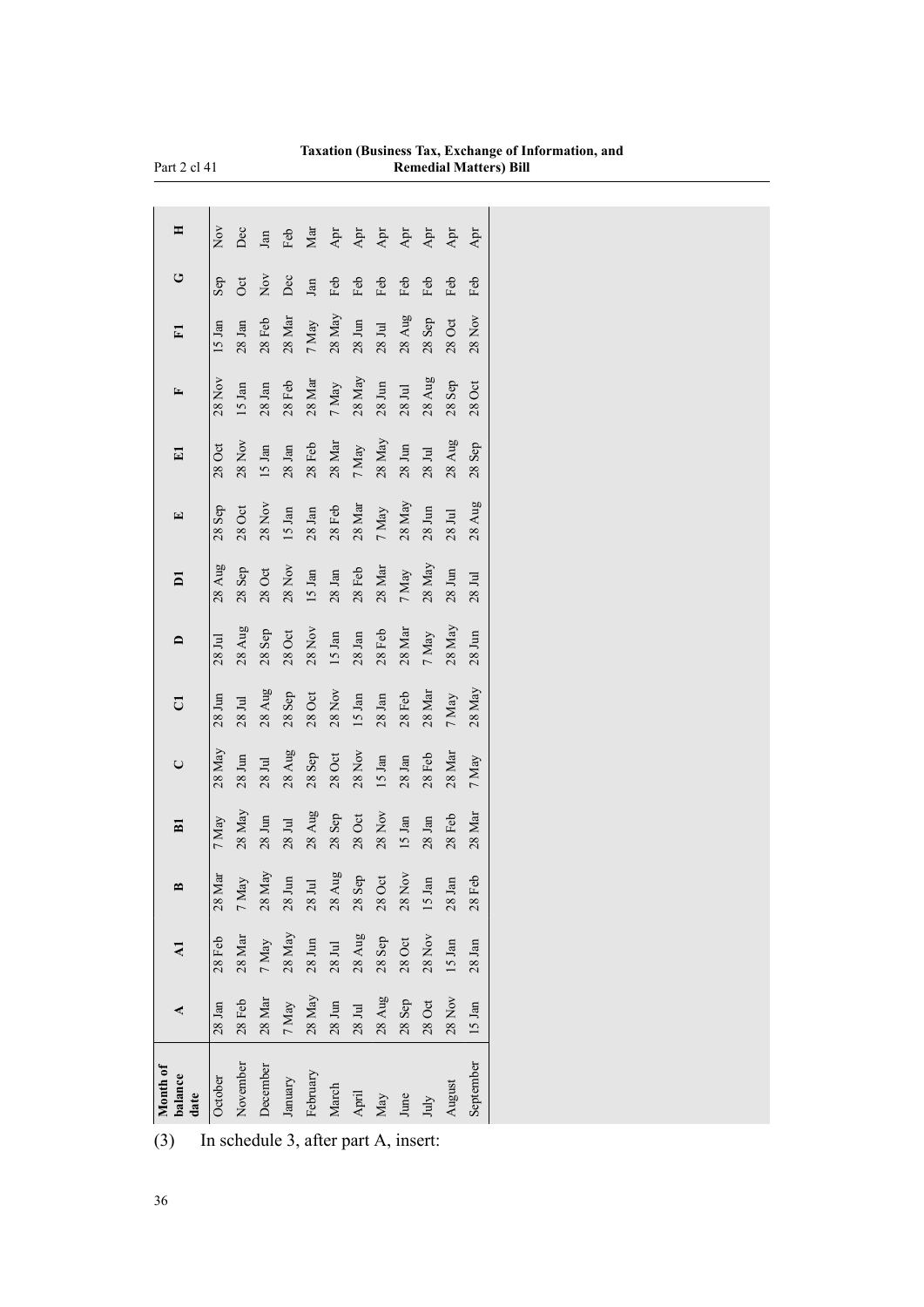| Month of balance date | A | A1 | B | B1 | C | C1 | D | D1 | E | E1 | F | F1 | G | H |
|---|---|---|---|---|---|---|---|---|---|---|---|---|---|---|
| October | 28 Jan | 28 Feb | 28 Mar | 7 May | 28 May | 28 Jun | 28 Jul | 28 Aug | 28 Sep | 28 Oct | 28 Nov | 15 Jan | Sep | Nov |
| November | 28 Feb | 28 Mar | 7 May | 28 May | 28 Jun | 28 Jul | 28 Aug | 28 Sep | 28 Oct | 28 Nov | 15 Jan | 28 Jan | Oct | Dec |
| December | 28 Mar | 7 May | 28 May | 28 Jun | 28 Jul | 28 Aug | 28 Sep | 28 Oct | 28 Nov | 15 Jan | 28 Jan | 28 Feb | Nov | Jan |
| January | 7 May | 28 May | 28 Jun | 28 Jul | 28 Aug | 28 Sep | 28 Oct | 28 Nov | 15 Jan | 28 Jan | 28 Feb | 28 Mar | Dec | Feb |
| February | 28 May | 28 Jun | 28 Jul | 28 Aug | 28 Sep | 28 Oct | 28 Nov | 15 Jan | 28 Jan | 28 Feb | 28 Mar | 7 May | Jan | Mar |
| March | 28 Jun | 28 Jul | 28 Aug | 28 Sep | 28 Oct | 28 Nov | 15 Jan | 28 Jan | 28 Feb | 28 Mar | 7 May | 28 May | Feb | Apr |
| April | 28 Jul | 28 Aug | 28 Sep | 28 Oct | 28 Nov | 15 Jan | 28 Jan | 28 Feb | 28 Mar | 7 May | 28 May | 28 Jun | Feb | Apr |
| May | 28 Aug | 28 Sep | 28 Oct | 28 Nov | 15 Jan | 28 Jan | 28 Feb | 28 Mar | 7 May | 28 May | 28 Jun | 28 Jul | Feb | Apr |
| June | 28 Sep | 28 Oct | 28 Nov | 15 Jan | 28 Jan | 28 Feb | 28 Mar | 7 May | 28 May | 28 Jun | 28 Jul | 28 Aug | Feb | Apr |
| July | 28 Oct | 28 Nov | 15 Jan | 28 Jan | 28 Feb | 28 Mar | 7 May | 28 May | 28 Jun | 28 Jul | 28 Aug | 28 Sep | Feb | Apr |
| August | 28 Nov | 15 Jan | 28 Jan | 28 Feb | 28 Mar | 7 May | 28 May | 28 Jun | 28 Jul | 28 Aug | 28 Sep | 28 Oct | Feb | Apr |
| September | 15 Jan | 28 Jan | 28 Feb | 28 Mar | 7 May | 28 May | 28 Jun | 28 Jul | 28 Aug | 28 Sep | 28 Oct | 28 Nov | Feb | Apr |

(3) In schedule 3, after part A, insert: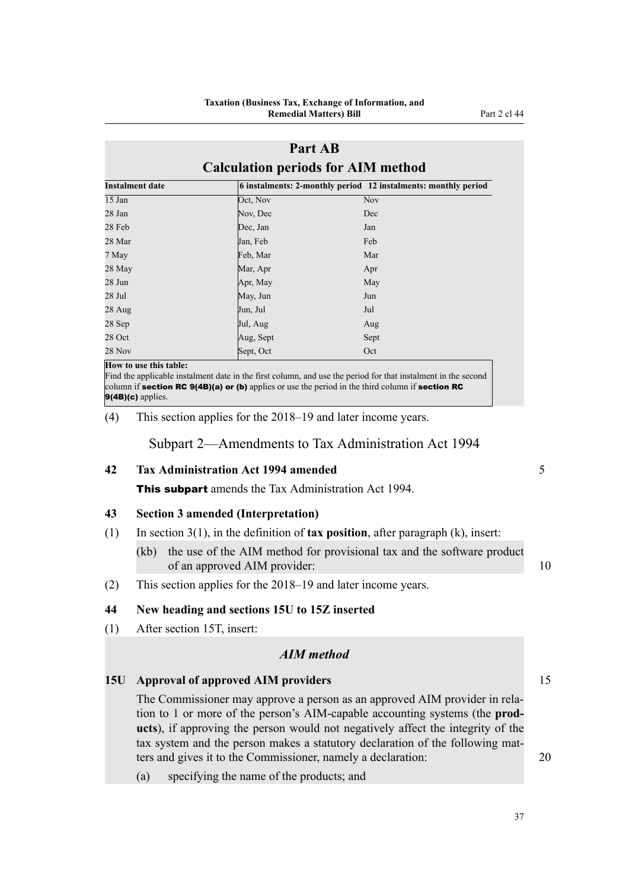## Part AB
## Calculation periods for AIM method

| Instalment date | 6 instalments: 2-monthly period | 12 instalments: monthly period |
|---|---|---|
| 15 Jan | Oct, Nov | Nov |
| 28 Jan | Nov, Dec | Dec |
| 28 Feb | Dec, Jan | Jan |
| 28 Mar | Jan, Feb | Feb |
| 7 May | Feb, Mar | Mar |
| 28 May | Mar, Apr | Apr |
| 28 Jun | Apr, May | May |
| 28 Jul | May, Jun | Jun |
| 28 Aug | Jun, Jul | Jul |
| 28 Sep | Jul, Aug | Aug |
| 28 Oct | Aug, Sept | Sept |
| 28 Nov | Sept, Oct | Oct |

**How to use this table:**
Find the applicable instalment date in the first column, and use the period for that instalment in the second column if **section RC 9(4B)(a) or (b)** applies or use the period in the third column if **section RC 9(4B)(c)** applies.

(4) This section applies for the 2018–19 and later income years.

### Subpart 2—Amendments to Tax Administration Act 1994

**42 Tax Administration Act 1994 amended**

**This subpart** amends the Tax Administration Act 1994.

**43 Section 3 amended (Interpretation)**

(1) In section 3(1), in the definition of **tax position**, after paragraph (k), insert:

(kb) the use of the AIM method for provisional tax and the software product of an approved AIM provider:

(2) This section applies for the 2018–19 and later income years.

**44 New heading and sections 15U to 15Z inserted**

(1) After section 15T, insert:

*AIM method*

**15U Approval of approved AIM providers**

The Commissioner may approve a person as an approved AIM provider in relation to 1 or more of the person's AIM-capable accounting systems (the **products**), if approving the person would not negatively affect the integrity of the tax system and the person makes a statutory declaration of the following matters and gives it to the Commissioner, namely a declaration:

(a) specifying the name of the products; and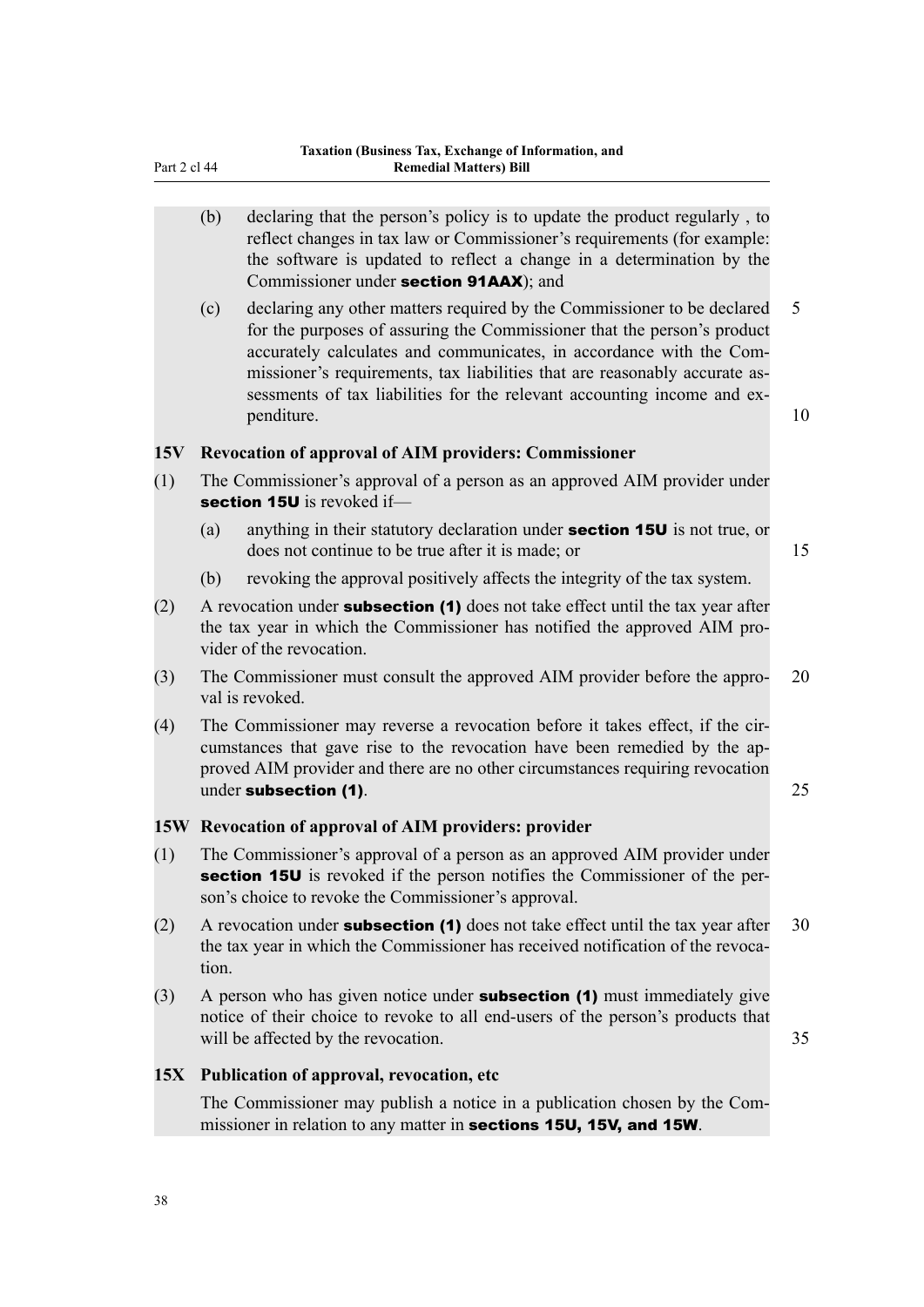(b) declaring that the person's policy is to update the product regularly , to reflect changes in tax law or Commissioner's requirements (for example: the software is updated to reflect a change in a determination by the Commissioner under **section 91AAX**); and

(c) declaring any other matters required by the Commissioner to be declared for the purposes of assuring the Commissioner that the person's product accurately calculates and communicates, in accordance with the Commissioner's requirements, tax liabilities that are reasonably accurate assessments of tax liabilities for the relevant accounting income and expenditure.

**15V Revocation of approval of AIM providers: Commissioner**

(1) The Commissioner's approval of a person as an approved AIM provider under **section 15U** is revoked if—

(a) anything in their statutory declaration under **section 15U** is not true, or does not continue to be true after it is made; or

(b) revoking the approval positively affects the integrity of the tax system.

(2) A revocation under **subsection (1)** does not take effect until the tax year after the tax year in which the Commissioner has notified the approved AIM provider of the revocation.

(3) The Commissioner must consult the approved AIM provider before the approval is revoked.

(4) The Commissioner may reverse a revocation before it takes effect, if the circumstances that gave rise to the revocation have been remedied by the approved AIM provider and there are no other circumstances requiring revocation under **subsection (1)**.

**15W Revocation of approval of AIM providers: provider**

(1) The Commissioner's approval of a person as an approved AIM provider under **section 15U** is revoked if the person notifies the Commissioner of the person's choice to revoke the Commissioner's approval.

(2) A revocation under **subsection (1)** does not take effect until the tax year after the tax year in which the Commissioner has received notification of the revocation.

(3) A person who has given notice under **subsection (1)** must immediately give notice of their choice to revoke to all end-users of the person's products that will be affected by the revocation.

**15X Publication of approval, revocation, etc**

The Commissioner may publish a notice in a publication chosen by the Commissioner in relation to any matter in **sections 15U, 15V, and 15W**.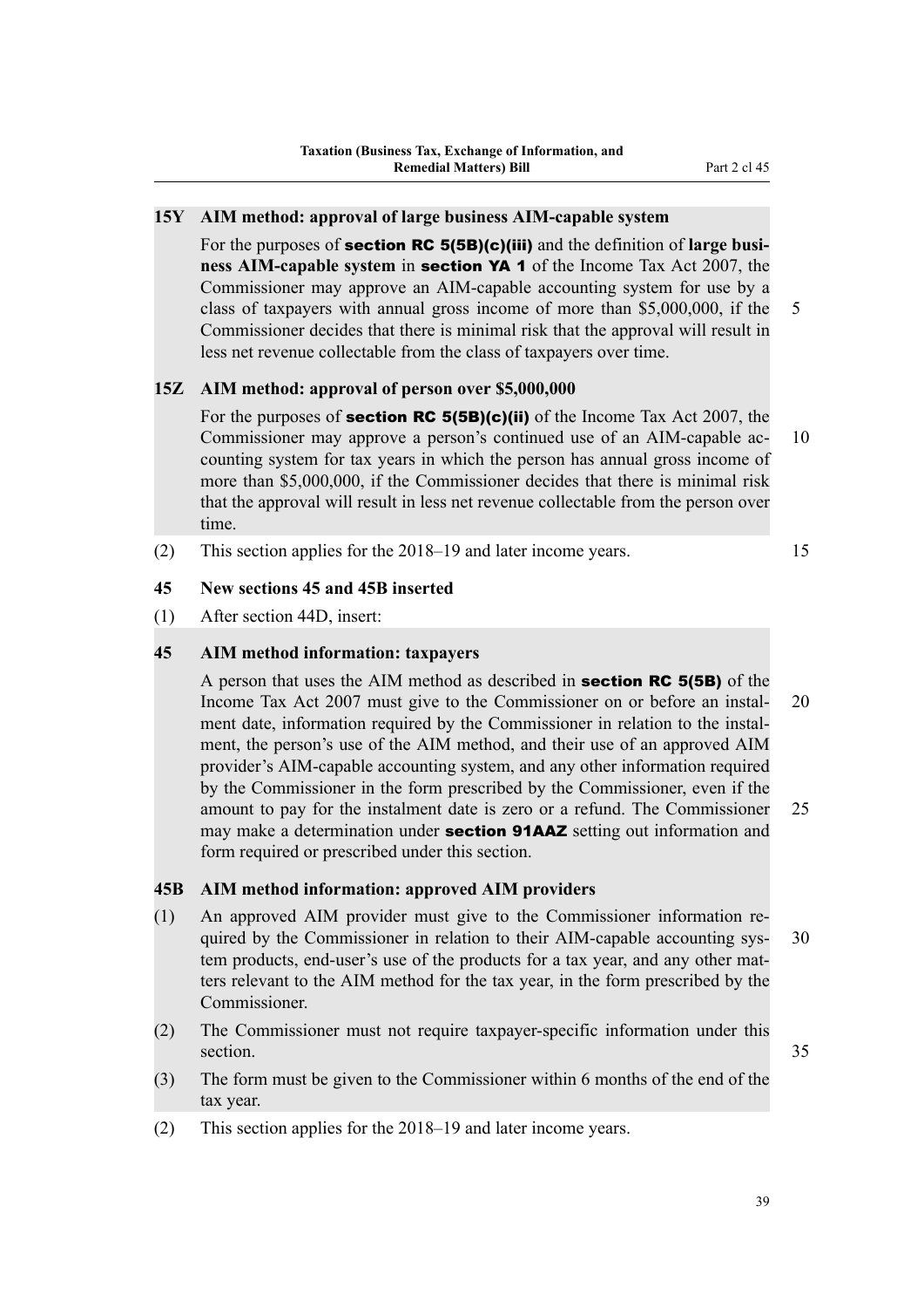**15Y AIM method: approval of large business AIM-capable system**

For the purposes of **section RC 5(5B)(c)(iii)** and the definition of **large business AIM-capable system** in **section YA 1** of the Income Tax Act 2007, the Commissioner may approve an AIM-capable accounting system for use by a class of taxpayers with annual gross income of more than $5,000,000, if the Commissioner decides that there is minimal risk that the approval will result in less net revenue collectable from the class of taxpayers over time.

**15Z AIM method: approval of person over $5,000,000**

For the purposes of **section RC 5(5B)(c)(ii)** of the Income Tax Act 2007, the Commissioner may approve a person's continued use of an AIM-capable accounting system for tax years in which the person has annual gross income of more than $5,000,000, if the Commissioner decides that there is minimal risk that the approval will result in less net revenue collectable from the person over time.

(2) This section applies for the 2018–19 and later income years.

**45 New sections 45 and 45B inserted**

(1) After section 44D, insert:

**45 AIM method information: taxpayers**

A person that uses the AIM method as described in **section RC 5(5B)** of the Income Tax Act 2007 must give to the Commissioner on or before an instalment date, information required by the Commissioner in relation to the instalment, the person's use of the AIM method, and their use of an approved AIM provider's AIM-capable accounting system, and any other information required by the Commissioner in the form prescribed by the Commissioner, even if the amount to pay for the instalment date is zero or a refund. The Commissioner may make a determination under **section 91AAZ** setting out information and form required or prescribed under this section.

**45B AIM method information: approved AIM providers**

(1) An approved AIM provider must give to the Commissioner information required by the Commissioner in relation to their AIM-capable accounting system products, end-user's use of the products for a tax year, and any other matters relevant to the AIM method for the tax year, in the form prescribed by the Commissioner.

(2) The Commissioner must not require taxpayer-specific information under this section.

(3) The form must be given to the Commissioner within 6 months of the end of the tax year.

(2) This section applies for the 2018–19 and later income years.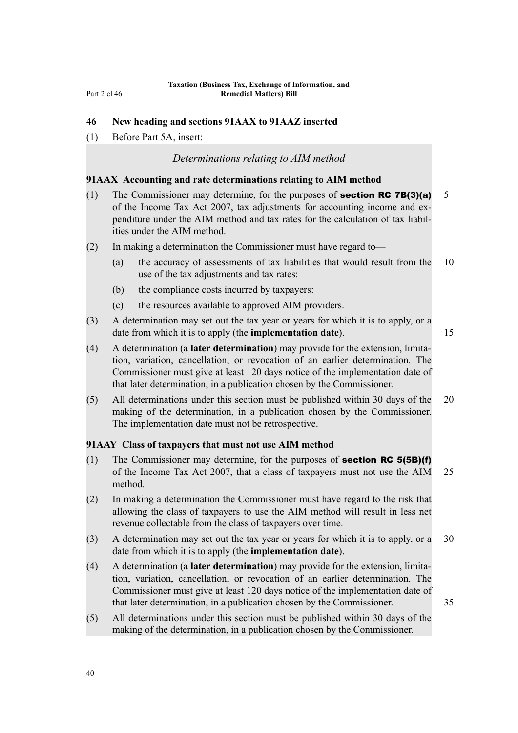### 46 New heading and sections 91AAX to 91AAZ inserted

(1) Before Part 5A, insert:

*Determinations relating to AIM method*

**91AAX Accounting and rate determinations relating to AIM method**

(1) The Commissioner may determine, for the purposes of **section RC 7B(3)(a)** of the Income Tax Act 2007, tax adjustments for accounting income and expenditure under the AIM method and tax rates for the calculation of tax liabilities under the AIM method.

(2) In making a determination the Commissioner must have regard to—

(a) the accuracy of assessments of tax liabilities that would result from the use of the tax adjustments and tax rates:

(b) the compliance costs incurred by taxpayers:

(c) the resources available to approved AIM providers.

(3) A determination may set out the tax year or years for which it is to apply, or a date from which it is to apply (the **implementation date**).

(4) A determination (a **later determination**) may provide for the extension, limitation, variation, cancellation, or revocation of an earlier determination. The Commissioner must give at least 120 days notice of the implementation date of that later determination, in a publication chosen by the Commissioner.

(5) All determinations under this section must be published within 30 days of the making of the determination, in a publication chosen by the Commissioner. The implementation date must not be retrospective.

**91AAY Class of taxpayers that must not use AIM method**

(1) The Commissioner may determine, for the purposes of **section RC 5(5B)(f)** of the Income Tax Act 2007, that a class of taxpayers must not use the AIM method.

(2) In making a determination the Commissioner must have regard to the risk that allowing the class of taxpayers to use the AIM method will result in less net revenue collectable from the class of taxpayers over time.

(3) A determination may set out the tax year or years for which it is to apply, or a date from which it is to apply (the **implementation date**).

(4) A determination (a **later determination**) may provide for the extension, limitation, variation, cancellation, or revocation of an earlier determination. The Commissioner must give at least 120 days notice of the implementation date of that later determination, in a publication chosen by the Commissioner.

(5) All determinations under this section must be published within 30 days of the making of the determination, in a publication chosen by the Commissioner.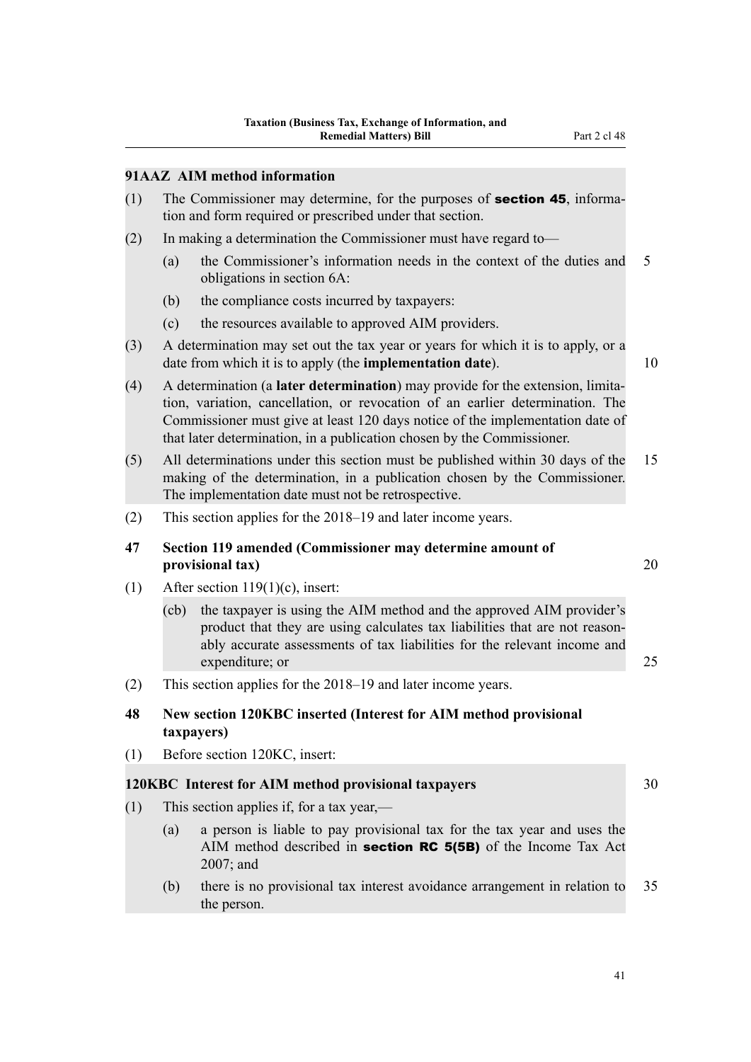### 91AAZ AIM method information

(1) The Commissioner may determine, for the purposes of **section 45**, information and form required or prescribed under that section.

(2) In making a determination the Commissioner must have regard to—

(a) the Commissioner's information needs in the context of the duties and obligations in section 6A:

(b) the compliance costs incurred by taxpayers:

(c) the resources available to approved AIM providers.

(3) A determination may set out the tax year or years for which it is to apply, or a date from which it is to apply (the **implementation date**).

(4) A determination (a **later determination**) may provide for the extension, limitation, variation, cancellation, or revocation of an earlier determination. The Commissioner must give at least 120 days notice of the implementation date of that later determination, in a publication chosen by the Commissioner.

(5) All determinations under this section must be published within 30 days of the making of the determination, in a publication chosen by the Commissioner. The implementation date must not be retrospective.

(2) This section applies for the 2018–19 and later income years.

### 47 Section 119 amended (Commissioner may determine amount of provisional tax)

(1) After section 119(1)(c), insert:

(cb) the taxpayer is using the AIM method and the approved AIM provider's product that they are using calculates tax liabilities that are not reasonably accurate assessments of tax liabilities for the relevant income and expenditure; or

(2) This section applies for the 2018–19 and later income years.

### 48 New section 120KBC inserted (Interest for AIM method provisional taxpayers)

(1) Before section 120KC, insert:

### 120KBC Interest for AIM method provisional taxpayers

(1) This section applies if, for a tax year,—

(a) a person is liable to pay provisional tax for the tax year and uses the AIM method described in **section RC 5(5B)** of the Income Tax Act 2007; and

(b) there is no provisional tax interest avoidance arrangement in relation to the person.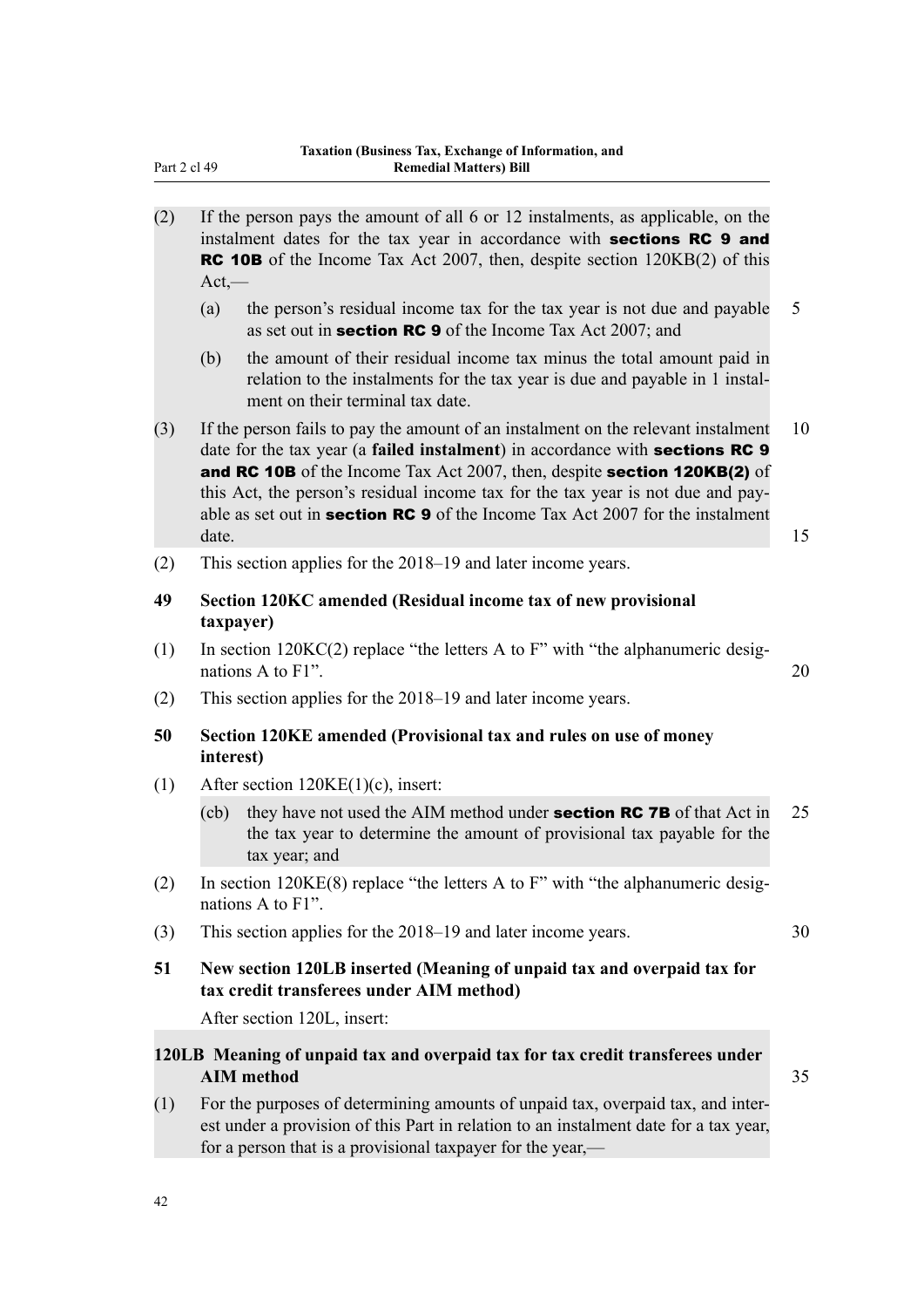(2) If the person pays the amount of all 6 or 12 instalments, as applicable, on the instalment dates for the tax year in accordance with **sections RC 9 and RC 10B** of the Income Tax Act 2007, then, despite section 120KB(2) of this Act,—

(a) the person's residual income tax for the tax year is not due and payable as set out in **section RC 9** of the Income Tax Act 2007; and

(b) the amount of their residual income tax minus the total amount paid in relation to the instalments for the tax year is due and payable in 1 instalment on their terminal tax date.

(3) If the person fails to pay the amount of an instalment on the relevant instalment date for the tax year (a **failed instalment**) in accordance with **sections RC 9 and RC 10B** of the Income Tax Act 2007, then, despite **section 120KB(2)** of this Act, the person's residual income tax for the tax year is not due and payable as set out in **section RC 9** of the Income Tax Act 2007 for the instalment date.

(2) This section applies for the 2018–19 and later income years.

### 49 Section 120KC amended (Residual income tax of new provisional taxpayer)

(1) In section 120KC(2) replace "the letters A to F" with "the alphanumeric designations A to F1".

(2) This section applies for the 2018–19 and later income years.

### 50 Section 120KE amended (Provisional tax and rules on use of money interest)

(1) After section 120KE(1)(c), insert:

(cb) they have not used the AIM method under **section RC 7B** of that Act in the tax year to determine the amount of provisional tax payable for the tax year; and

(2) In section 120KE(8) replace "the letters A to F" with "the alphanumeric designations A to F1".

(3) This section applies for the 2018–19 and later income years.

### 51 New section 120LB inserted (Meaning of unpaid tax and overpaid tax for tax credit transferees under AIM method)

After section 120L, insert:

#### 120LB Meaning of unpaid tax and overpaid tax for tax credit transferees under AIM method

(1) For the purposes of determining amounts of unpaid tax, overpaid tax, and interest under a provision of this Part in relation to an instalment date for a tax year, for a person that is a provisional taxpayer for the year,—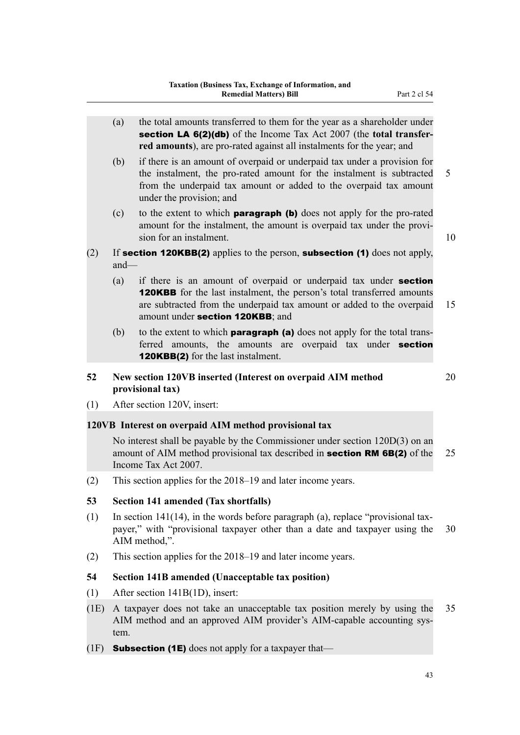(a) the total amounts transferred to them for the year as a shareholder under **section LA 6(2)(db)** of the Income Tax Act 2007 (the **total transferred amounts**), are pro-rated against all instalments for the year; and

(b) if there is an amount of overpaid or underpaid tax under a provision for the instalment, the pro-rated amount for the instalment is subtracted from the underpaid tax amount or added to the overpaid tax amount under the provision; and

(c) to the extent to which **paragraph (b)** does not apply for the pro-rated amount for the instalment, the amount is overpaid tax under the provision for an instalment.

(2) If **section 120KBB(2)** applies to the person, **subsection (1)** does not apply, and—

(a) if there is an amount of overpaid or underpaid tax under **section 120KBB** for the last instalment, the person's total transferred amounts are subtracted from the underpaid tax amount or added to the overpaid amount under **section 120KBB**; and

(b) to the extent to which **paragraph (a)** does not apply for the total transferred amounts, the amounts are overpaid tax under **section 120KBB(2)** for the last instalment.

**52 New section 120VB inserted (Interest on overpaid AIM method provisional tax)**

(1) After section 120V, insert:

**120VB Interest on overpaid AIM method provisional tax**

No interest shall be payable by the Commissioner under section 120D(3) on an amount of AIM method provisional tax described in **section RM 6B(2)** of the Income Tax Act 2007.

(2) This section applies for the 2018–19 and later income years.

**53 Section 141 amended (Tax shortfalls)**

(1) In section 141(14), in the words before paragraph (a), replace "provisional taxpayer," with "provisional taxpayer other than a date and taxpayer using the AIM method,".

(2) This section applies for the 2018–19 and later income years.

**54 Section 141B amended (Unacceptable tax position)**

(1) After section 141B(1D), insert:

(1E) A taxpayer does not take an unacceptable tax position merely by using the AIM method and an approved AIM provider's AIM-capable accounting system.

(1F) **Subsection (1E)** does not apply for a taxpayer that—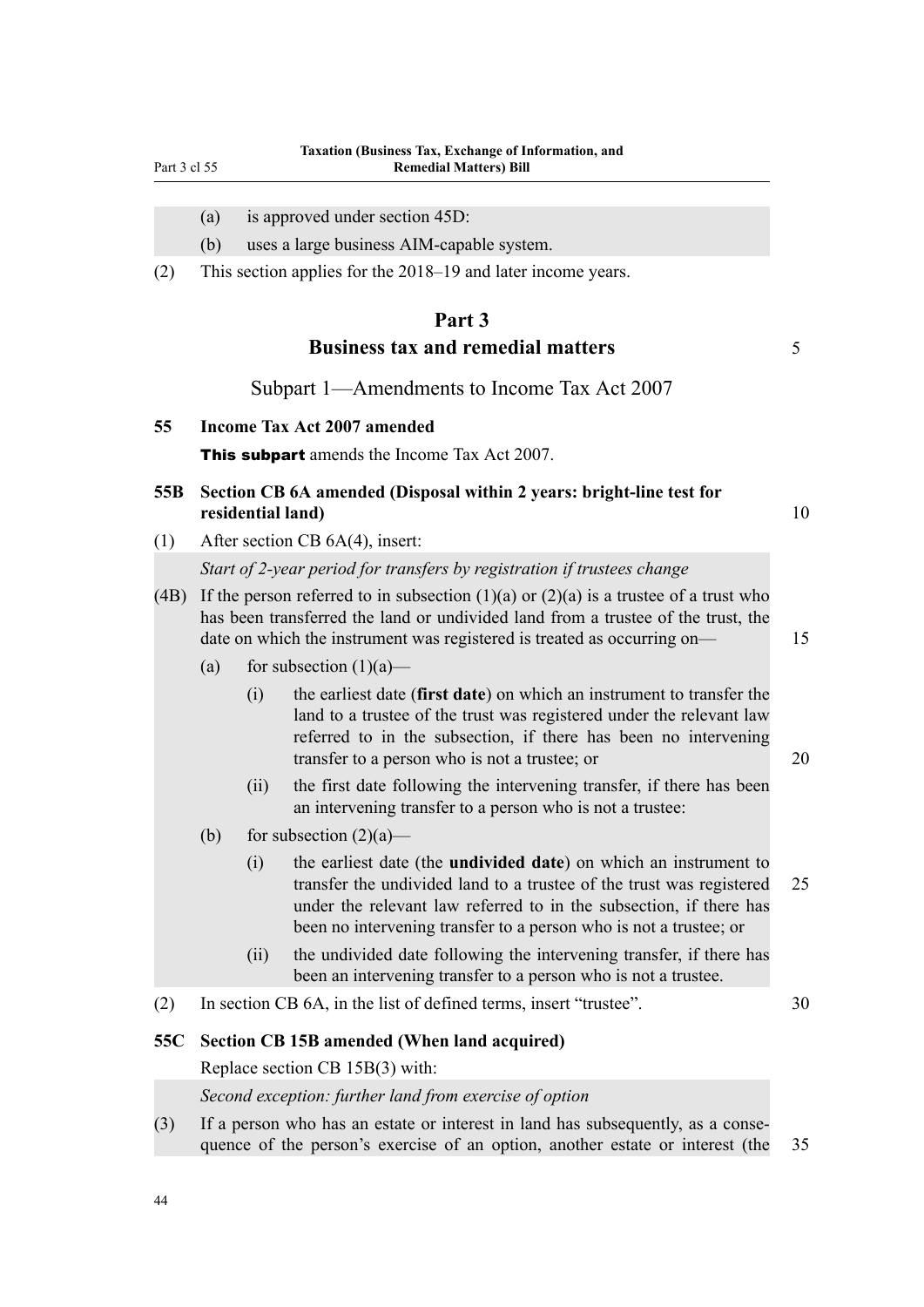(a) is approved under section 45D:

(b) uses a large business AIM-capable system.

(2) This section applies for the 2018–19 and later income years.

# Part 3
# Business tax and remedial matters

## Subpart 1—Amendments to Income Tax Act 2007

### 55 Income Tax Act 2007 amended

**This subpart** amends the Income Tax Act 2007.

### 55B Section CB 6A amended (Disposal within 2 years: bright-line test for residential land)

(1) After section CB 6A(4), insert:

*Start of 2-year period for transfers by registration if trustees change*

(4B) If the person referred to in subsection (1)(a) or (2)(a) is a trustee of a trust who has been transferred the land or undivided land from a trustee of the trust, the date on which the instrument was registered is treated as occurring on—

(a) for subsection (1)(a)—

(i) the earliest date (**first date**) on which an instrument to transfer the land to a trustee of the trust was registered under the relevant law referred to in the subsection, if there has been no intervening transfer to a person who is not a trustee; or

(ii) the first date following the intervening transfer, if there has been an intervening transfer to a person who is not a trustee:

(b) for subsection (2)(a)—

(i) the earliest date (the **undivided date**) on which an instrument to transfer the undivided land to a trustee of the trust was registered under the relevant law referred to in the subsection, if there has been no intervening transfer to a person who is not a trustee; or

(ii) the undivided date following the intervening transfer, if there has been an intervening transfer to a person who is not a trustee.

(2) In section CB 6A, in the list of defined terms, insert "trustee".

### 55C Section CB 15B amended (When land acquired)

Replace section CB 15B(3) with:

*Second exception: further land from exercise of option*

(3) If a person who has an estate or interest in land has subsequently, as a consequence of the person's exercise of an option, another estate or interest (the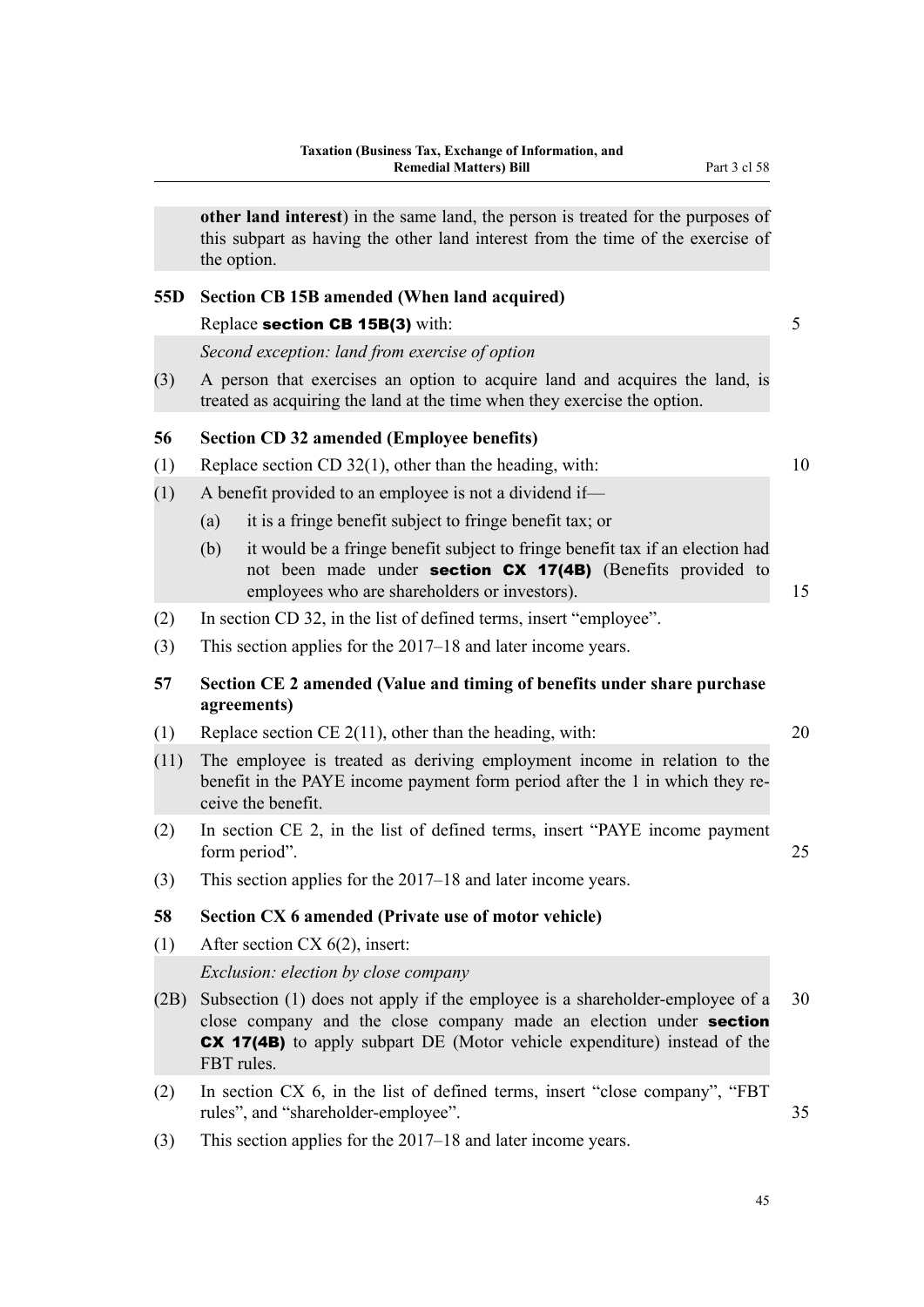**other land interest**) in the same land, the person is treated for the purposes of this subpart as having the other land interest from the time of the exercise of the option.

### 55D Section CB 15B amended (When land acquired)

Replace **section CB 15B(3)** with:

*Second exception: land from exercise of option*

(3) A person that exercises an option to acquire land and acquires the land, is treated as acquiring the land at the time when they exercise the option.

### 56 Section CD 32 amended (Employee benefits)

(1) Replace section CD 32(1), other than the heading, with:

(1) A benefit provided to an employee is not a dividend if—

(a) it is a fringe benefit subject to fringe benefit tax; or

(b) it would be a fringe benefit subject to fringe benefit tax if an election had not been made under **section CX 17(4B)** (Benefits provided to employees who are shareholders or investors).

(2) In section CD 32, in the list of defined terms, insert "employee".

(3) This section applies for the 2017–18 and later income years.

### 57 Section CE 2 amended (Value and timing of benefits under share purchase agreements)

(1) Replace section CE 2(11), other than the heading, with:

(11) The employee is treated as deriving employment income in relation to the benefit in the PAYE income payment form period after the 1 in which they receive the benefit.

(2) In section CE 2, in the list of defined terms, insert "PAYE income payment form period".

(3) This section applies for the 2017–18 and later income years.

### 58 Section CX 6 amended (Private use of motor vehicle)

(1) After section CX 6(2), insert:

*Exclusion: election by close company*

(2B) Subsection (1) does not apply if the employee is a shareholder-employee of a close company and the close company made an election under **section CX 17(4B)** to apply subpart DE (Motor vehicle expenditure) instead of the FBT rules.

(2) In section CX 6, in the list of defined terms, insert "close company", "FBT rules", and "shareholder-employee".

(3) This section applies for the 2017–18 and later income years.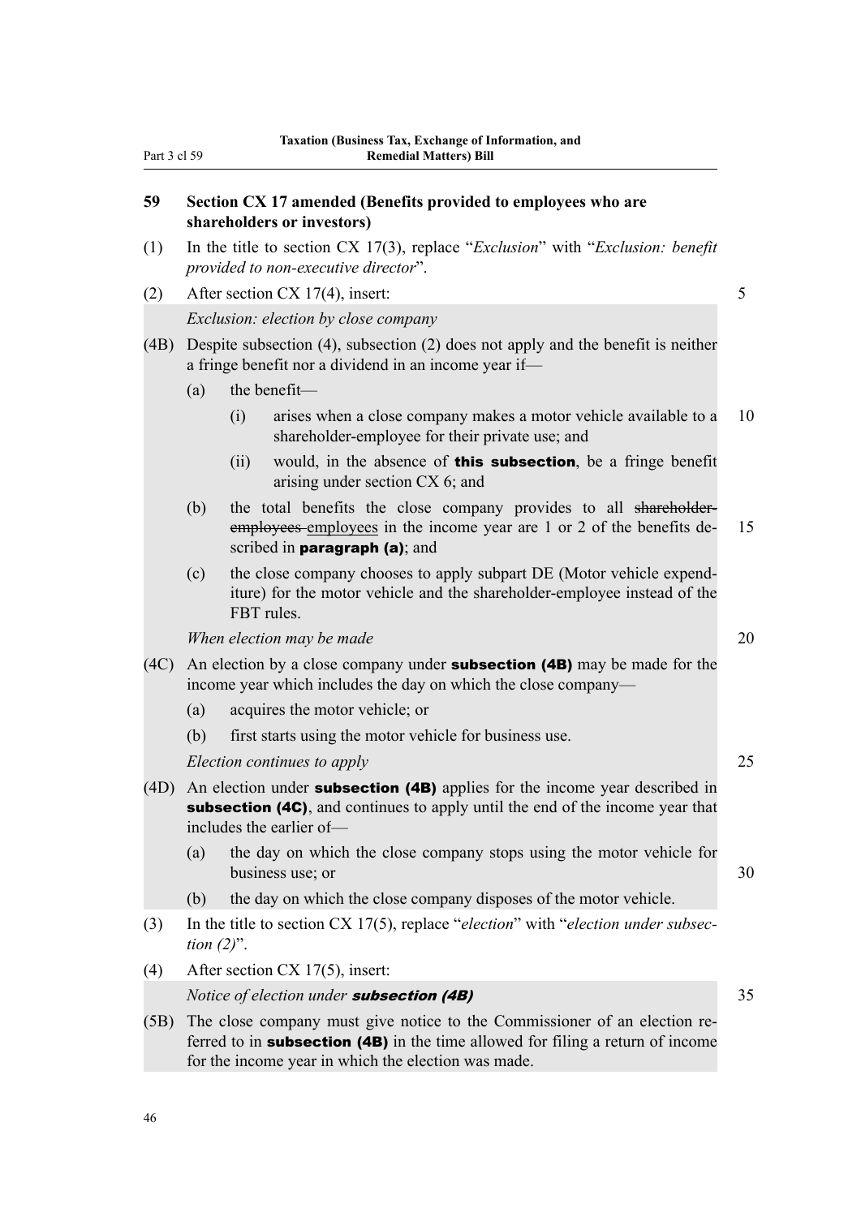## 59 Section CX 17 amended (Benefits provided to employees who are shareholders or investors)

(1) In the title to section CX 17(3), replace "*Exclusion*" with "*Exclusion: benefit provided to non-executive director*".

(2) After section CX 17(4), insert:

*Exclusion: election by close company*

(4B) Despite subsection (4), subsection (2) does not apply and the benefit is neither a fringe benefit nor a dividend in an income year if—

- (a) the benefit—
  - (i) arises when a close company makes a motor vehicle available to a shareholder-employee for their private use; and
  - (ii) would, in the absence of **this subsection**, be a fringe benefit arising under section CX 6; and
- (b) the total benefits the close company provides to all ~~shareholder-employees~~ employees in the income year are 1 or 2 of the benefits described in **paragraph (a)**; and
- (c) the close company chooses to apply subpart DE (Motor vehicle expenditure) for the motor vehicle and the shareholder-employee instead of the FBT rules.

*When election may be made*

(4C) An election by a close company under **subsection (4B)** may be made for the income year which includes the day on which the close company—

- (a) acquires the motor vehicle; or
- (b) first starts using the motor vehicle for business use.

*Election continues to apply*

(4D) An election under **subsection (4B)** applies for the income year described in **subsection (4C)**, and continues to apply until the end of the income year that includes the earlier of—

- (a) the day on which the close company stops using the motor vehicle for business use; or
- (b) the day on which the close company disposes of the motor vehicle.

(3) In the title to section CX 17(5), replace "*election*" with "*election under subsection (2)*".

(4) After section CX 17(5), insert:

*Notice of election under* ***subsection (4B)***

(5B) The close company must give notice to the Commissioner of an election referred to in **subsection (4B)** in the time allowed for filing a return of income for the income year in which the election was made.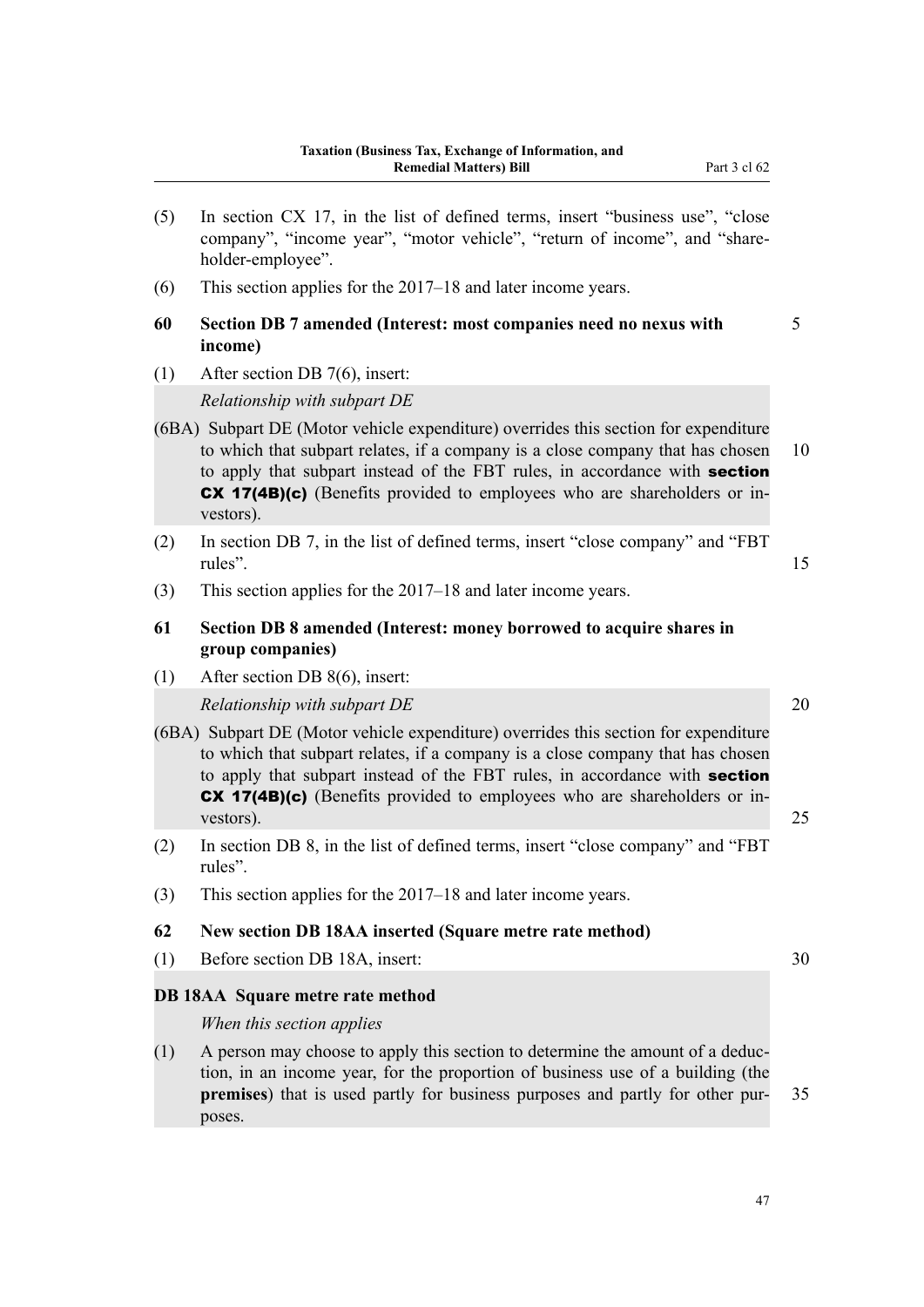(5) In section CX 17, in the list of defined terms, insert "business use", "close company", "income year", "motor vehicle", "return of income", and "shareholder-employee".

(6) This section applies for the 2017–18 and later income years.

### 60 Section DB 7 amended (Interest: most companies need no nexus with income)

(1) After section DB 7(6), insert:

*Relationship with subpart DE*

(6BA) Subpart DE (Motor vehicle expenditure) overrides this section for expenditure to which that subpart relates, if a company is a close company that has chosen to apply that subpart instead of the FBT rules, in accordance with **section CX 17(4B)(c)** (Benefits provided to employees who are shareholders or investors).

(2) In section DB 7, in the list of defined terms, insert "close company" and "FBT rules".

(3) This section applies for the 2017–18 and later income years.

### 61 Section DB 8 amended (Interest: money borrowed to acquire shares in group companies)

(1) After section DB 8(6), insert:

*Relationship with subpart DE*

(6BA) Subpart DE (Motor vehicle expenditure) overrides this section for expenditure to which that subpart relates, if a company is a close company that has chosen to apply that subpart instead of the FBT rules, in accordance with **section CX 17(4B)(c)** (Benefits provided to employees who are shareholders or investors).

(2) In section DB 8, in the list of defined terms, insert "close company" and "FBT rules".

(3) This section applies for the 2017–18 and later income years.

### 62 New section DB 18AA inserted (Square metre rate method)

(1) Before section DB 18A, insert:

#### DB 18AA Square metre rate method

*When this section applies*

(1) A person may choose to apply this section to determine the amount of a deduction, in an income year, for the proportion of business use of a building (the **premises**) that is used partly for business purposes and partly for other purposes.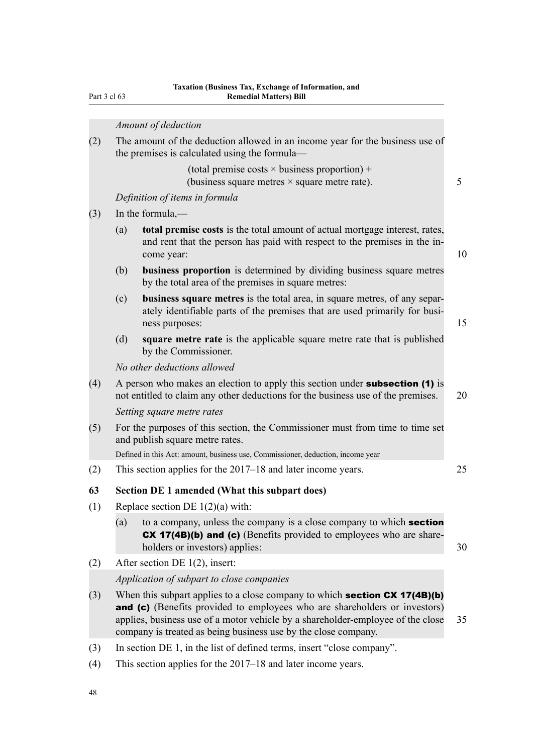*Amount of deduction*

(2) The amount of the deduction allowed in an income year for the business use of the premises is calculated using the formula—

(total premise costs × business proportion) +
(business square metres × square metre rate).

*Definition of items in formula*

(3) In the formula,—

(a) **total premise costs** is the total amount of actual mortgage interest, rates, and rent that the person has paid with respect to the premises in the income year:

(b) **business proportion** is determined by dividing business square metres by the total area of the premises in square metres:

(c) **business square metres** is the total area, in square metres, of any separately identifiable parts of the premises that are used primarily for business purposes:

(d) **square metre rate** is the applicable square metre rate that is published by the Commissioner.

*No other deductions allowed*

(4) A person who makes an election to apply this section under **subsection (1)** is not entitled to claim any other deductions for the business use of the premises.

*Setting square metre rates*

(5) For the purposes of this section, the Commissioner must from time to time set and publish square metre rates.

Defined in this Act: amount, business use, Commissioner, deduction, income year

(2) This section applies for the 2017–18 and later income years.

**63 Section DE 1 amended (What this subpart does)**

(1) Replace section DE 1(2)(a) with:

(a) to a company, unless the company is a close company to which **section CX 17(4B)(b) and (c)** (Benefits provided to employees who are shareholders or investors) applies:

(2) After section DE 1(2), insert:

*Application of subpart to close companies*

(3) When this subpart applies to a close company to which **section CX 17(4B)(b) and (c)** (Benefits provided to employees who are shareholders or investors) applies, business use of a motor vehicle by a shareholder-employee of the close company is treated as being business use by the close company.

(3) In section DE 1, in the list of defined terms, insert "close company".

(4) This section applies for the 2017–18 and later income years.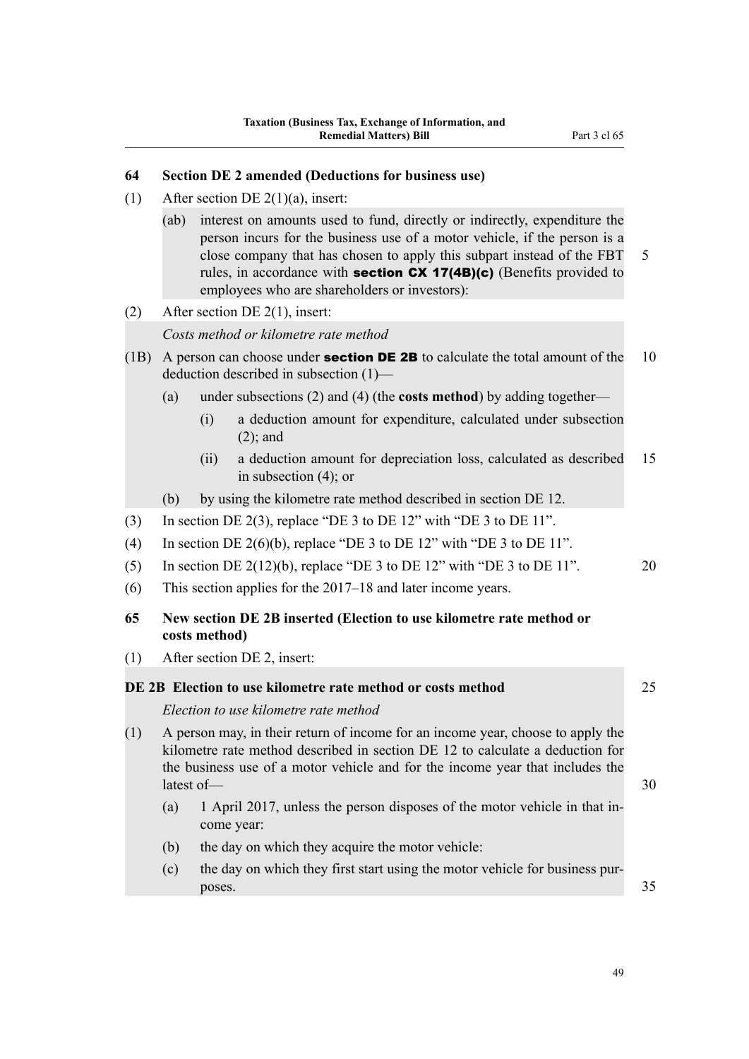## 64 Section DE 2 amended (Deductions for business use)

(1) After section DE 2(1)(a), insert:

> (ab) interest on amounts used to fund, directly or indirectly, expenditure the person incurs for the business use of a motor vehicle, if the person is a close company that has chosen to apply this subpart instead of the FBT rules, in accordance with **section CX 17(4B)(c)** (Benefits provided to employees who are shareholders or investors):

(2) After section DE 2(1), insert:

> *Costs method or kilometre rate method*
>
> (1B) A person can choose under **section DE 2B** to calculate the total amount of the deduction described in subsection (1)—
>
> (a) under subsections (2) and (4) (the **costs method**) by adding together—
>
> (i) a deduction amount for expenditure, calculated under subsection (2); and
>
> (ii) a deduction amount for depreciation loss, calculated as described in subsection (4); or
>
> (b) by using the kilometre rate method described in section DE 12.

(3) In section DE 2(3), replace "DE 3 to DE 12" with "DE 3 to DE 11".

(4) In section DE 2(6)(b), replace "DE 3 to DE 12" with "DE 3 to DE 11".

(5) In section DE 2(12)(b), replace "DE 3 to DE 12" with "DE 3 to DE 11".

(6) This section applies for the 2017–18 and later income years.

## 65 New section DE 2B inserted (Election to use kilometre rate method or costs method)

(1) After section DE 2, insert:

> **DE 2B Election to use kilometre rate method or costs method**
>
> *Election to use kilometre rate method*
>
> (1) A person may, in their return of income for an income year, choose to apply the kilometre rate method described in section DE 12 to calculate a deduction for the business use of a motor vehicle and for the income year that includes the latest of—
>
> (a) 1 April 2017, unless the person disposes of the motor vehicle in that income year:
>
> (b) the day on which they acquire the motor vehicle:
>
> (c) the day on which they first start using the motor vehicle for business purposes.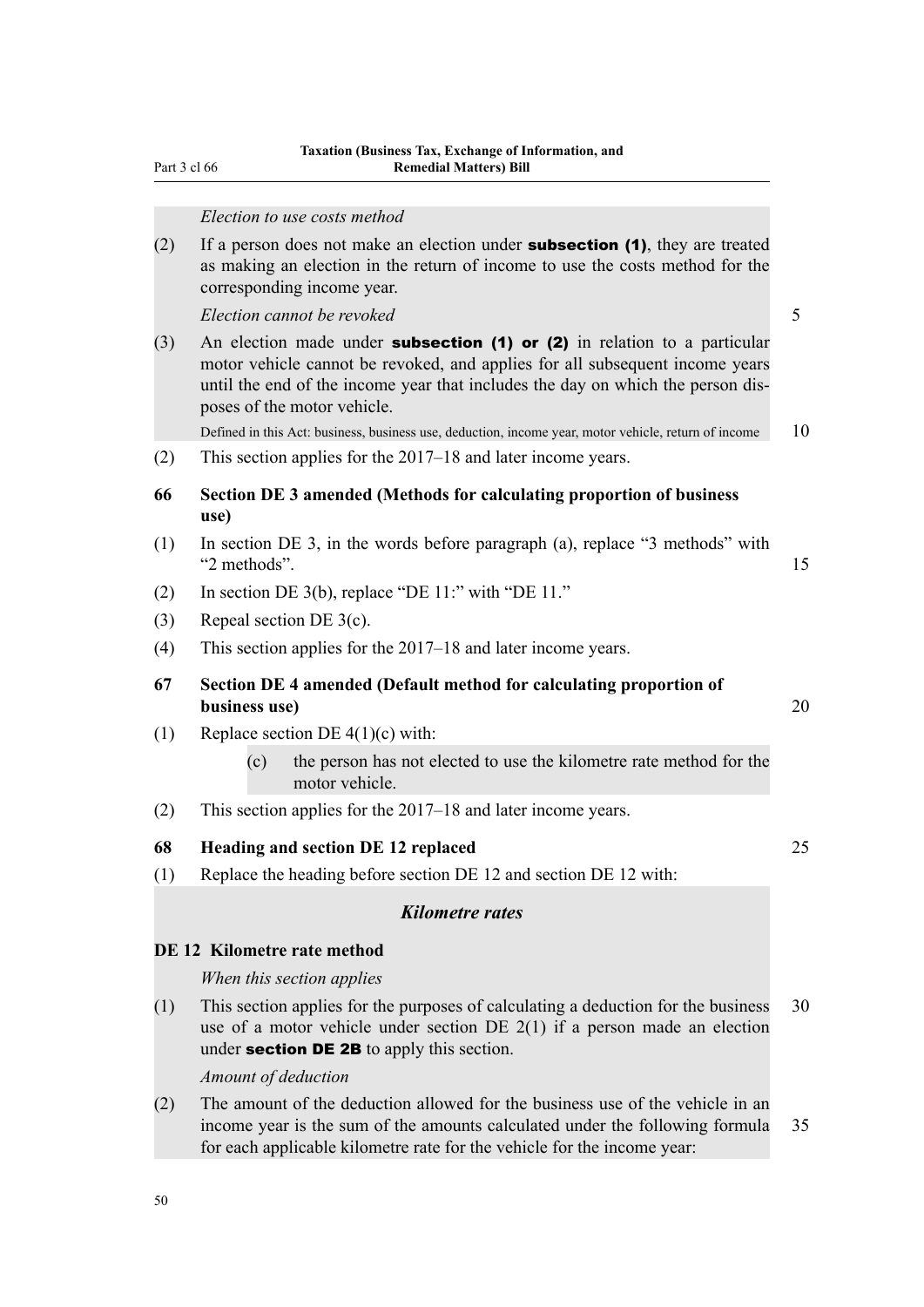*Election to use costs method*

(2) If a person does not make an election under **subsection (1)**, they are treated as making an election in the return of income to use the costs method for the corresponding income year.

*Election cannot be revoked*

(3) An election made under **subsection (1) or (2)** in relation to a particular motor vehicle cannot be revoked, and applies for all subsequent income years until the end of the income year that includes the day on which the person disposes of the motor vehicle.

Defined in this Act: business, business use, deduction, income year, motor vehicle, return of income

(2) This section applies for the 2017–18 and later income years.

**66 Section DE 3 amended (Methods for calculating proportion of business use)**

(1) In section DE 3, in the words before paragraph (a), replace "3 methods" with "2 methods".

(2) In section DE 3(b), replace "DE 11:" with "DE 11."

(3) Repeal section DE 3(c).

(4) This section applies for the 2017–18 and later income years.

**67 Section DE 4 amended (Default method for calculating proportion of business use)**

(1) Replace section DE 4(1)(c) with:

(c) the person has not elected to use the kilometre rate method for the motor vehicle.

(2) This section applies for the 2017–18 and later income years.

**68 Heading and section DE 12 replaced**

(1) Replace the heading before section DE 12 and section DE 12 with:

***Kilometre rates***

**DE 12 Kilometre rate method**

*When this section applies*

(1) This section applies for the purposes of calculating a deduction for the business use of a motor vehicle under section DE 2(1) if a person made an election under **section DE 2B** to apply this section.

*Amount of deduction*

(2) The amount of the deduction allowed for the business use of the vehicle in an income year is the sum of the amounts calculated under the following formula for each applicable kilometre rate for the vehicle for the income year: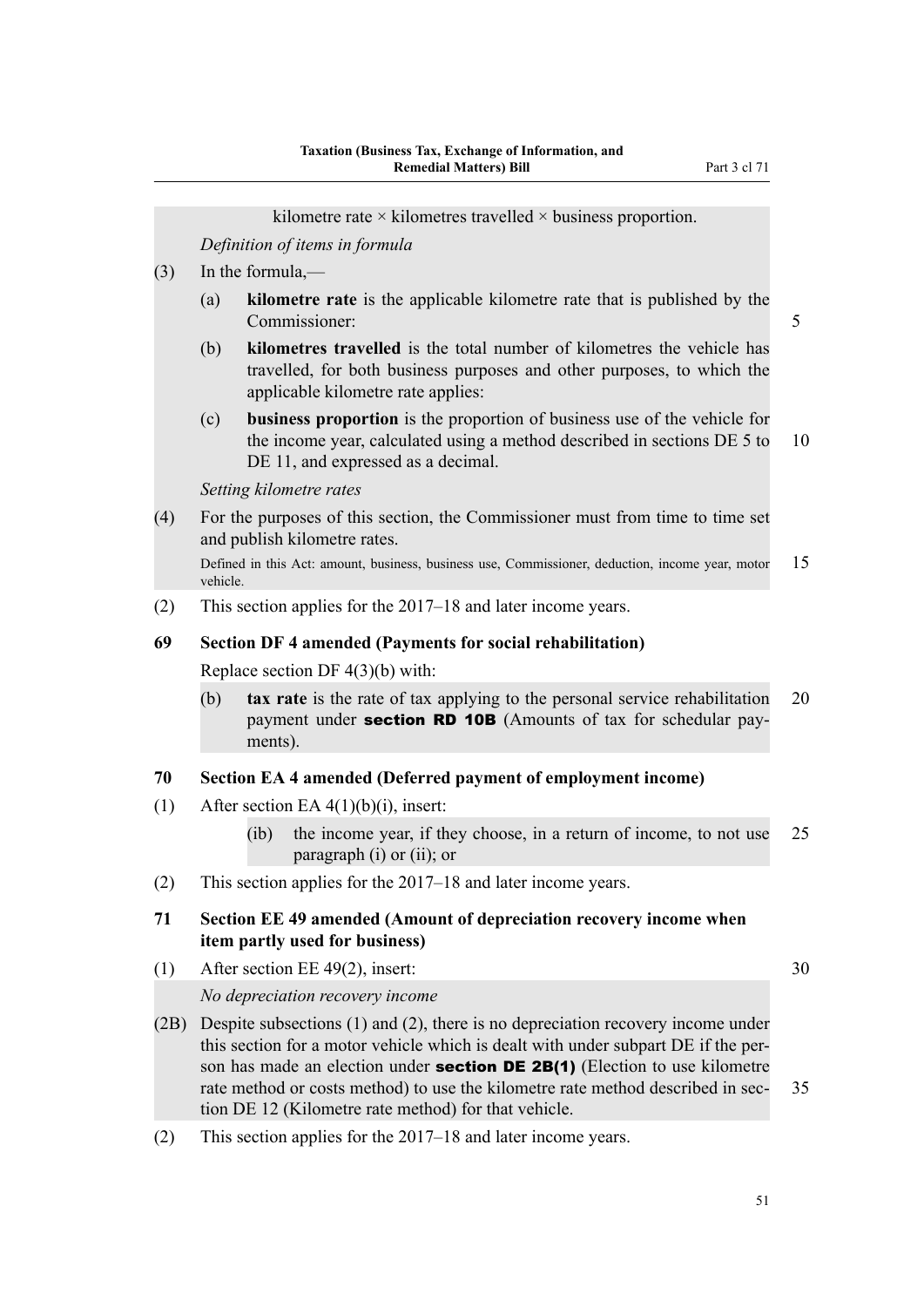kilometre rate × kilometres travelled × business proportion.

*Definition of items in formula*

(3) In the formula,—

(a) **kilometre rate** is the applicable kilometre rate that is published by the Commissioner:

(b) **kilometres travelled** is the total number of kilometres the vehicle has travelled, for both business purposes and other purposes, to which the applicable kilometre rate applies:

(c) **business proportion** is the proportion of business use of the vehicle for the income year, calculated using a method described in sections DE 5 to DE 11, and expressed as a decimal.

*Setting kilometre rates*

(4) For the purposes of this section, the Commissioner must from time to time set and publish kilometre rates.

Defined in this Act: amount, business, business use, Commissioner, deduction, income year, motor vehicle.

(2) This section applies for the 2017–18 and later income years.

### 69 Section DF 4 amended (Payments for social rehabilitation)

Replace section DF 4(3)(b) with:

(b) **tax rate** is the rate of tax applying to the personal service rehabilitation payment under **section RD 10B** (Amounts of tax for schedular payments).

### 70 Section EA 4 amended (Deferred payment of employment income)

(1) After section EA 4(1)(b)(i), insert:

(ib) the income year, if they choose, in a return of income, to not use paragraph (i) or (ii); or

(2) This section applies for the 2017–18 and later income years.

### 71 Section EE 49 amended (Amount of depreciation recovery income when item partly used for business)

(1) After section EE 49(2), insert:

*No depreciation recovery income*

(2B) Despite subsections (1) and (2), there is no depreciation recovery income under this section for a motor vehicle which is dealt with under subpart DE if the person has made an election under **section DE 2B(1)** (Election to use kilometre rate method or costs method) to use the kilometre rate method described in section DE 12 (Kilometre rate method) for that vehicle.

(2) This section applies for the 2017–18 and later income years.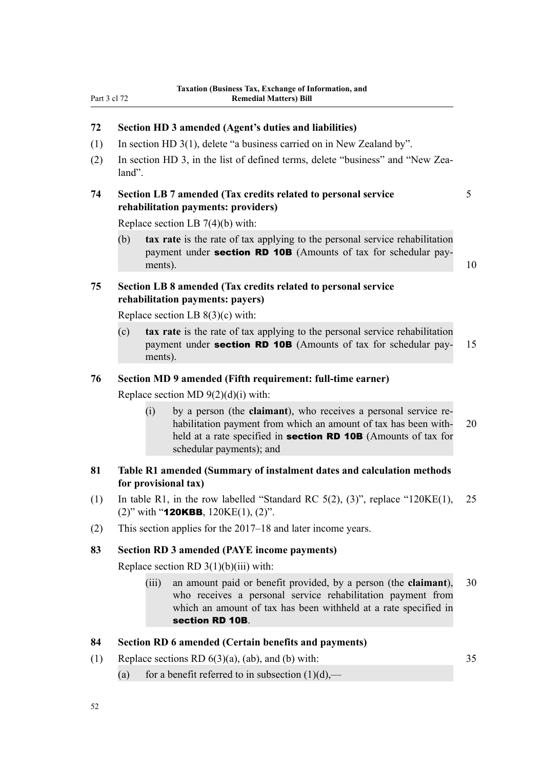## 72 Section HD 3 amended (Agent's duties and liabilities)

(1) In section HD 3(1), delete "a business carried on in New Zealand by".

(2) In section HD 3, in the list of defined terms, delete "business" and "New Zealand".

## 74 Section LB 7 amended (Tax credits related to personal service rehabilitation payments: providers)

Replace section LB 7(4)(b) with:

(b) **tax rate** is the rate of tax applying to the personal service rehabilitation payment under **section RD 10B** (Amounts of tax for schedular payments).

## 75 Section LB 8 amended (Tax credits related to personal service rehabilitation payments: payers)

Replace section LB 8(3)(c) with:

(c) **tax rate** is the rate of tax applying to the personal service rehabilitation payment under **section RD 10B** (Amounts of tax for schedular payments).

## 76 Section MD 9 amended (Fifth requirement: full-time earner)

Replace section MD 9(2)(d)(i) with:

(i) by a person (the **claimant**), who receives a personal service rehabilitation payment from which an amount of tax has been withheld at a rate specified in **section RD 10B** (Amounts of tax for schedular payments); and

## 81 Table R1 amended (Summary of instalment dates and calculation methods for provisional tax)

(1) In table R1, in the row labelled "Standard RC 5(2), (3)", replace "120KE(1), (2)" with "**120KBB**, 120KE(1), (2)".

(2) This section applies for the 2017–18 and later income years.

## 83 Section RD 3 amended (PAYE income payments)

Replace section RD 3(1)(b)(iii) with:

(iii) an amount paid or benefit provided, by a person (the **claimant**), who receives a personal service rehabilitation payment from which an amount of tax has been withheld at a rate specified in **section RD 10B**.

## 84 Section RD 6 amended (Certain benefits and payments)

(1) Replace sections RD 6(3)(a), (ab), and (b) with:

(a) for a benefit referred to in subsection (1)(d),—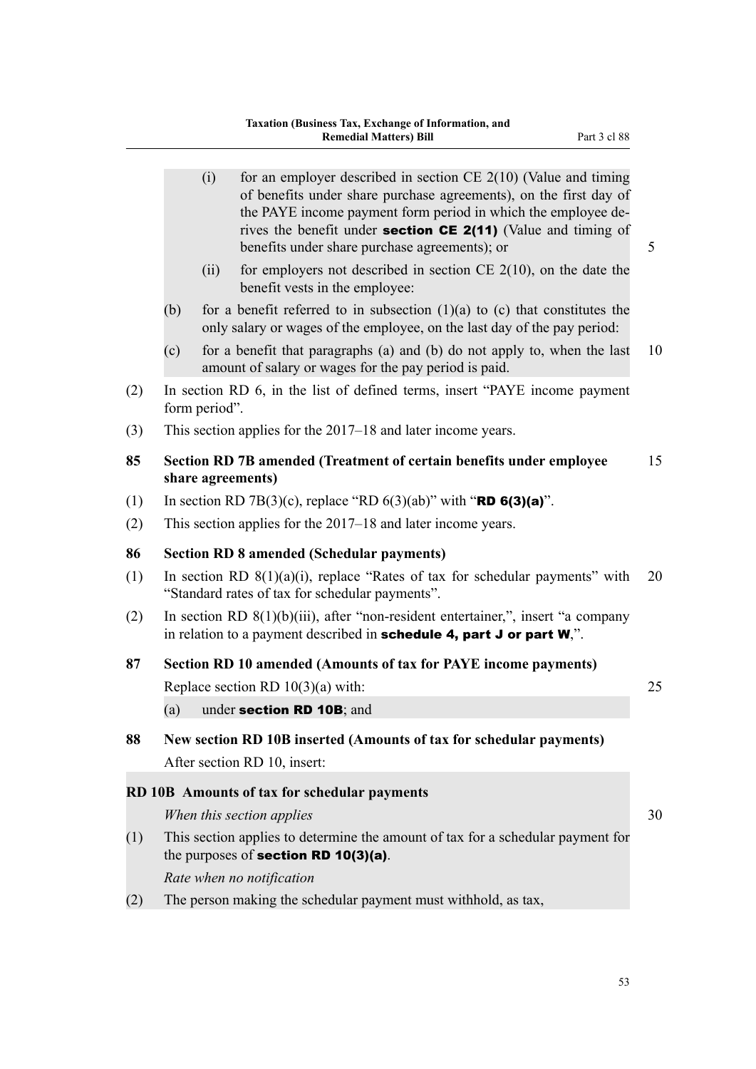(i) for an employer described in section CE 2(10) (Value and timing of benefits under share purchase agreements), on the first day of the PAYE income payment form period in which the employee derives the benefit under **section CE 2(11)** (Value and timing of benefits under share purchase agreements); or

(ii) for employers not described in section CE 2(10), on the date the benefit vests in the employee:

(b) for a benefit referred to in subsection (1)(a) to (c) that constitutes the only salary or wages of the employee, on the last day of the pay period:

(c) for a benefit that paragraphs (a) and (b) do not apply to, when the last amount of salary or wages for the pay period is paid.

(2) In section RD 6, in the list of defined terms, insert "PAYE income payment form period".

(3) This section applies for the 2017–18 and later income years.

**85 Section RD 7B amended (Treatment of certain benefits under employee share agreements)**

(1) In section RD 7B(3)(c), replace "RD 6(3)(ab)" with "**RD 6(3)(a)**".

(2) This section applies for the 2017–18 and later income years.

**86 Section RD 8 amended (Schedular payments)**

(1) In section RD 8(1)(a)(i), replace "Rates of tax for schedular payments" with "Standard rates of tax for schedular payments".

(2) In section RD 8(1)(b)(iii), after "non-resident entertainer,", insert "a company in relation to a payment described in **schedule 4, part J or part W**,".

**87 Section RD 10 amended (Amounts of tax for PAYE income payments)**

Replace section RD 10(3)(a) with:

(a) under **section RD 10B**; and

**88 New section RD 10B inserted (Amounts of tax for schedular payments)**

After section RD 10, insert:

**RD 10B Amounts of tax for schedular payments**

*When this section applies*

(1) This section applies to determine the amount of tax for a schedular payment for the purposes of **section RD 10(3)(a)**.

*Rate when no notification*

(2) The person making the schedular payment must withhold, as tax,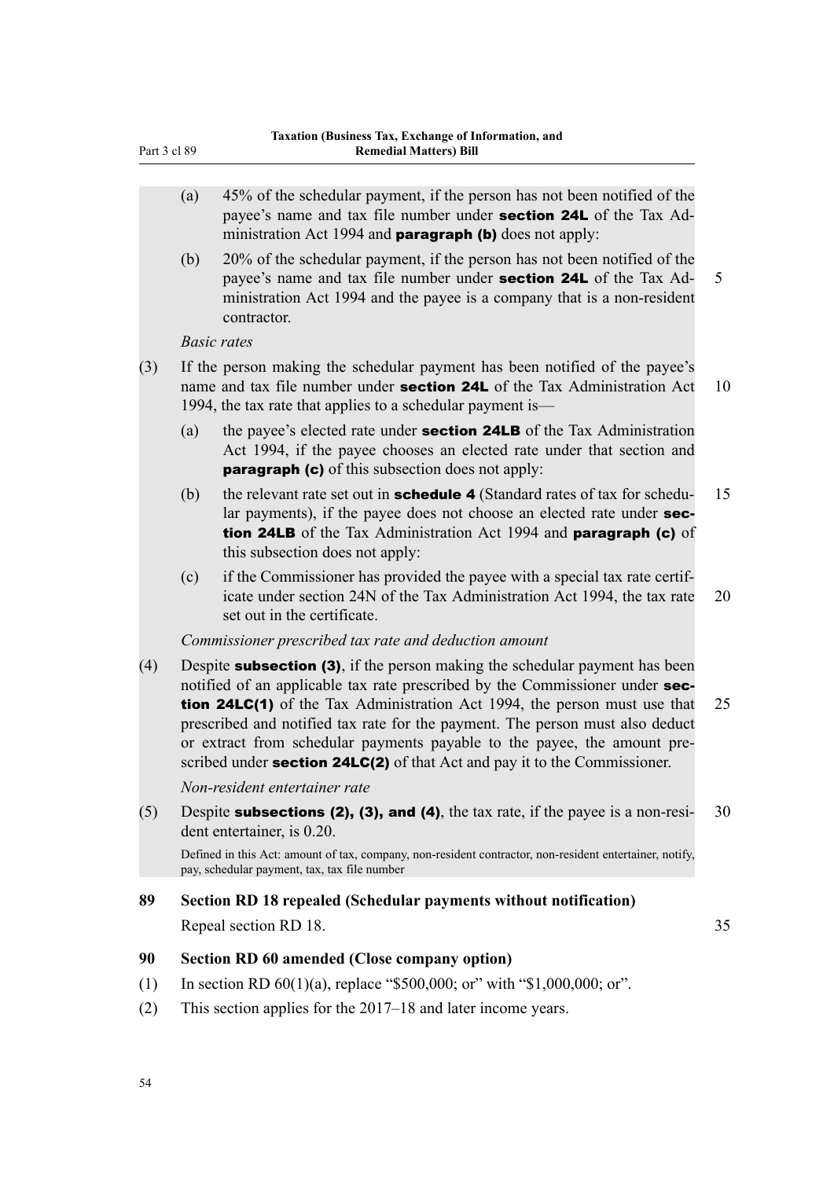(a) 45% of the schedular payment, if the person has not been notified of the payee's name and tax file number under **section 24L** of the Tax Administration Act 1994 and **paragraph (b)** does not apply:

(b) 20% of the schedular payment, if the person has not been notified of the payee's name and tax file number under **section 24L** of the Tax Administration Act 1994 and the payee is a company that is a non-resident contractor.

*Basic rates*

(3) If the person making the schedular payment has been notified of the payee's name and tax file number under **section 24L** of the Tax Administration Act 1994, the tax rate that applies to a schedular payment is—

(a) the payee's elected rate under **section 24LB** of the Tax Administration Act 1994, if the payee chooses an elected rate under that section and **paragraph (c)** of this subsection does not apply:

(b) the relevant rate set out in **schedule 4** (Standard rates of tax for schedular payments), if the payee does not choose an elected rate under **section 24LB** of the Tax Administration Act 1994 and **paragraph (c)** of this subsection does not apply:

(c) if the Commissioner has provided the payee with a special tax rate certificate under section 24N of the Tax Administration Act 1994, the tax rate set out in the certificate.

*Commissioner prescribed tax rate and deduction amount*

(4) Despite **subsection (3)**, if the person making the schedular payment has been notified of an applicable tax rate prescribed by the Commissioner under **section 24LC(1)** of the Tax Administration Act 1994, the person must use that prescribed and notified tax rate for the payment. The person must also deduct or extract from schedular payments payable to the payee, the amount prescribed under **section 24LC(2)** of that Act and pay it to the Commissioner.

*Non-resident entertainer rate*

(5) Despite **subsections (2), (3), and (4)**, the tax rate, if the payee is a non-resident entertainer, is 0.20.

Defined in this Act: amount of tax, company, non-resident contractor, non-resident entertainer, notify, pay, schedular payment, tax, tax file number

**89 Section RD 18 repealed (Schedular payments without notification)**

Repeal section RD 18.

**90 Section RD 60 amended (Close company option)**

(1) In section RD 60(1)(a), replace "$500,000; or" with "$1,000,000; or".

(2) This section applies for the 2017–18 and later income years.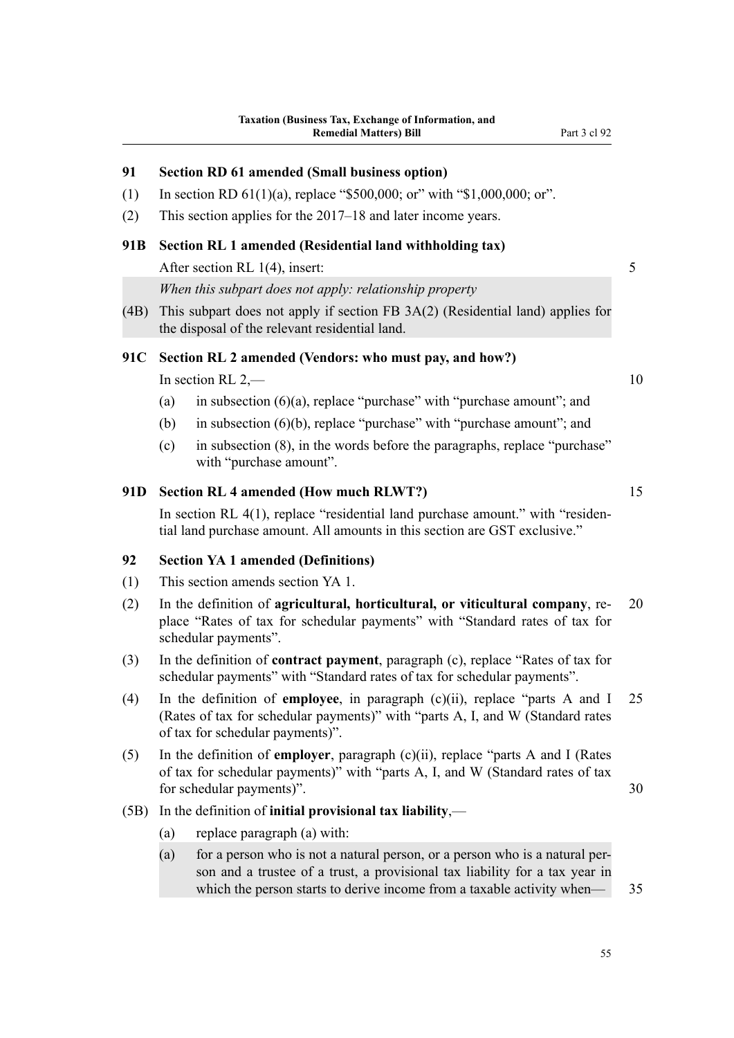**91 Section RD 61 amended (Small business option)**

(1) In section RD 61(1)(a), replace "$500,000; or" with "$1,000,000; or".

(2) This section applies for the 2017–18 and later income years.

**91B Section RL 1 amended (Residential land withholding tax)**

After section RL 1(4), insert:

*When this subpart does not apply: relationship property*

(4B) This subpart does not apply if section FB 3A(2) (Residential land) applies for the disposal of the relevant residential land.

**91C Section RL 2 amended (Vendors: who must pay, and how?)**

In section RL 2,—

(a) in subsection (6)(a), replace "purchase" with "purchase amount"; and

(b) in subsection (6)(b), replace "purchase" with "purchase amount"; and

(c) in subsection (8), in the words before the paragraphs, replace "purchase" with "purchase amount".

**91D Section RL 4 amended (How much RLWT?)**

In section RL 4(1), replace "residential land purchase amount." with "residential land purchase amount. All amounts in this section are GST exclusive."

**92 Section YA 1 amended (Definitions)**

(1) This section amends section YA 1.

(2) In the definition of **agricultural, horticultural, or viticultural company**, replace "Rates of tax for schedular payments" with "Standard rates of tax for schedular payments".

(3) In the definition of **contract payment**, paragraph (c), replace "Rates of tax for schedular payments" with "Standard rates of tax for schedular payments".

(4) In the definition of **employee**, in paragraph (c)(ii), replace "parts A and I (Rates of tax for schedular payments)" with "parts A, I, and W (Standard rates of tax for schedular payments)".

(5) In the definition of **employer**, paragraph (c)(ii), replace "parts A and I (Rates of tax for schedular payments)" with "parts A, I, and W (Standard rates of tax for schedular payments)".

(5B) In the definition of **initial provisional tax liability**,—

(a) replace paragraph (a) with:

(a) for a person who is not a natural person, or a person who is a natural person and a trustee of a trust, a provisional tax liability for a tax year in which the person starts to derive income from a taxable activity when—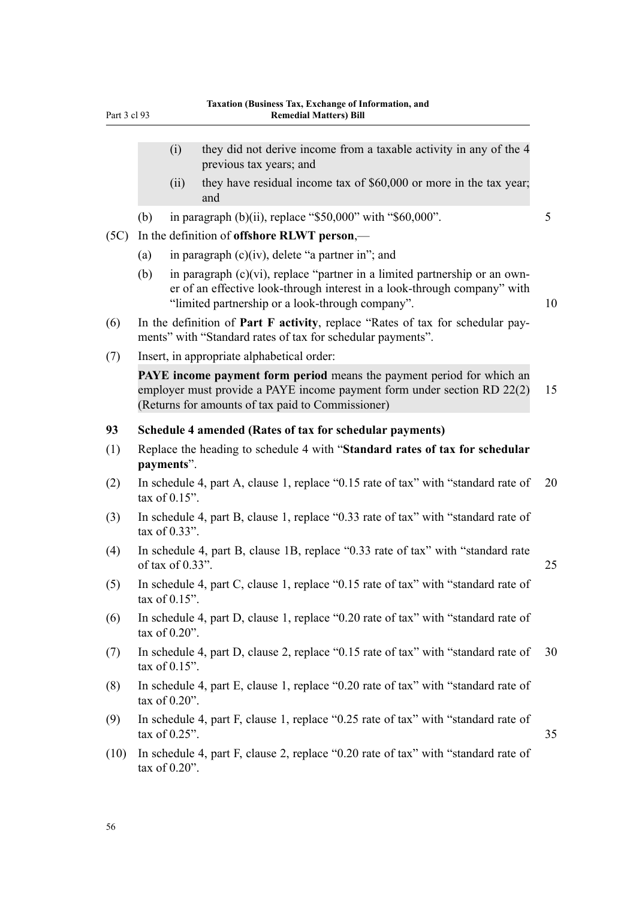(i) they did not derive income from a taxable activity in any of the 4 previous tax years; and

(ii) they have residual income tax of $60,000 or more in the tax year; and

(b) in paragraph (b)(ii), replace "$50,000" with "$60,000".

(5C) In the definition of **offshore RLWT person**,—

(a) in paragraph (c)(iv), delete "a partner in"; and

(b) in paragraph (c)(vi), replace "partner in a limited partnership or an owner of an effective look-through interest in a look-through company" with "limited partnership or a look-through company".

(6) In the definition of **Part F activity**, replace "Rates of tax for schedular payments" with "Standard rates of tax for schedular payments".

(7) Insert, in appropriate alphabetical order:

**PAYE income payment form period** means the payment period for which an employer must provide a PAYE income payment form under section RD 22(2) (Returns for amounts of tax paid to Commissioner)

**93 Schedule 4 amended (Rates of tax for schedular payments)**

(1) Replace the heading to schedule 4 with "**Standard rates of tax for schedular payments**".

(2) In schedule 4, part A, clause 1, replace "0.15 rate of tax" with "standard rate of tax of 0.15".

(3) In schedule 4, part B, clause 1, replace "0.33 rate of tax" with "standard rate of tax of 0.33".

(4) In schedule 4, part B, clause 1B, replace "0.33 rate of tax" with "standard rate of tax of 0.33".

(5) In schedule 4, part C, clause 1, replace "0.15 rate of tax" with "standard rate of tax of 0.15".

(6) In schedule 4, part D, clause 1, replace "0.20 rate of tax" with "standard rate of tax of 0.20".

(7) In schedule 4, part D, clause 2, replace "0.15 rate of tax" with "standard rate of tax of 0.15".

(8) In schedule 4, part E, clause 1, replace "0.20 rate of tax" with "standard rate of tax of 0.20".

(9) In schedule 4, part F, clause 1, replace "0.25 rate of tax" with "standard rate of tax of 0.25".

(10) In schedule 4, part F, clause 2, replace "0.20 rate of tax" with "standard rate of tax of 0.20".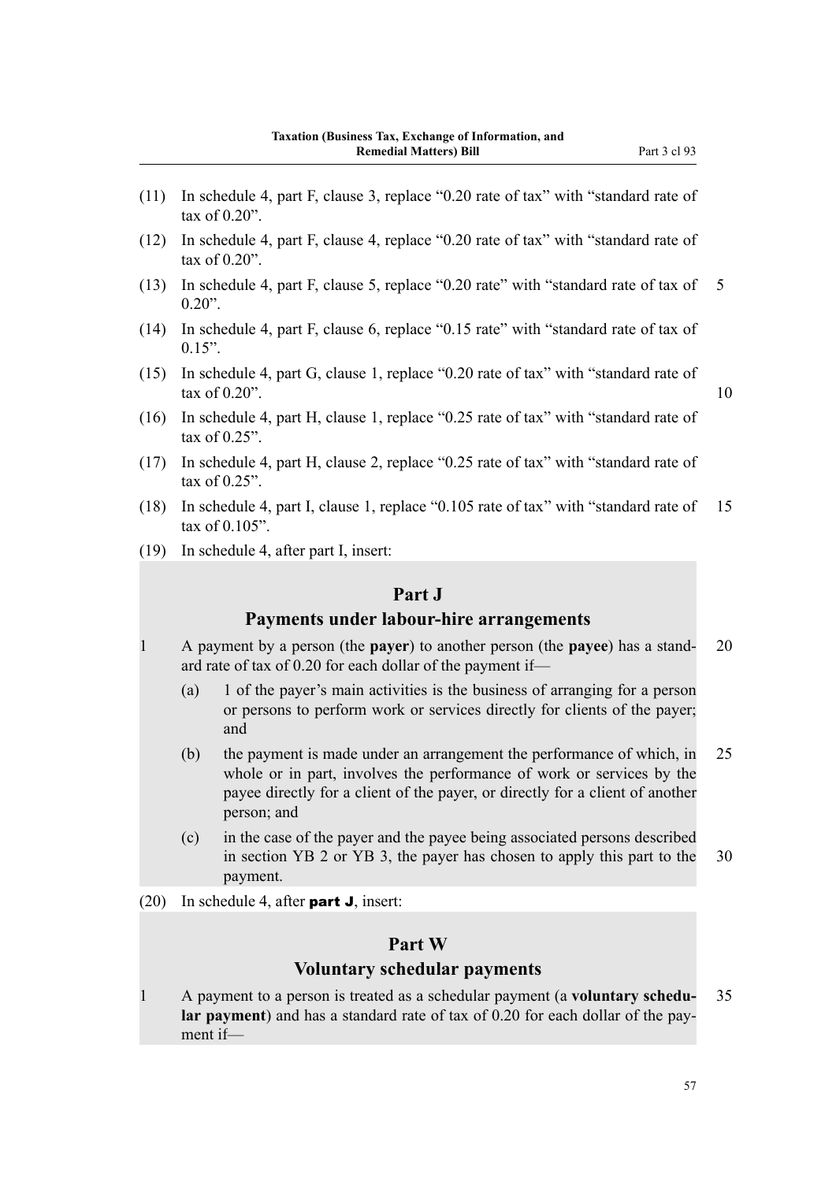(11) In schedule 4, part F, clause 3, replace "0.20 rate of tax" with "standard rate of tax of 0.20".

(12) In schedule 4, part F, clause 4, replace "0.20 rate of tax" with "standard rate of tax of 0.20".

(13) In schedule 4, part F, clause 5, replace "0.20 rate" with "standard rate of tax of 0.20".

(14) In schedule 4, part F, clause 6, replace "0.15 rate" with "standard rate of tax of 0.15".

(15) In schedule 4, part G, clause 1, replace "0.20 rate of tax" with "standard rate of tax of 0.20".

(16) In schedule 4, part H, clause 1, replace "0.25 rate of tax" with "standard rate of tax of 0.25".

(17) In schedule 4, part H, clause 2, replace "0.25 rate of tax" with "standard rate of tax of 0.25".

(18) In schedule 4, part I, clause 1, replace "0.105 rate of tax" with "standard rate of tax of 0.105".

(19) In schedule 4, after part I, insert:

## Part J
## Payments under labour-hire arrangements

1 A payment by a person (the **payer**) to another person (the **payee**) has a standard rate of tax of 0.20 for each dollar of the payment if—

- (a) 1 of the payer's main activities is the business of arranging for a person or persons to perform work or services directly for clients of the payer; and
- (b) the payment is made under an arrangement the performance of which, in whole or in part, involves the performance of work or services by the payee directly for a client of the payer, or directly for a client of another person; and
- (c) in the case of the payer and the payee being associated persons described in section YB 2 or YB 3, the payer has chosen to apply this part to the payment.

(20) In schedule 4, after **part J**, insert:

## Part W
## Voluntary schedular payments

1 A payment to a person is treated as a schedular payment (a **voluntary schedular payment**) and has a standard rate of tax of 0.20 for each dollar of the payment if—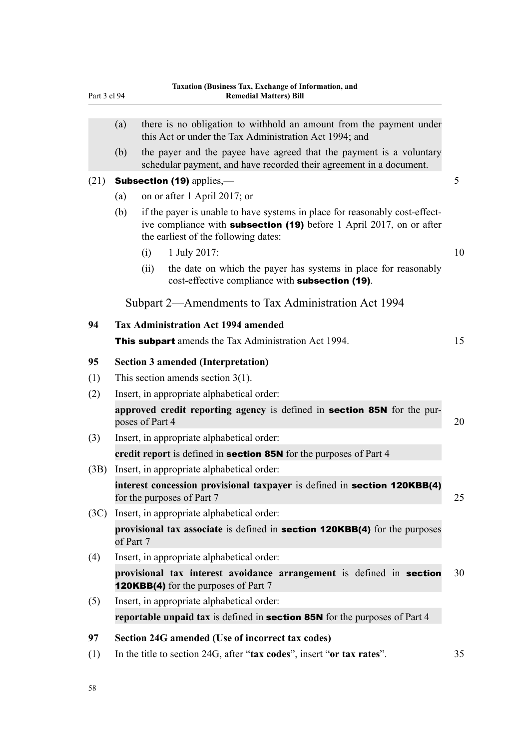(a) there is no obligation to withhold an amount from the payment under this Act or under the Tax Administration Act 1994; and

(b) the payer and the payee have agreed that the payment is a voluntary schedular payment, and have recorded their agreement in a document.

(21) **Subsection (19)** applies,—

(a) on or after 1 April 2017; or

(b) if the payer is unable to have systems in place for reasonably cost-effective compliance with **subsection (19)** before 1 April 2017, on or after the earliest of the following dates:

(i) 1 July 2017:

(ii) the date on which the payer has systems in place for reasonably cost-effective compliance with **subsection (19)**.

## Subpart 2—Amendments to Tax Administration Act 1994

### 94 Tax Administration Act 1994 amended

**This subpart** amends the Tax Administration Act 1994.

### 95 Section 3 amended (Interpretation)

(1) This section amends section 3(1).

(2) Insert, in appropriate alphabetical order:

**approved credit reporting agency** is defined in **section 85N** for the purposes of Part 4

(3) Insert, in appropriate alphabetical order:

**credit report** is defined in **section 85N** for the purposes of Part 4

(3B) Insert, in appropriate alphabetical order:

**interest concession provisional taxpayer** is defined in **section 120KBB(4)** for the purposes of Part 7

(3C) Insert, in appropriate alphabetical order:

**provisional tax associate** is defined in **section 120KBB(4)** for the purposes of Part 7

(4) Insert, in appropriate alphabetical order:

**provisional tax interest avoidance arrangement** is defined in **section 120KBB(4)** for the purposes of Part 7

(5) Insert, in appropriate alphabetical order:

**reportable unpaid tax** is defined in **section 85N** for the purposes of Part 4

### 97 Section 24G amended (Use of incorrect tax codes)

(1) In the title to section 24G, after "**tax codes**", insert "**or tax rates**".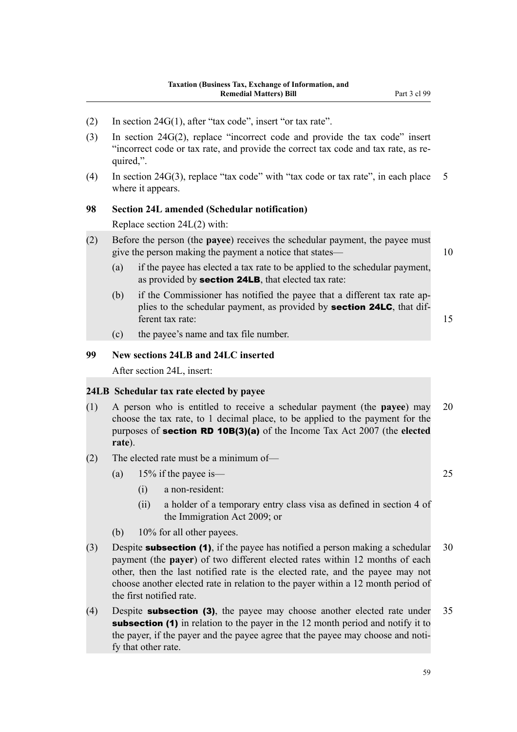(2) In section 24G(1), after “tax code”, insert “or tax rate”.

(3) In section 24G(2), replace “incorrect code and provide the tax code” insert “incorrect code or tax rate, and provide the correct tax code and tax rate, as required,”.

(4) In section 24G(3), replace “tax code” with “tax code or tax rate”, in each place where it appears.

**98 Section 24L amended (Schedular notification)**

Replace section 24L(2) with:

(2) Before the person (the **payee**) receives the schedular payment, the payee must give the person making the payment a notice that states—

(a) if the payee has elected a tax rate to be applied to the schedular payment, as provided by **section 24LB**, that elected tax rate:

(b) if the Commissioner has notified the payee that a different tax rate applies to the schedular payment, as provided by **section 24LC**, that different tax rate:

(c) the payee’s name and tax file number.

**99 New sections 24LB and 24LC inserted**

After section 24L, insert:

**24LB Schedular tax rate elected by payee**

(1) A person who is entitled to receive a schedular payment (the **payee**) may choose the tax rate, to 1 decimal place, to be applied to the payment for the purposes of **section RD 10B(3)(a)** of the Income Tax Act 2007 (the **elected rate**).

(2) The elected rate must be a minimum of—

(a) 15% if the payee is—

(i) a non-resident:

(ii) a holder of a temporary entry class visa as defined in section 4 of the Immigration Act 2009; or

(b) 10% for all other payees.

(3) Despite **subsection (1)**, if the payee has notified a person making a schedular payment (the **payer**) of two different elected rates within 12 months of each other, then the last notified rate is the elected rate, and the payee may not choose another elected rate in relation to the payer within a 12 month period of the first notified rate.

(4) Despite **subsection (3)**, the payee may choose another elected rate under **subsection (1)** in relation to the payer in the 12 month period and notify it to the payer, if the payer and the payee agree that the payee may choose and notify that other rate.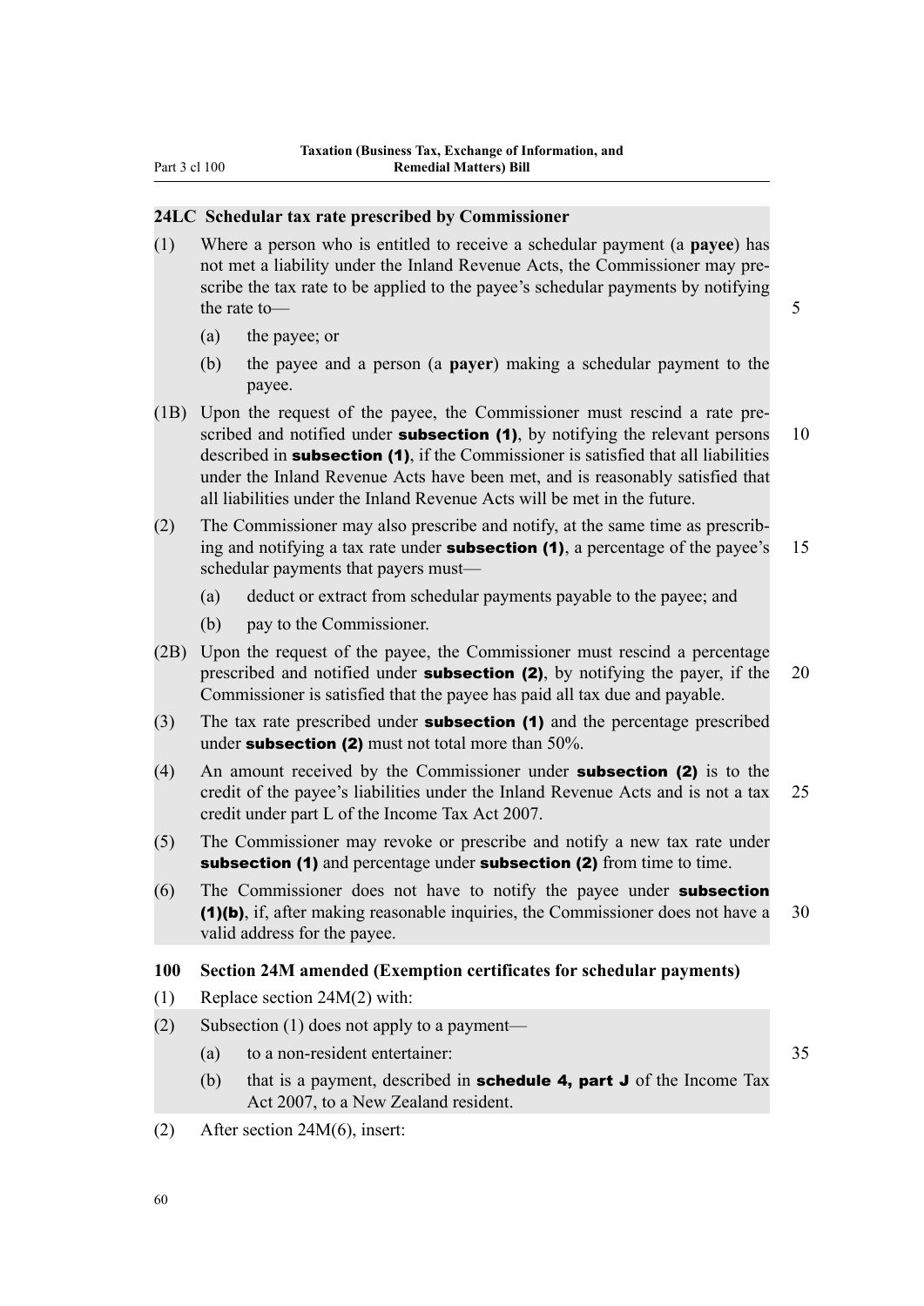### 24LC Schedular tax rate prescribed by Commissioner

(1) Where a person who is entitled to receive a schedular payment (a **payee**) has not met a liability under the Inland Revenue Acts, the Commissioner may prescribe the tax rate to be applied to the payee's schedular payments by notifying the rate to—

(a) the payee; or

(b) the payee and a person (a **payer**) making a schedular payment to the payee.

(1B) Upon the request of the payee, the Commissioner must rescind a rate prescribed and notified under **subsection (1)**, by notifying the relevant persons described in **subsection (1)**, if the Commissioner is satisfied that all liabilities under the Inland Revenue Acts have been met, and is reasonably satisfied that all liabilities under the Inland Revenue Acts will be met in the future.

(2) The Commissioner may also prescribe and notify, at the same time as prescribing and notifying a tax rate under **subsection (1)**, a percentage of the payee's schedular payments that payers must—

(a) deduct or extract from schedular payments payable to the payee; and

(b) pay to the Commissioner.

(2B) Upon the request of the payee, the Commissioner must rescind a percentage prescribed and notified under **subsection (2)**, by notifying the payer, if the Commissioner is satisfied that the payee has paid all tax due and payable.

(3) The tax rate prescribed under **subsection (1)** and the percentage prescribed under **subsection (2)** must not total more than 50%.

(4) An amount received by the Commissioner under **subsection (2)** is to the credit of the payee's liabilities under the Inland Revenue Acts and is not a tax credit under part L of the Income Tax Act 2007.

(5) The Commissioner may revoke or prescribe and notify a new tax rate under **subsection (1)** and percentage under **subsection (2)** from time to time.

(6) The Commissioner does not have to notify the payee under **subsection (1)(b)**, if, after making reasonable inquiries, the Commissioner does not have a valid address for the payee.

### 100 Section 24M amended (Exemption certificates for schedular payments)

(1) Replace section 24M(2) with:

(2) Subsection (1) does not apply to a payment—

(a) to a non-resident entertainer:

(b) that is a payment, described in **schedule 4, part J** of the Income Tax Act 2007, to a New Zealand resident.

(2) After section 24M(6), insert: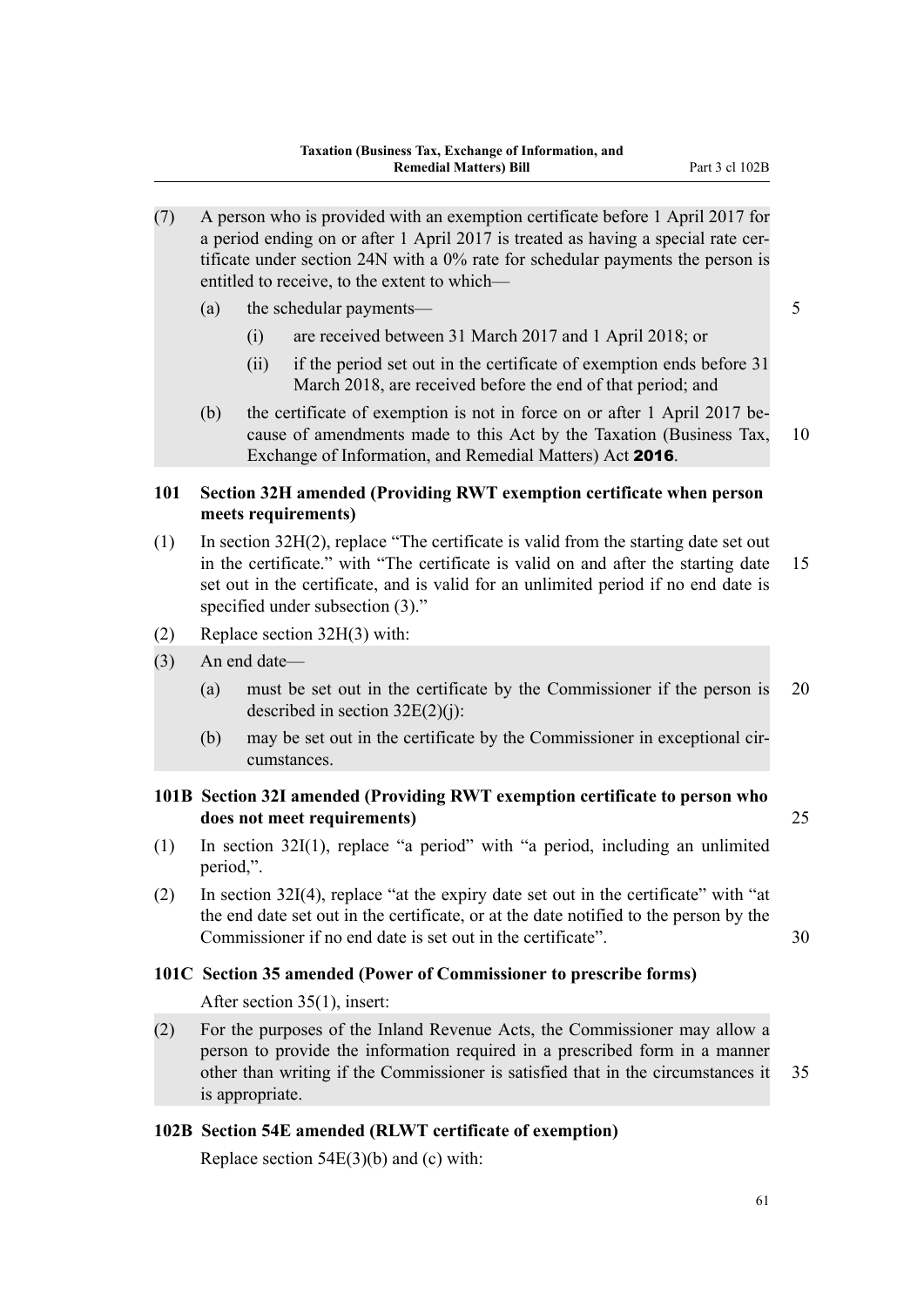(7) A person who is provided with an exemption certificate before 1 April 2017 for a period ending on or after 1 April 2017 is treated as having a special rate certificate under section 24N with a 0% rate for schedular payments the person is entitled to receive, to the extent to which—

  (a) the schedular payments—

    (i) are received between 31 March 2017 and 1 April 2018; or

    (ii) if the period set out in the certificate of exemption ends before 31 March 2018, are received before the end of that period; and

  (b) the certificate of exemption is not in force on or after 1 April 2017 because of amendments made to this Act by the Taxation (Business Tax, Exchange of Information, and Remedial Matters) Act **2016**.

### 101 Section 32H amended (Providing RWT exemption certificate when person meets requirements)

(1) In section 32H(2), replace "The certificate is valid from the starting date set out in the certificate." with "The certificate is valid on and after the starting date set out in the certificate, and is valid for an unlimited period if no end date is specified under subsection (3)."

(2) Replace section 32H(3) with:

(3) An end date—

  (a) must be set out in the certificate by the Commissioner if the person is described in section 32E(2)(j):

  (b) may be set out in the certificate by the Commissioner in exceptional circumstances.

### 101B Section 32I amended (Providing RWT exemption certificate to person who does not meet requirements)

(1) In section 32I(1), replace "a period" with "a period, including an unlimited period,".

(2) In section 32I(4), replace "at the expiry date set out in the certificate" with "at the end date set out in the certificate, or at the date notified to the person by the Commissioner if no end date is set out in the certificate".

### 101C Section 35 amended (Power of Commissioner to prescribe forms)

After section 35(1), insert:

(2) For the purposes of the Inland Revenue Acts, the Commissioner may allow a person to provide the information required in a prescribed form in a manner other than writing if the Commissioner is satisfied that in the circumstances it is appropriate.

### 102B Section 54E amended (RLWT certificate of exemption)

Replace section 54E(3)(b) and (c) with: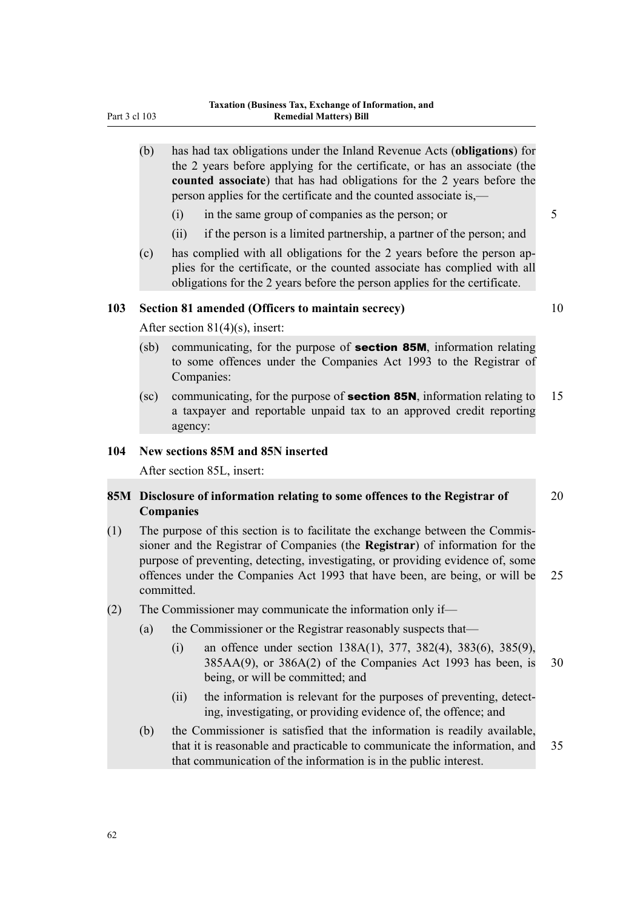(b) has had tax obligations under the Inland Revenue Acts (**obligations**) for the 2 years before applying for the certificate, or has an associate (the **counted associate**) that has had obligations for the 2 years before the person applies for the certificate and the counted associate is,—

  (i) in the same group of companies as the person; or

  (ii) if the person is a limited partnership, a partner of the person; and

(c) has complied with all obligations for the 2 years before the person applies for the certificate, or the counted associate has complied with all obligations for the 2 years before the person applies for the certificate.

### 103 Section 81 amended (Officers to maintain secrecy)

After section 81(4)(s), insert:

(sb) communicating, for the purpose of **section 85M**, information relating to some offences under the Companies Act 1993 to the Registrar of Companies:

(sc) communicating, for the purpose of **section 85N**, information relating to a taxpayer and reportable unpaid tax to an approved credit reporting agency:

### 104 New sections 85M and 85N inserted

After section 85L, insert:

### 85M Disclosure of information relating to some offences to the Registrar of Companies

(1) The purpose of this section is to facilitate the exchange between the Commissioner and the Registrar of Companies (the **Registrar**) of information for the purpose of preventing, detecting, investigating, or providing evidence of, some offences under the Companies Act 1993 that have been, are being, or will be committed.

(2) The Commissioner may communicate the information only if—

  (a) the Commissioner or the Registrar reasonably suspects that—

    (i) an offence under section 138A(1), 377, 382(4), 383(6), 385(9), 385AA(9), or 386A(2) of the Companies Act 1993 has been, is being, or will be committed; and

    (ii) the information is relevant for the purposes of preventing, detecting, investigating, or providing evidence of, the offence; and

  (b) the Commissioner is satisfied that the information is readily available, that it is reasonable and practicable to communicate the information, and that communication of the information is in the public interest.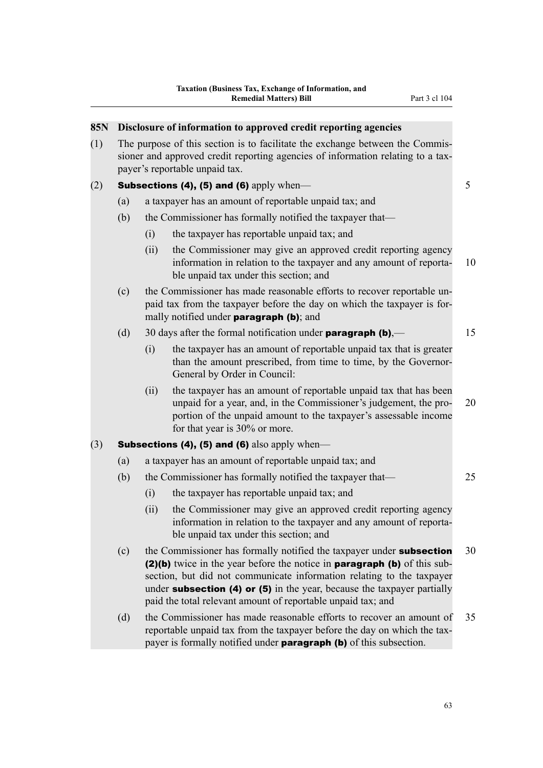### 85N Disclosure of information to approved credit reporting agencies

(1) The purpose of this section is to facilitate the exchange between the Commissioner and approved credit reporting agencies of information relating to a taxpayer's reportable unpaid tax.

(2) **Subsections (4), (5) and (6)** apply when—

(a) a taxpayer has an amount of reportable unpaid tax; and

(b) the Commissioner has formally notified the taxpayer that—

(i) the taxpayer has reportable unpaid tax; and

(ii) the Commissioner may give an approved credit reporting agency information in relation to the taxpayer and any amount of reportable unpaid tax under this section; and

(c) the Commissioner has made reasonable efforts to recover reportable unpaid tax from the taxpayer before the day on which the taxpayer is formally notified under **paragraph (b)**; and

(d) 30 days after the formal notification under **paragraph (b)**,—

(i) the taxpayer has an amount of reportable unpaid tax that is greater than the amount prescribed, from time to time, by the Governor-General by Order in Council:

(ii) the taxpayer has an amount of reportable unpaid tax that has been unpaid for a year, and, in the Commissioner's judgement, the proportion of the unpaid amount to the taxpayer's assessable income for that year is 30% or more.

(3) **Subsections (4), (5) and (6)** also apply when—

(a) a taxpayer has an amount of reportable unpaid tax; and

(b) the Commissioner has formally notified the taxpayer that—

(i) the taxpayer has reportable unpaid tax; and

(ii) the Commissioner may give an approved credit reporting agency information in relation to the taxpayer and any amount of reportable unpaid tax under this section; and

(c) the Commissioner has formally notified the taxpayer under **subsection (2)(b)** twice in the year before the notice in **paragraph (b)** of this subsection, but did not communicate information relating to the taxpayer under **subsection (4) or (5)** in the year, because the taxpayer partially paid the total relevant amount of reportable unpaid tax; and

(d) the Commissioner has made reasonable efforts to recover an amount of reportable unpaid tax from the taxpayer before the day on which the taxpayer is formally notified under **paragraph (b)** of this subsection.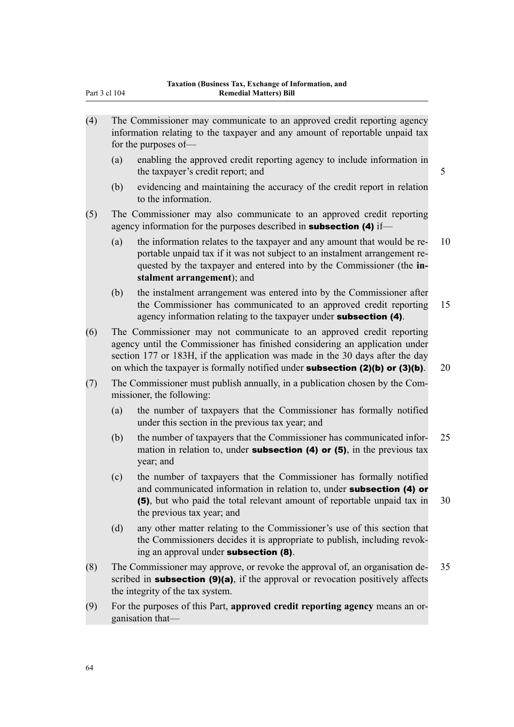(4) The Commissioner may communicate to an approved credit reporting agency information relating to the taxpayer and any amount of reportable unpaid tax for the purposes of—

(a) enabling the approved credit reporting agency to include information in the taxpayer's credit report; and

(b) evidencing and maintaining the accuracy of the credit report in relation to the information.

(5) The Commissioner may also communicate to an approved credit reporting agency information for the purposes described in **subsection (4)** if—

(a) the information relates to the taxpayer and any amount that would be reportable unpaid tax if it was not subject to an instalment arrangement requested by the taxpayer and entered into by the Commissioner (the **instalment arrangement**); and

(b) the instalment arrangement was entered into by the Commissioner after the Commissioner has communicated to an approved credit reporting agency information relating to the taxpayer under **subsection (4)**.

(6) The Commissioner may not communicate to an approved credit reporting agency until the Commissioner has finished considering an application under section 177 or 183H, if the application was made in the 30 days after the day on which the taxpayer is formally notified under **subsection (2)(b) or (3)(b)**.

(7) The Commissioner must publish annually, in a publication chosen by the Commissioner, the following:

(a) the number of taxpayers that the Commissioner has formally notified under this section in the previous tax year; and

(b) the number of taxpayers that the Commissioner has communicated information in relation to, under **subsection (4) or (5)**, in the previous tax year; and

(c) the number of taxpayers that the Commissioner has formally notified and communicated information in relation to, under **subsection (4) or (5)**, but who paid the total relevant amount of reportable unpaid tax in the previous tax year; and

(d) any other matter relating to the Commissioner's use of this section that the Commissioners decides it is appropriate to publish, including revoking an approval under **subsection (8)**.

(8) The Commissioner may approve, or revoke the approval of, an organisation described in **subsection (9)(a)**, if the approval or revocation positively affects the integrity of the tax system.

(9) For the purposes of this Part, **approved credit reporting agency** means an organisation that—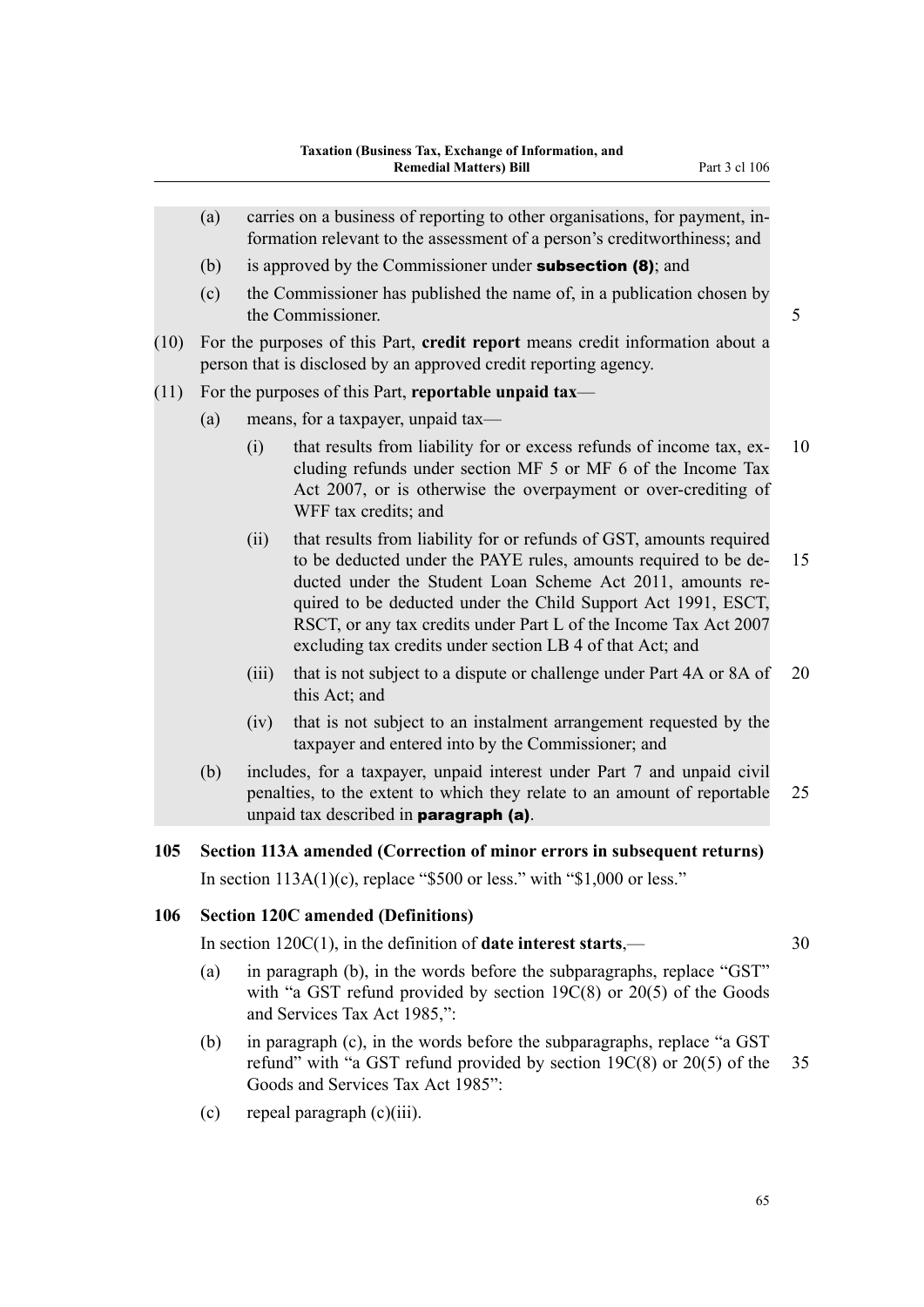(a) carries on a business of reporting to other organisations, for payment, information relevant to the assessment of a person's creditworthiness; and

(b) is approved by the Commissioner under **subsection (8)**; and

(c) the Commissioner has published the name of, in a publication chosen by the Commissioner.

(10) For the purposes of this Part, **credit report** means credit information about a person that is disclosed by an approved credit reporting agency.

(11) For the purposes of this Part, **reportable unpaid tax**—

(a) means, for a taxpayer, unpaid tax—

(i) that results from liability for or excess refunds of income tax, excluding refunds under section MF 5 or MF 6 of the Income Tax Act 2007, or is otherwise the overpayment or over-crediting of WFF tax credits; and

(ii) that results from liability for or refunds of GST, amounts required to be deducted under the PAYE rules, amounts required to be deducted under the Student Loan Scheme Act 2011, amounts required to be deducted under the Child Support Act 1991, ESCT, RSCT, or any tax credits under Part L of the Income Tax Act 2007 excluding tax credits under section LB 4 of that Act; and

(iii) that is not subject to a dispute or challenge under Part 4A or 8A of this Act; and

(iv) that is not subject to an instalment arrangement requested by the taxpayer and entered into by the Commissioner; and

(b) includes, for a taxpayer, unpaid interest under Part 7 and unpaid civil penalties, to the extent to which they relate to an amount of reportable unpaid tax described in **paragraph (a)**.

### 105 Section 113A amended (Correction of minor errors in subsequent returns)

In section 113A(1)(c), replace "$500 or less." with "$1,000 or less."

### 106 Section 120C amended (Definitions)

In section 120C(1), in the definition of **date interest starts**,—

(a) in paragraph (b), in the words before the subparagraphs, replace "GST" with "a GST refund provided by section 19C(8) or 20(5) of the Goods and Services Tax Act 1985,":

(b) in paragraph (c), in the words before the subparagraphs, replace "a GST refund" with "a GST refund provided by section 19C(8) or 20(5) of the Goods and Services Tax Act 1985":

(c) repeal paragraph (c)(iii).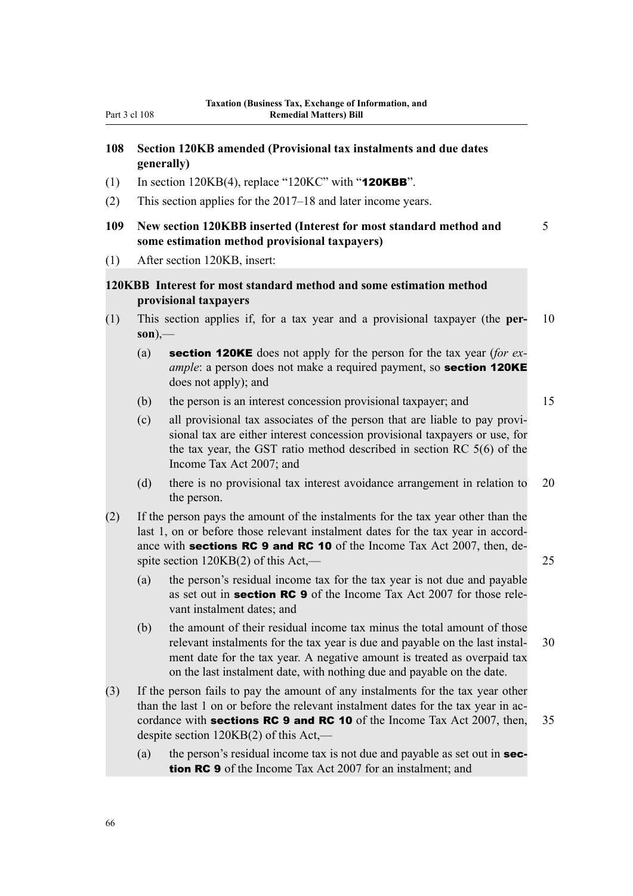## 108 Section 120KB amended (Provisional tax instalments and due dates generally)

(1) In section 120KB(4), replace "120KC" with "**120KBB**".

(2) This section applies for the 2017–18 and later income years.

## 109 New section 120KBB inserted (Interest for most standard method and some estimation method provisional taxpayers)

(1) After section 120KB, insert:

### 120KBB Interest for most standard method and some estimation method provisional taxpayers

(1) This section applies if, for a tax year and a provisional taxpayer (the **person**),—

(a) **section 120KE** does not apply for the person for the tax year (*for example*: a person does not make a required payment, so **section 120KE** does not apply); and

(b) the person is an interest concession provisional taxpayer; and

(c) all provisional tax associates of the person that are liable to pay provisional tax are either interest concession provisional taxpayers or use, for the tax year, the GST ratio method described in section RC 5(6) of the Income Tax Act 2007; and

(d) there is no provisional tax interest avoidance arrangement in relation to the person.

(2) If the person pays the amount of the instalments for the tax year other than the last 1, on or before those relevant instalment dates for the tax year in accordance with **sections RC 9 and RC 10** of the Income Tax Act 2007, then, despite section 120KB(2) of this Act,—

(a) the person's residual income tax for the tax year is not due and payable as set out in **section RC 9** of the Income Tax Act 2007 for those relevant instalment dates; and

(b) the amount of their residual income tax minus the total amount of those relevant instalments for the tax year is due and payable on the last instalment date for the tax year. A negative amount is treated as overpaid tax on the last instalment date, with nothing due and payable on the date.

(3) If the person fails to pay the amount of any instalments for the tax year other than the last 1 on or before the relevant instalment dates for the tax year in accordance with **sections RC 9 and RC 10** of the Income Tax Act 2007, then, despite section 120KB(2) of this Act,—

(a) the person's residual income tax is not due and payable as set out in **section RC 9** of the Income Tax Act 2007 for an instalment; and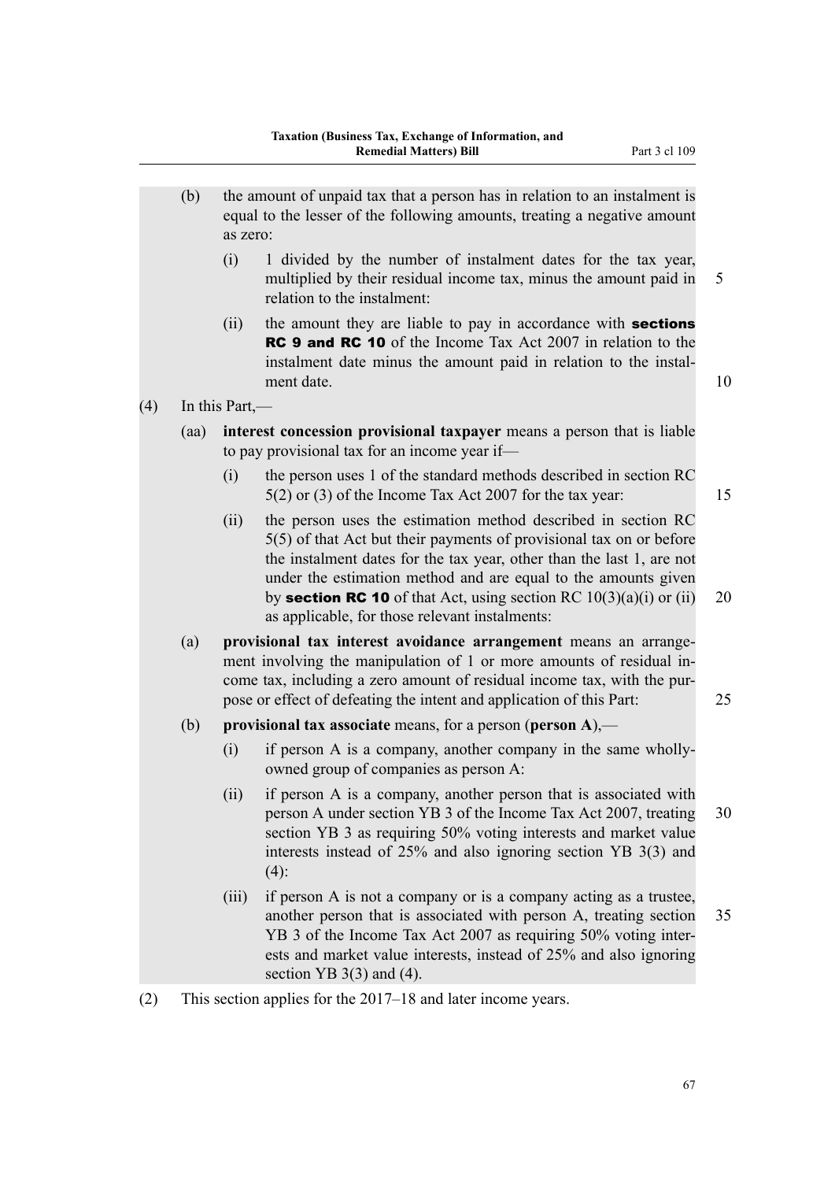(b) the amount of unpaid tax that a person has in relation to an instalment is equal to the lesser of the following amounts, treating a negative amount as zero:

(i) 1 divided by the number of instalment dates for the tax year, multiplied by their residual income tax, minus the amount paid in relation to the instalment:

(ii) the amount they are liable to pay in accordance with **sections RC 9 and RC 10** of the Income Tax Act 2007 in relation to the instalment date minus the amount paid in relation to the instalment date.

(4) In this Part,—

(aa) **interest concession provisional taxpayer** means a person that is liable to pay provisional tax for an income year if—

(i) the person uses 1 of the standard methods described in section RC 5(2) or (3) of the Income Tax Act 2007 for the tax year:

(ii) the person uses the estimation method described in section RC 5(5) of that Act but their payments of provisional tax on or before the instalment dates for the tax year, other than the last 1, are not under the estimation method and are equal to the amounts given by **section RC 10** of that Act, using section RC 10(3)(a)(i) or (ii) as applicable, for those relevant instalments:

(a) **provisional tax interest avoidance arrangement** means an arrangement involving the manipulation of 1 or more amounts of residual income tax, including a zero amount of residual income tax, with the purpose or effect of defeating the intent and application of this Part:

(b) **provisional tax associate** means, for a person (**person A**),—

(i) if person A is a company, another company in the same wholly-owned group of companies as person A:

(ii) if person A is a company, another person that is associated with person A under section YB 3 of the Income Tax Act 2007, treating section YB 3 as requiring 50% voting interests and market value interests instead of 25% and also ignoring section YB 3(3) and (4):

(iii) if person A is not a company or is a company acting as a trustee, another person that is associated with person A, treating section YB 3 of the Income Tax Act 2007 as requiring 50% voting interests and market value interests, instead of 25% and also ignoring section YB 3(3) and (4).

(2) This section applies for the 2017–18 and later income years.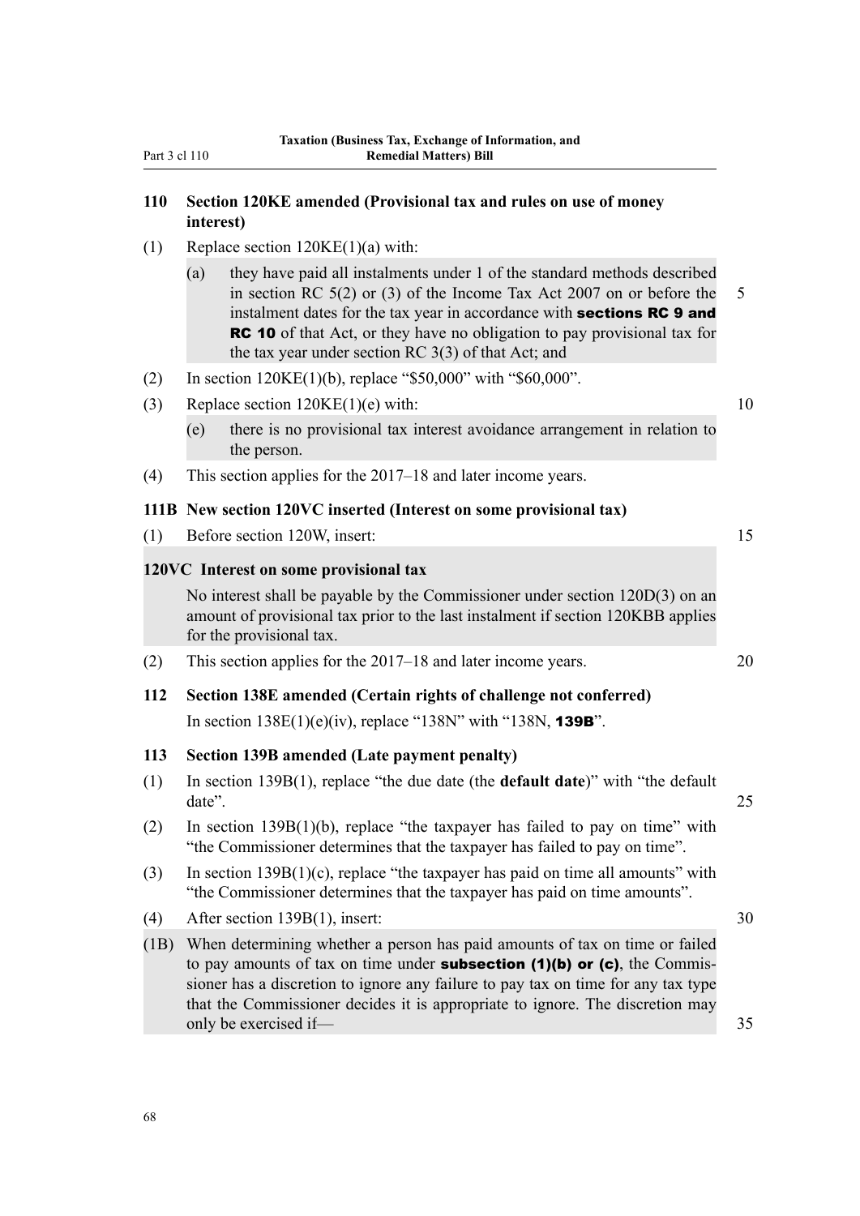### 110 Section 120KE amended (Provisional tax and rules on use of money interest)

(1) Replace section 120KE(1)(a) with:

> (a) they have paid all instalments under 1 of the standard methods described in section RC 5(2) or (3) of the Income Tax Act 2007 on or before the instalment dates for the tax year in accordance with **sections RC 9 and RC 10** of that Act, or they have no obligation to pay provisional tax for the tax year under section RC 3(3) of that Act; and

(2) In section 120KE(1)(b), replace "$50,000" with "$60,000".

(3) Replace section 120KE(1)(e) with:

> (e) there is no provisional tax interest avoidance arrangement in relation to the person.

(4) This section applies for the 2017–18 and later income years.

### 111B New section 120VC inserted (Interest on some provisional tax)

(1) Before section 120W, insert:

> **120VC Interest on some provisional tax**
>
> No interest shall be payable by the Commissioner under section 120D(3) on an amount of provisional tax prior to the last instalment if section 120KBB applies for the provisional tax.

(2) This section applies for the 2017–18 and later income years.

### 112 Section 138E amended (Certain rights of challenge not conferred)

In section 138E(1)(e)(iv), replace "138N" with "138N, **139B**".

### 113 Section 139B amended (Late payment penalty)

(1) In section 139B(1), replace "the due date (the **default date**)" with "the default date".

(2) In section 139B(1)(b), replace "the taxpayer has failed to pay on time" with "the Commissioner determines that the taxpayer has failed to pay on time".

(3) In section 139B(1)(c), replace "the taxpayer has paid on time all amounts" with "the Commissioner determines that the taxpayer has paid on time amounts".

(4) After section 139B(1), insert:

> (1B) When determining whether a person has paid amounts of tax on time or failed to pay amounts of tax on time under **subsection (1)(b) or (c)**, the Commissioner has a discretion to ignore any failure to pay tax on time for any tax type that the Commissioner decides it is appropriate to ignore. The discretion may only be exercised if—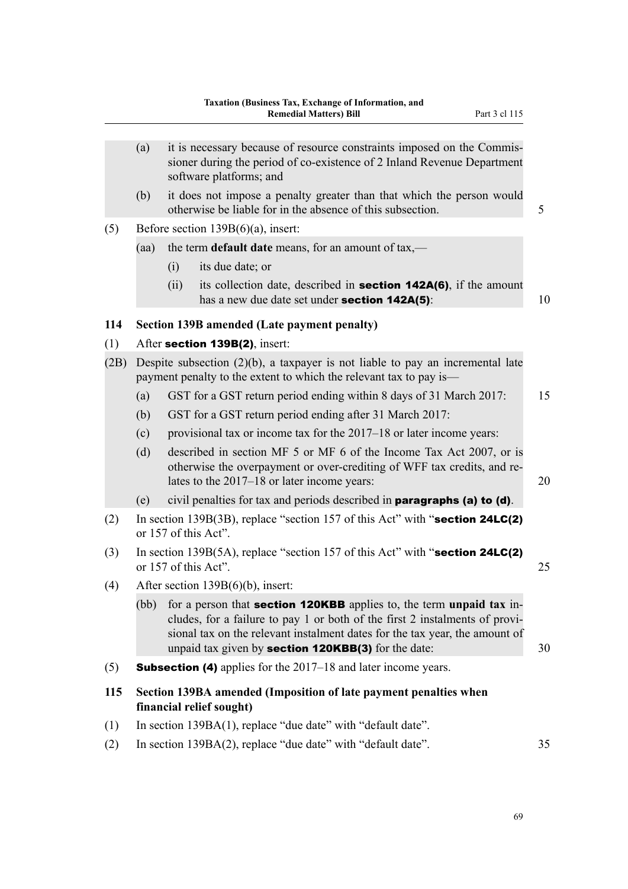(a) it is necessary because of resource constraints imposed on the Commissioner during the period of co-existence of 2 Inland Revenue Department software platforms; and

(b) it does not impose a penalty greater than that which the person would otherwise be liable for in the absence of this subsection.

(5) Before section 139B(6)(a), insert:

(aa) the term **default date** means, for an amount of tax,—

(i) its due date; or

(ii) its collection date, described in **section 142A(6)**, if the amount has a new due date set under **section 142A(5)**:

### 114 Section 139B amended (Late payment penalty)

(1) After **section 139B(2)**, insert:

(2B) Despite subsection (2)(b), a taxpayer is not liable to pay an incremental late payment penalty to the extent to which the relevant tax to pay is—

(a) GST for a GST return period ending within 8 days of 31 March 2017:

(b) GST for a GST return period ending after 31 March 2017:

(c) provisional tax or income tax for the 2017–18 or later income years:

(d) described in section MF 5 or MF 6 of the Income Tax Act 2007, or is otherwise the overpayment or over-crediting of WFF tax credits, and relates to the 2017–18 or later income years:

(e) civil penalties for tax and periods described in **paragraphs (a) to (d)**.

(2) In section 139B(3B), replace "section 157 of this Act" with "**section 24LC(2)** or 157 of this Act".

(3) In section 139B(5A), replace "section 157 of this Act" with "**section 24LC(2)** or 157 of this Act".

(4) After section 139B(6)(b), insert:

(bb) for a person that **section 120KBB** applies to, the term **unpaid tax** includes, for a failure to pay 1 or both of the first 2 instalments of provisional tax on the relevant instalment dates for the tax year, the amount of unpaid tax given by **section 120KBB(3)** for the date:

(5) **Subsection (4)** applies for the 2017–18 and later income years.

### 115 Section 139BA amended (Imposition of late payment penalties when financial relief sought)

(1) In section 139BA(1), replace "due date" with "default date".

(2) In section 139BA(2), replace "due date" with "default date".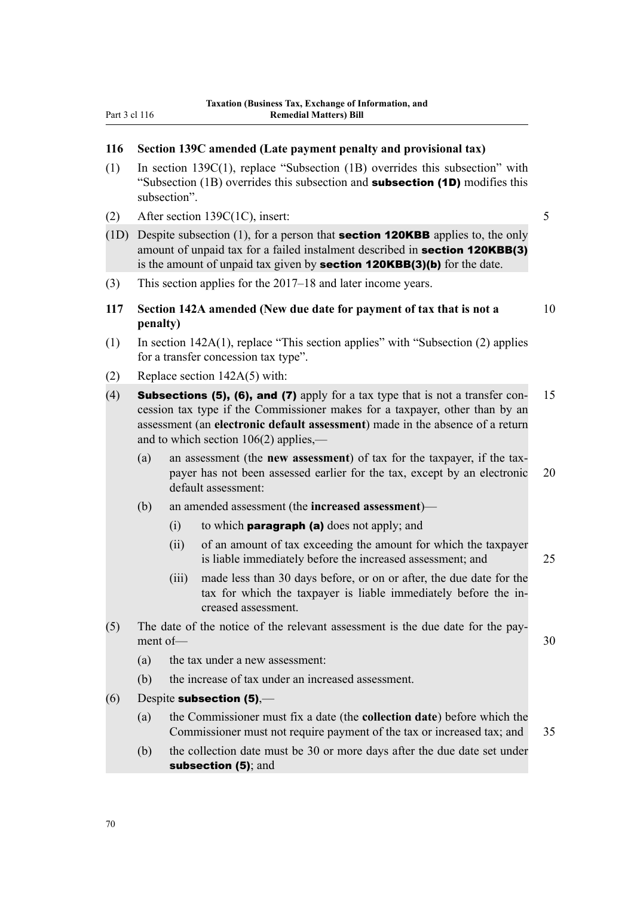## 116 Section 139C amended (Late payment penalty and provisional tax)

(1) In section 139C(1), replace "Subsection (1B) overrides this subsection" with "Subsection (1B) overrides this subsection and **subsection (1D)** modifies this subsection".

(2) After section 139C(1C), insert:

(1D) Despite subsection (1), for a person that **section 120KBB** applies to, the only amount of unpaid tax for a failed instalment described in **section 120KBB(3)** is the amount of unpaid tax given by **section 120KBB(3)(b)** for the date.

(3) This section applies for the 2017–18 and later income years.

## 117 Section 142A amended (New due date for payment of tax that is not a penalty)

(1) In section 142A(1), replace "This section applies" with "Subsection (2) applies for a transfer concession tax type".

(2) Replace section 142A(5) with:

(4) **Subsections (5), (6), and (7)** apply for a tax type that is not a transfer concession tax type if the Commissioner makes for a taxpayer, other than by an assessment (an **electronic default assessment**) made in the absence of a return and to which section 106(2) applies,—

- (a) an assessment (the **new assessment**) of tax for the taxpayer, if the taxpayer has not been assessed earlier for the tax, except by an electronic default assessment:
- (b) an amended assessment (the **increased assessment**)—
  - (i) to which **paragraph (a)** does not apply; and
  - (ii) of an amount of tax exceeding the amount for which the taxpayer is liable immediately before the increased assessment; and
  - (iii) made less than 30 days before, or on or after, the due date for the tax for which the taxpayer is liable immediately before the increased assessment.

(5) The date of the notice of the relevant assessment is the due date for the payment of—

- (a) the tax under a new assessment:
- (b) the increase of tax under an increased assessment.

(6) Despite **subsection (5)**,—

- (a) the Commissioner must fix a date (the **collection date**) before which the Commissioner must not require payment of the tax or increased tax; and
- (b) the collection date must be 30 or more days after the due date set under **subsection (5)**; and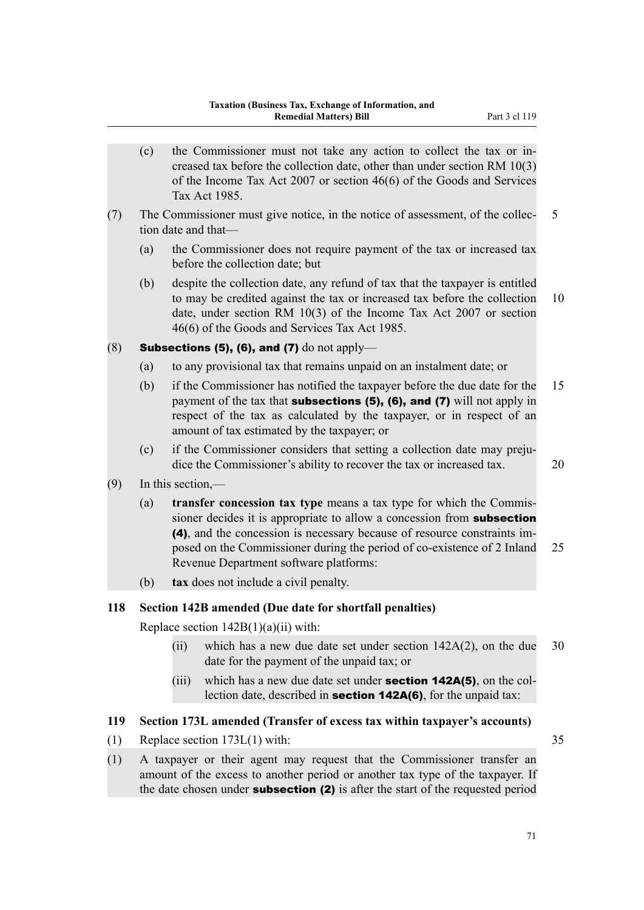(c) the Commissioner must not take any action to collect the tax or increased tax before the collection date, other than under section RM 10(3) of the Income Tax Act 2007 or section 46(6) of the Goods and Services Tax Act 1985.

(7) The Commissioner must give notice, in the notice of assessment, of the collection date and that—

(a) the Commissioner does not require payment of the tax or increased tax before the collection date; but

(b) despite the collection date, any refund of tax that the taxpayer is entitled to may be credited against the tax or increased tax before the collection date, under section RM 10(3) of the Income Tax Act 2007 or section 46(6) of the Goods and Services Tax Act 1985.

(8) **Subsections (5), (6), and (7)** do not apply—

(a) to any provisional tax that remains unpaid on an instalment date; or

(b) if the Commissioner has notified the taxpayer before the due date for the payment of the tax that **subsections (5), (6), and (7)** will not apply in respect of the tax as calculated by the taxpayer, or in respect of an amount of tax estimated by the taxpayer; or

(c) if the Commissioner considers that setting a collection date may prejudice the Commissioner's ability to recover the tax or increased tax.

(9) In this section,—

(a) **transfer concession tax type** means a tax type for which the Commissioner decides it is appropriate to allow a concession from **subsection (4)**, and the concession is necessary because of resource constraints imposed on the Commissioner during the period of co-existence of 2 Inland Revenue Department software platforms:

(b) **tax** does not include a civil penalty.

### 118 Section 142B amended (Due date for shortfall penalties)

Replace section 142B(1)(a)(ii) with:

(ii) which has a new due date set under section 142A(2), on the due date for the payment of the unpaid tax; or

(iii) which has a new due date set under **section 142A(5)**, on the collection date, described in **section 142A(6)**, for the unpaid tax:

### 119 Section 173L amended (Transfer of excess tax within taxpayer's accounts)

(1) Replace section 173L(1) with:

(1) A taxpayer or their agent may request that the Commissioner transfer an amount of the excess to another period or another tax type of the taxpayer. If the date chosen under **subsection (2)** is after the start of the requested period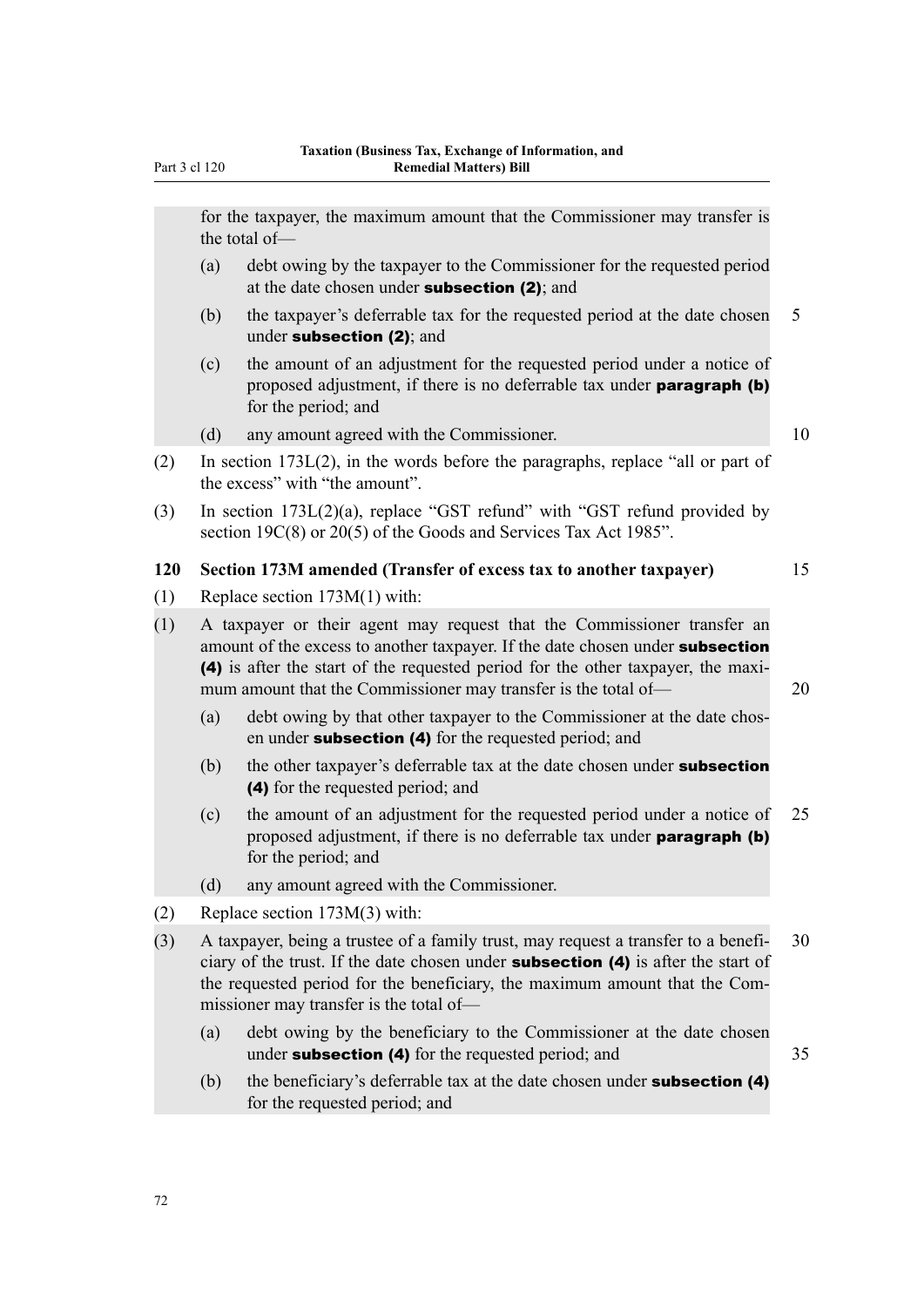for the taxpayer, the maximum amount that the Commissioner may transfer is the total of—

(a) debt owing by the taxpayer to the Commissioner for the requested period at the date chosen under **subsection (2)**; and

(b) the taxpayer's deferrable tax for the requested period at the date chosen under **subsection (2)**; and

(c) the amount of an adjustment for the requested period under a notice of proposed adjustment, if there is no deferrable tax under **paragraph (b)** for the period; and

(d) any amount agreed with the Commissioner.

(2) In section 173L(2), in the words before the paragraphs, replace "all or part of the excess" with "the amount".

(3) In section 173L(2)(a), replace "GST refund" with "GST refund provided by section 19C(8) or 20(5) of the Goods and Services Tax Act 1985".

**120 Section 173M amended (Transfer of excess tax to another taxpayer)**

(1) Replace section 173M(1) with:

(1) A taxpayer or their agent may request that the Commissioner transfer an amount of the excess to another taxpayer. If the date chosen under **subsection (4)** is after the start of the requested period for the other taxpayer, the maximum amount that the Commissioner may transfer is the total of—

(a) debt owing by that other taxpayer to the Commissioner at the date chosen under **subsection (4)** for the requested period; and

(b) the other taxpayer's deferrable tax at the date chosen under **subsection (4)** for the requested period; and

(c) the amount of an adjustment for the requested period under a notice of proposed adjustment, if there is no deferrable tax under **paragraph (b)** for the period; and

(d) any amount agreed with the Commissioner.

(2) Replace section 173M(3) with:

(3) A taxpayer, being a trustee of a family trust, may request a transfer to a beneficiary of the trust. If the date chosen under **subsection (4)** is after the start of the requested period for the beneficiary, the maximum amount that the Commissioner may transfer is the total of—

(a) debt owing by the beneficiary to the Commissioner at the date chosen under **subsection (4)** for the requested period; and

(b) the beneficiary's deferrable tax at the date chosen under **subsection (4)** for the requested period; and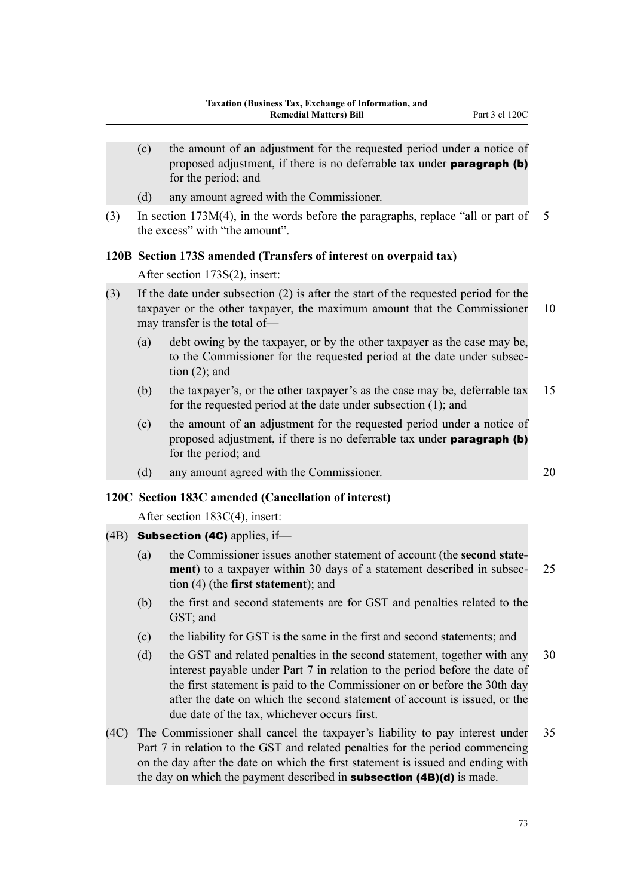(c) the amount of an adjustment for the requested period under a notice of proposed adjustment, if there is no deferrable tax under **paragraph (b)** for the period; and

(d) any amount agreed with the Commissioner.

(3) In section 173M(4), in the words before the paragraphs, replace "all or part of the excess" with "the amount".

### 120B Section 173S amended (Transfers of interest on overpaid tax)

After section 173S(2), insert:

(3) If the date under subsection (2) is after the start of the requested period for the taxpayer or the other taxpayer, the maximum amount that the Commissioner may transfer is the total of—

(a) debt owing by the taxpayer, or by the other taxpayer as the case may be, to the Commissioner for the requested period at the date under subsection (2); and

(b) the taxpayer's, or the other taxpayer's as the case may be, deferrable tax for the requested period at the date under subsection (1); and

(c) the amount of an adjustment for the requested period under a notice of proposed adjustment, if there is no deferrable tax under **paragraph (b)** for the period; and

(d) any amount agreed with the Commissioner.

### 120C Section 183C amended (Cancellation of interest)

After section 183C(4), insert:

(4B) **Subsection (4C)** applies, if—

(a) the Commissioner issues another statement of account (the **second statement**) to a taxpayer within 30 days of a statement described in subsection (4) (the **first statement**); and

(b) the first and second statements are for GST and penalties related to the GST; and

(c) the liability for GST is the same in the first and second statements; and

(d) the GST and related penalties in the second statement, together with any interest payable under Part 7 in relation to the period before the date of the first statement is paid to the Commissioner on or before the 30th day after the date on which the second statement of account is issued, or the due date of the tax, whichever occurs first.

(4C) The Commissioner shall cancel the taxpayer's liability to pay interest under Part 7 in relation to the GST and related penalties for the period commencing on the day after the date on which the first statement is issued and ending with the day on which the payment described in **subsection (4B)(d)** is made.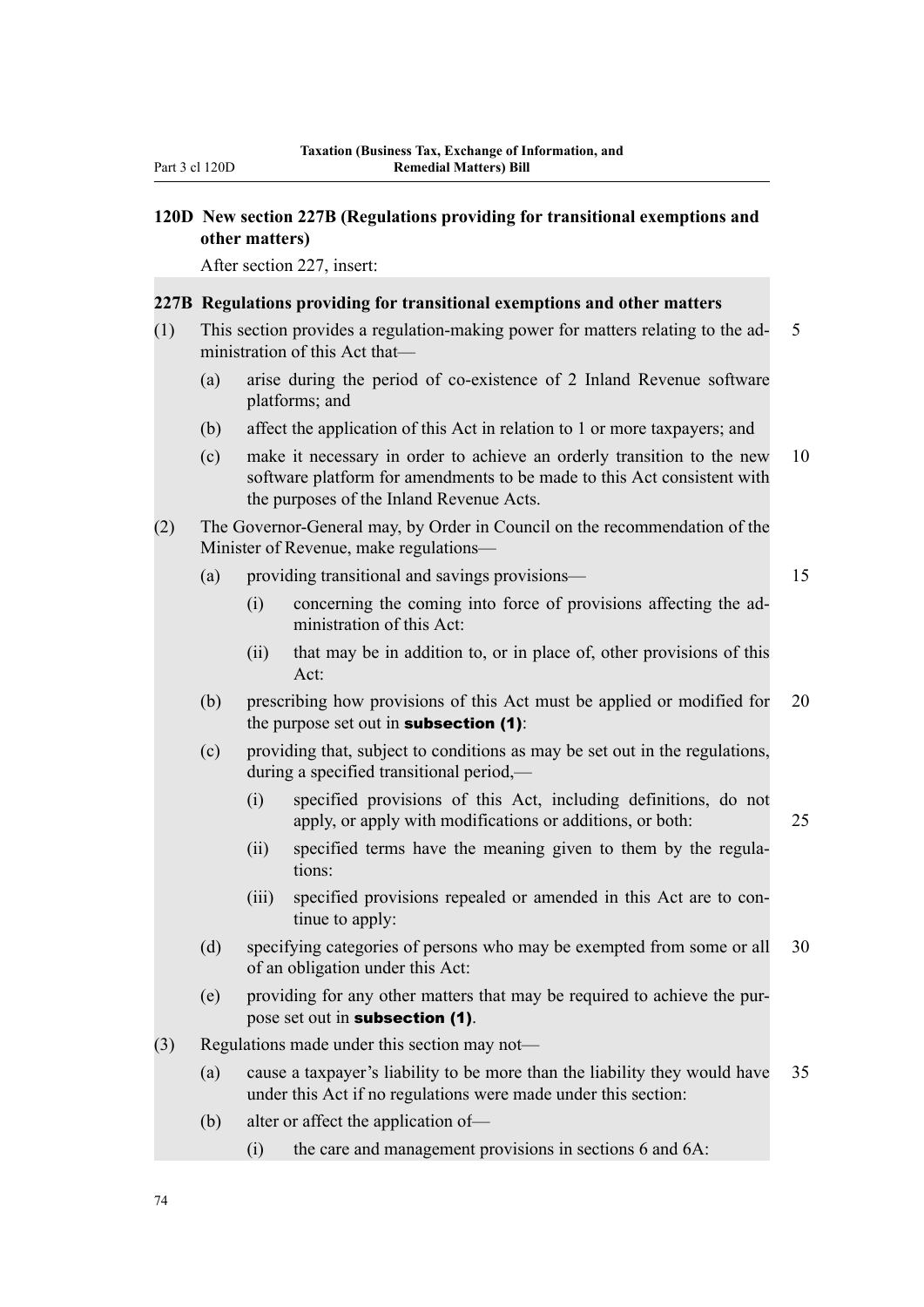## 120D New section 227B (Regulations providing for transitional exemptions and other matters)

After section 227, insert:

### 227B Regulations providing for transitional exemptions and other matters

(1) This section provides a regulation-making power for matters relating to the administration of this Act that—

(a) arise during the period of co-existence of 2 Inland Revenue software platforms; and

(b) affect the application of this Act in relation to 1 or more taxpayers; and

(c) make it necessary in order to achieve an orderly transition to the new software platform for amendments to be made to this Act consistent with the purposes of the Inland Revenue Acts.

(2) The Governor-General may, by Order in Council on the recommendation of the Minister of Revenue, make regulations—

(a) providing transitional and savings provisions—

(i) concerning the coming into force of provisions affecting the administration of this Act:

(ii) that may be in addition to, or in place of, other provisions of this Act:

(b) prescribing how provisions of this Act must be applied or modified for the purpose set out in **subsection (1)**:

(c) providing that, subject to conditions as may be set out in the regulations, during a specified transitional period,—

(i) specified provisions of this Act, including definitions, do not apply, or apply with modifications or additions, or both:

(ii) specified terms have the meaning given to them by the regulations:

(iii) specified provisions repealed or amended in this Act are to continue to apply:

(d) specifying categories of persons who may be exempted from some or all of an obligation under this Act:

(e) providing for any other matters that may be required to achieve the purpose set out in **subsection (1)**.

(3) Regulations made under this section may not—

(a) cause a taxpayer's liability to be more than the liability they would have under this Act if no regulations were made under this section:

(b) alter or affect the application of—

(i) the care and management provisions in sections 6 and 6A: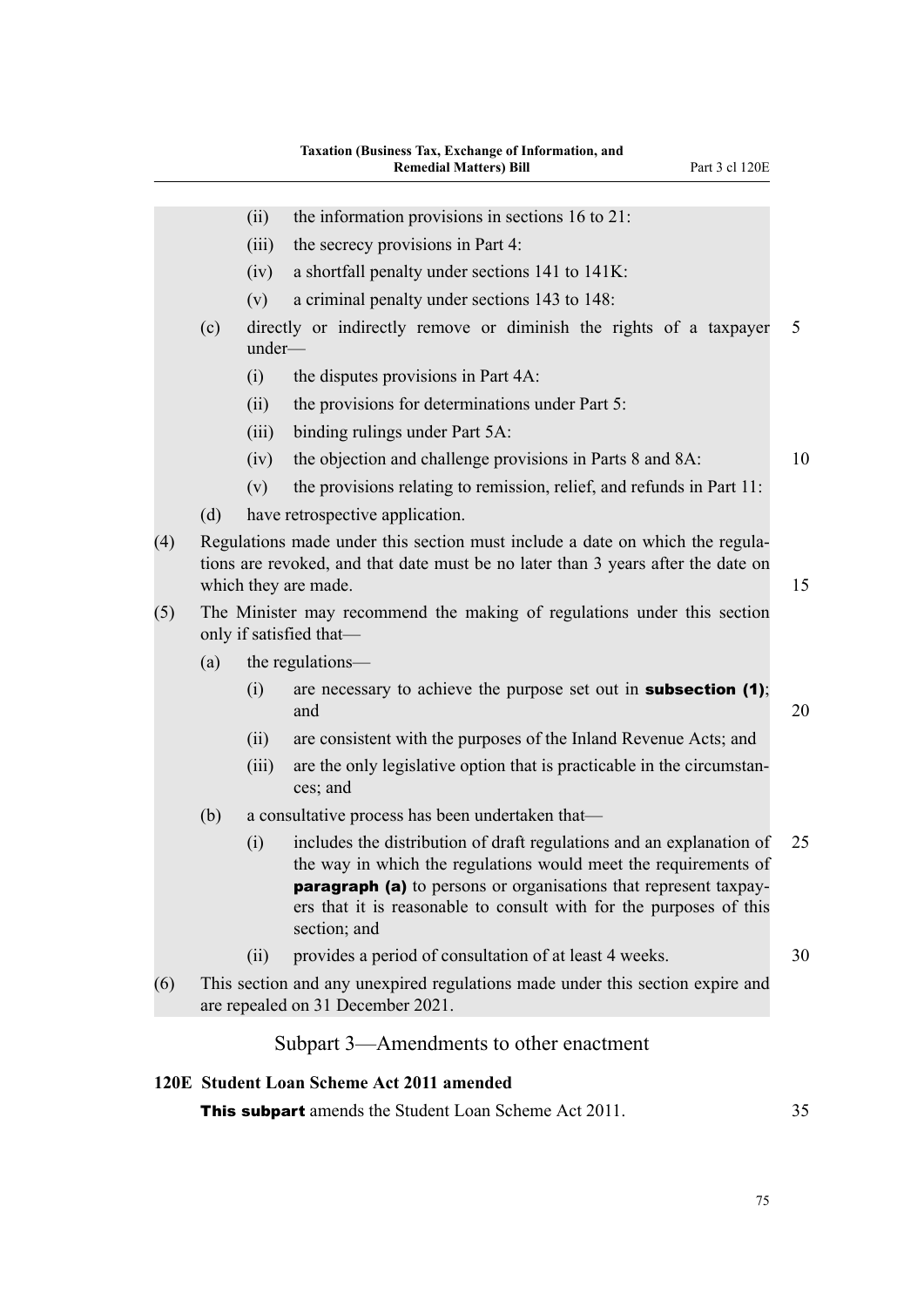(ii) the information provisions in sections 16 to 21:

(iii) the secrecy provisions in Part 4:

(iv) a shortfall penalty under sections 141 to 141K:

(v) a criminal penalty under sections 143 to 148:

(c) directly or indirectly remove or diminish the rights of a taxpayer under—

(i) the disputes provisions in Part 4A:

(ii) the provisions for determinations under Part 5:

(iii) binding rulings under Part 5A:

(iv) the objection and challenge provisions in Parts 8 and 8A:

(v) the provisions relating to remission, relief, and refunds in Part 11:

(d) have retrospective application.

(4) Regulations made under this section must include a date on which the regulations are revoked, and that date must be no later than 3 years after the date on which they are made.

(5) The Minister may recommend the making of regulations under this section only if satisfied that—

(a) the regulations—

(i) are necessary to achieve the purpose set out in **subsection (1)**; and

(ii) are consistent with the purposes of the Inland Revenue Acts; and

(iii) are the only legislative option that is practicable in the circumstances; and

(b) a consultative process has been undertaken that—

(i) includes the distribution of draft regulations and an explanation of the way in which the regulations would meet the requirements of **paragraph (a)** to persons or organisations that represent taxpayers that it is reasonable to consult with for the purposes of this section; and

(ii) provides a period of consultation of at least 4 weeks.

(6) This section and any unexpired regulations made under this section expire and are repealed on 31 December 2021.

## Subpart 3—Amendments to other enactment

### 120E Student Loan Scheme Act 2011 amended

**This subpart** amends the Student Loan Scheme Act 2011.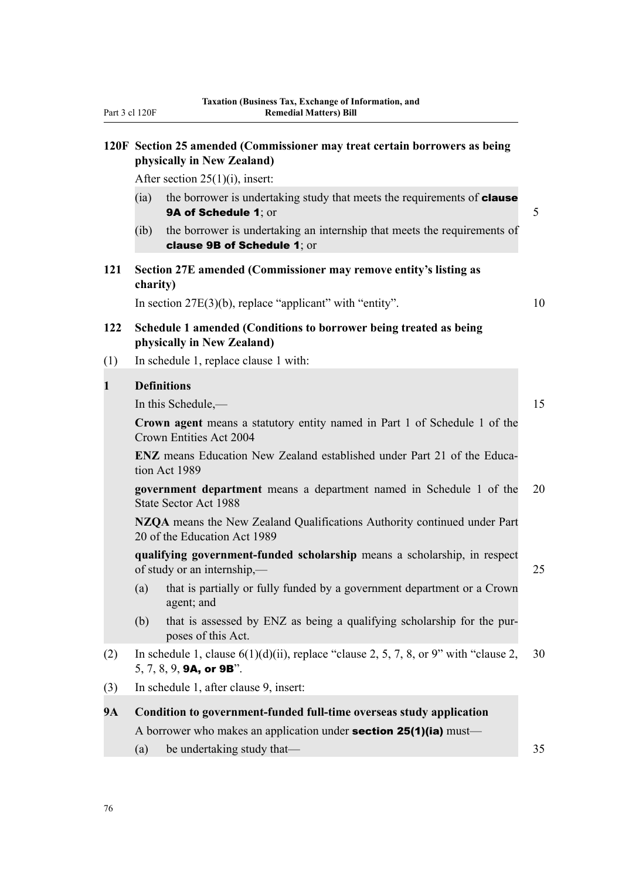**120F Section 25 amended (Commissioner may treat certain borrowers as being physically in New Zealand)**

After section 25(1)(i), insert:

(ia) the borrower is undertaking study that meets the requirements of **clause 9A of Schedule 1**; or

(ib) the borrower is undertaking an internship that meets the requirements of **clause 9B of Schedule 1**; or

**121 Section 27E amended (Commissioner may remove entity's listing as charity)**

In section 27E(3)(b), replace "applicant" with "entity".

**122 Schedule 1 amended (Conditions to borrower being treated as being physically in New Zealand)**

(1) In schedule 1, replace clause 1 with:

**1 Definitions**

In this Schedule,—

**Crown agent** means a statutory entity named in Part 1 of Schedule 1 of the Crown Entities Act 2004

**ENZ** means Education New Zealand established under Part 21 of the Education Act 1989

**government department** means a department named in Schedule 1 of the State Sector Act 1988

**NZQA** means the New Zealand Qualifications Authority continued under Part 20 of the Education Act 1989

**qualifying government-funded scholarship** means a scholarship, in respect of study or an internship,—

(a) that is partially or fully funded by a government department or a Crown agent; and

(b) that is assessed by ENZ as being a qualifying scholarship for the purposes of this Act.

(2) In schedule 1, clause 6(1)(d)(ii), replace "clause 2, 5, 7, 8, or 9" with "clause 2, 5, 7, 8, 9, **9A, or 9B**".

(3) In schedule 1, after clause 9, insert:

**9A Condition to government-funded full-time overseas study application**

A borrower who makes an application under **section 25(1)(ia)** must—

(a) be undertaking study that—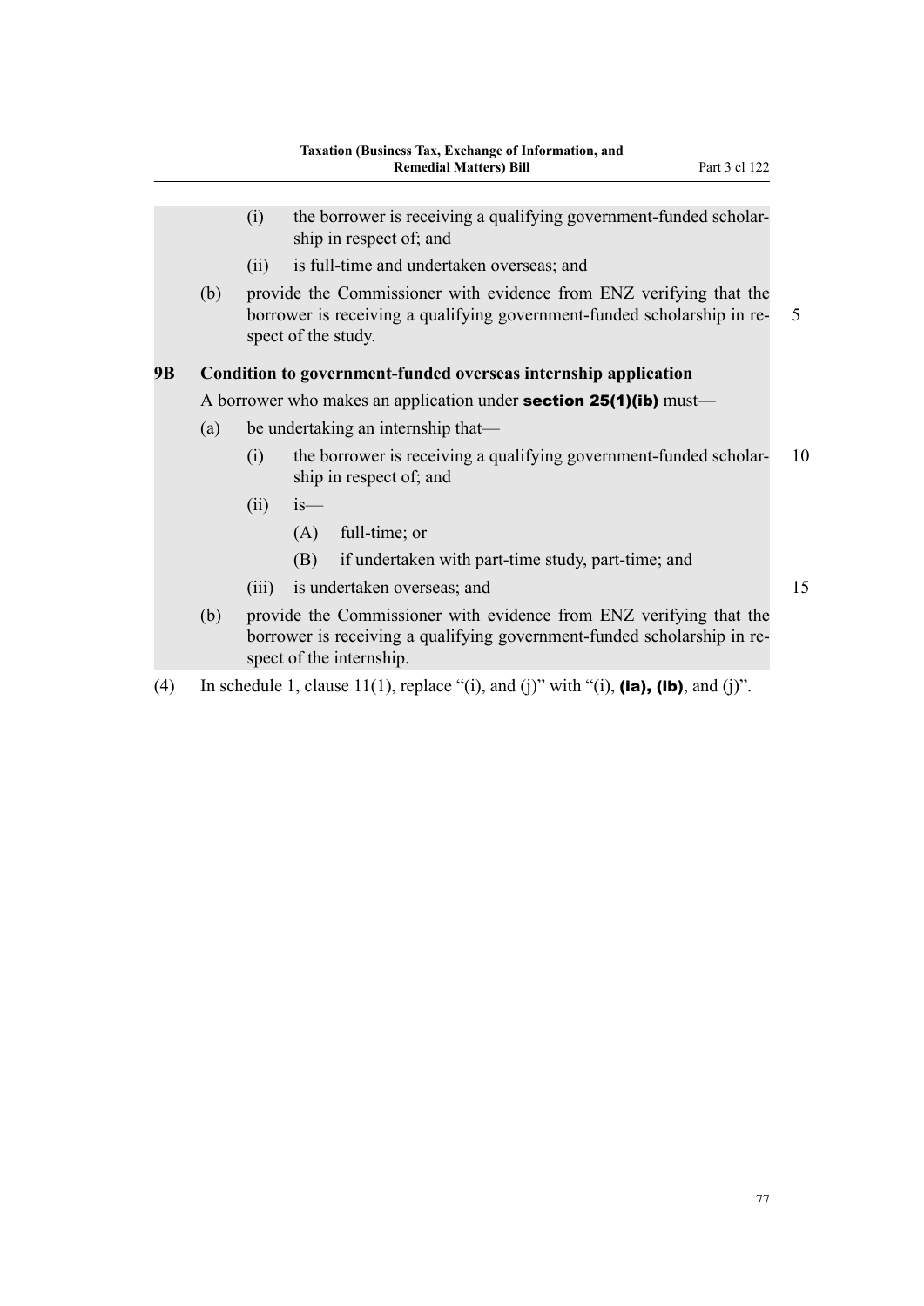(i) the borrower is receiving a qualifying government-funded scholarship in respect of; and

(ii) is full-time and undertaken overseas; and

(b) provide the Commissioner with evidence from ENZ verifying that the borrower is receiving a qualifying government-funded scholarship in respect of the study.

**9B Condition to government-funded overseas internship application**

A borrower who makes an application under **section 25(1)(ib)** must—

(a) be undertaking an internship that—

(i) the borrower is receiving a qualifying government-funded scholarship in respect of; and

(ii) is—

(A) full-time; or

(B) if undertaken with part-time study, part-time; and

(iii) is undertaken overseas; and

(b) provide the Commissioner with evidence from ENZ verifying that the borrower is receiving a qualifying government-funded scholarship in respect of the internship.

(4) In schedule 1, clause 11(1), replace "(i), and (j)" with "(i), **(ia), (ib)**, and (j)".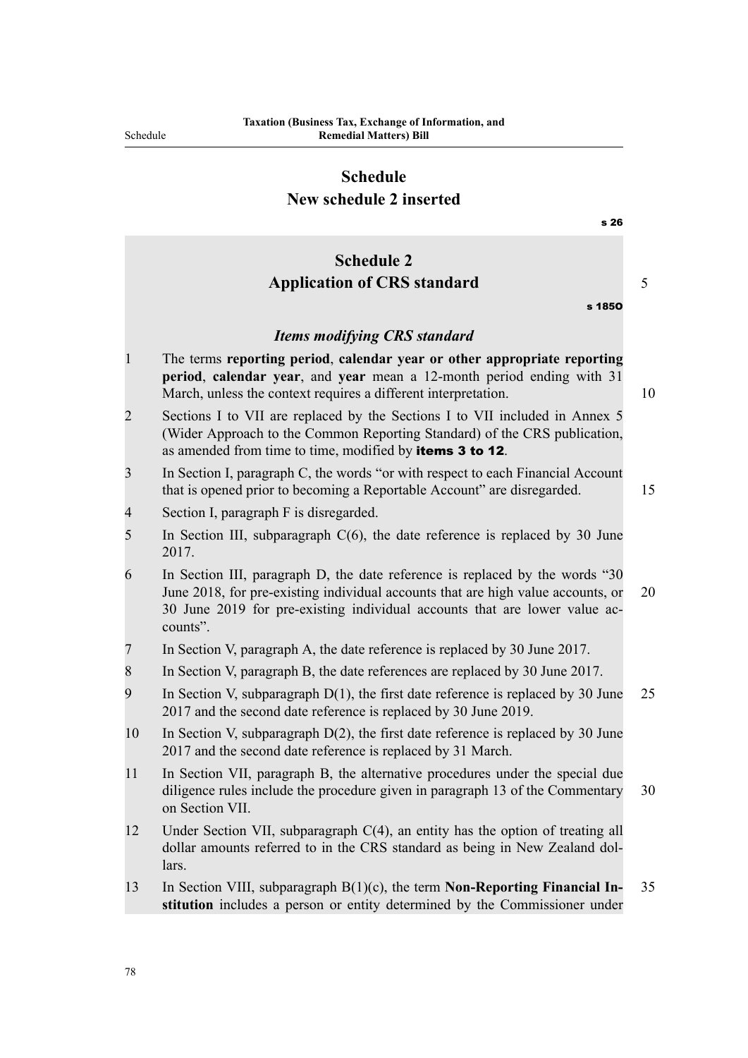# Schedule
## New schedule 2 inserted

s 26

## Schedule 2
## Application of CRS standard

s 185O

### *Items modifying CRS standard*

1 The terms **reporting period**, **calendar year or other appropriate reporting period**, **calendar year**, and **year** mean a 12-month period ending with 31 March, unless the context requires a different interpretation.

2 Sections I to VII are replaced by the Sections I to VII included in Annex 5 (Wider Approach to the Common Reporting Standard) of the CRS publication, as amended from time to time, modified by **items 3 to 12**.

3 In Section I, paragraph C, the words "or with respect to each Financial Account that is opened prior to becoming a Reportable Account" are disregarded.

4 Section I, paragraph F is disregarded.

5 In Section III, subparagraph C(6), the date reference is replaced by 30 June 2017.

6 In Section III, paragraph D, the date reference is replaced by the words "30 June 2018, for pre-existing individual accounts that are high value accounts, or 30 June 2019 for pre-existing individual accounts that are lower value accounts".

7 In Section V, paragraph A, the date reference is replaced by 30 June 2017.

8 In Section V, paragraph B, the date references are replaced by 30 June 2017.

9 In Section V, subparagraph D(1), the first date reference is replaced by 30 June 2017 and the second date reference is replaced by 30 June 2019.

10 In Section V, subparagraph D(2), the first date reference is replaced by 30 June 2017 and the second date reference is replaced by 31 March.

11 In Section VII, paragraph B, the alternative procedures under the special due diligence rules include the procedure given in paragraph 13 of the Commentary on Section VII.

12 Under Section VII, subparagraph C(4), an entity has the option of treating all dollar amounts referred to in the CRS standard as being in New Zealand dollars.

13 In Section VIII, subparagraph B(1)(c), the term **Non-Reporting Financial Institution** includes a person or entity determined by the Commissioner under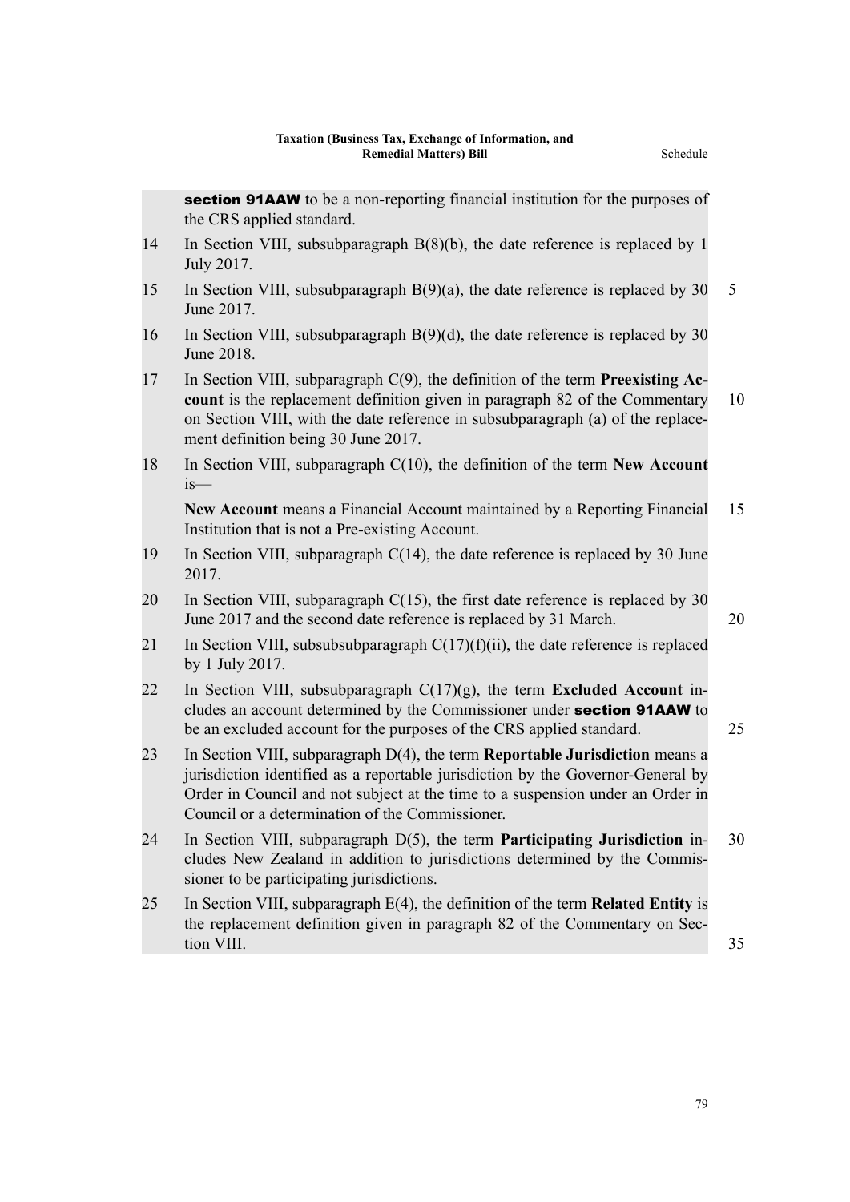**section 91AAW** to be a non-reporting financial institution for the purposes of the CRS applied standard.

14 In Section VIII, subsubparagraph B(8)(b), the date reference is replaced by 1 July 2017.

15 In Section VIII, subsubparagraph B(9)(a), the date reference is replaced by 30 June 2017.

16 In Section VIII, subsubparagraph B(9)(d), the date reference is replaced by 30 June 2018.

17 In Section VIII, subparagraph C(9), the definition of the term **Preexisting Account** is the replacement definition given in paragraph 82 of the Commentary on Section VIII, with the date reference in subsubparagraph (a) of the replacement definition being 30 June 2017.

18 In Section VIII, subparagraph C(10), the definition of the term **New Account** is—

**New Account** means a Financial Account maintained by a Reporting Financial Institution that is not a Pre-existing Account.

19 In Section VIII, subparagraph C(14), the date reference is replaced by 30 June 2017.

20 In Section VIII, subparagraph C(15), the first date reference is replaced by 30 June 2017 and the second date reference is replaced by 31 March.

21 In Section VIII, subsubsubparagraph C(17)(f)(ii), the date reference is replaced by 1 July 2017.

22 In Section VIII, subsubparagraph C(17)(g), the term **Excluded Account** includes an account determined by the Commissioner under **section 91AAW** to be an excluded account for the purposes of the CRS applied standard.

23 In Section VIII, subparagraph D(4), the term **Reportable Jurisdiction** means a jurisdiction identified as a reportable jurisdiction by the Governor-General by Order in Council and not subject at the time to a suspension under an Order in Council or a determination of the Commissioner.

24 In Section VIII, subparagraph D(5), the term **Participating Jurisdiction** includes New Zealand in addition to jurisdictions determined by the Commissioner to be participating jurisdictions.

25 In Section VIII, subparagraph E(4), the definition of the term **Related Entity** is the replacement definition given in paragraph 82 of the Commentary on Section VIII.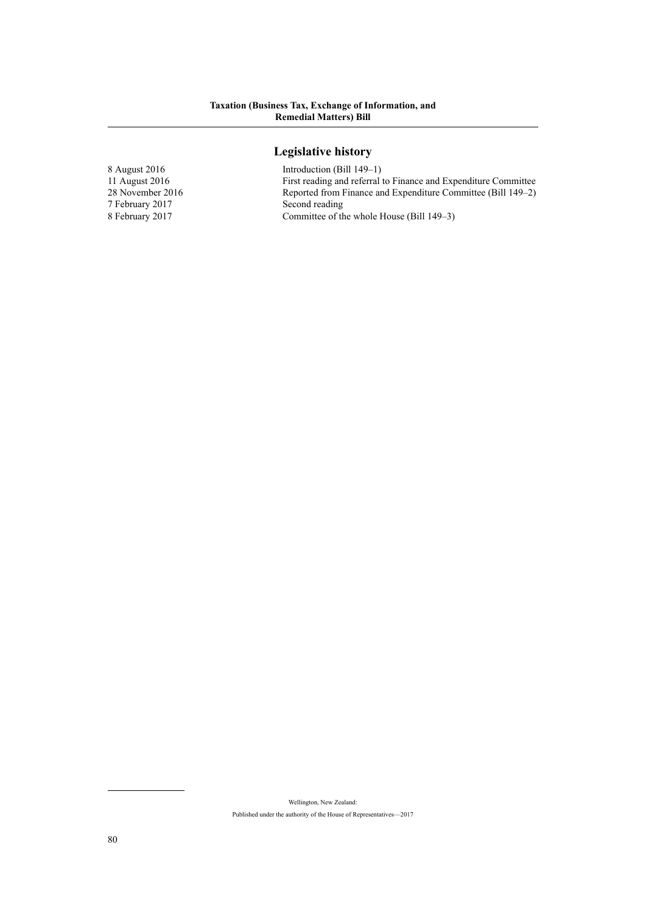## Legislative history

| | |
|---|---|
| 8 August 2016 | Introduction (Bill 149–1) |
| 11 August 2016 | First reading and referral to Finance and Expenditure Committee |
| 28 November 2016 | Reported from Finance and Expenditure Committee (Bill 149–2) |
| 7 February 2017 | Second reading |
| 8 February 2017 | Committee of the whole House (Bill 149–3) |

Wellington, New Zealand:

Published under the authority of the House of Representatives—2017